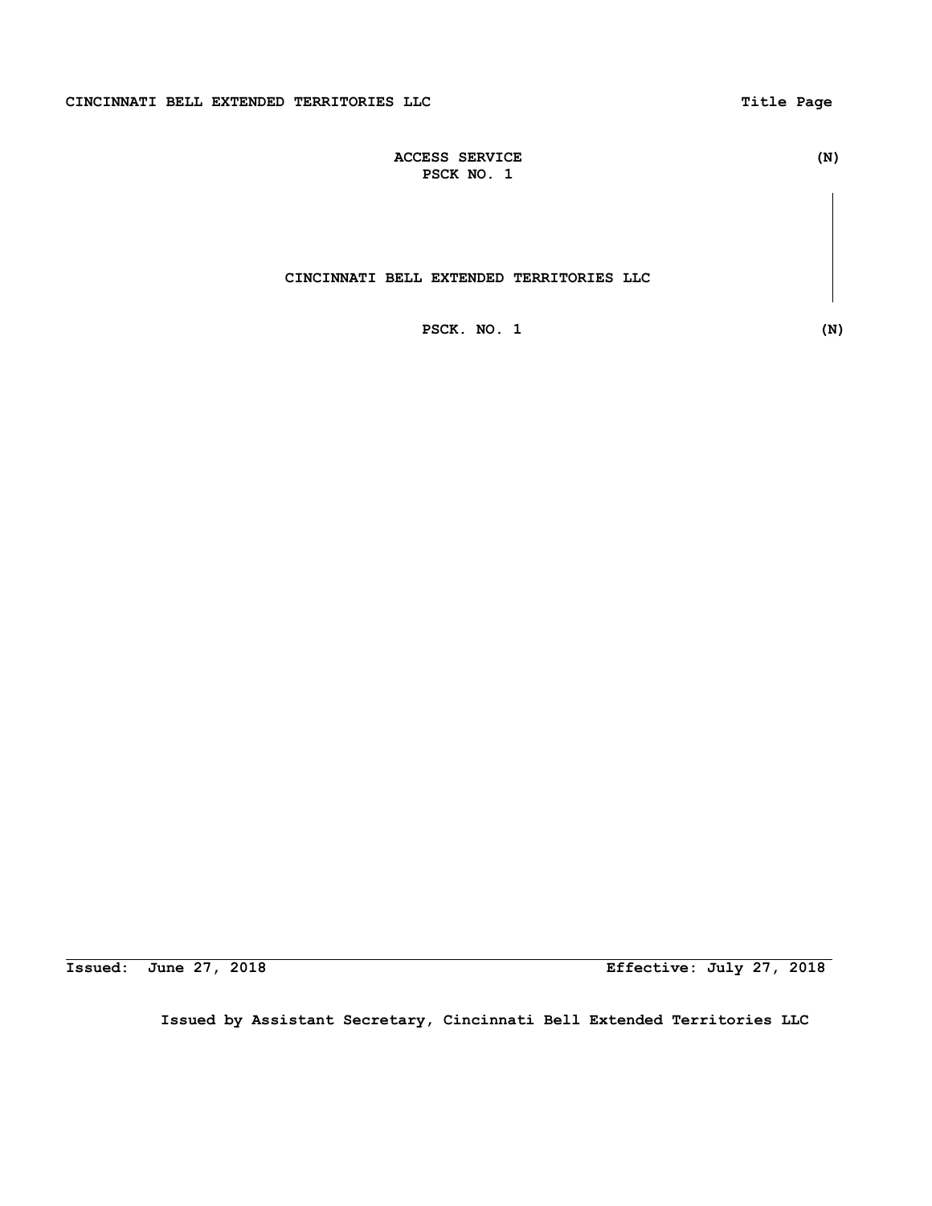# ACCESS SERVICE
## PSCK NO. 1

(N)

CINCINNATI BELL EXTENDED TERRITORIES LLC

PSCK. NO. 1

(N)

Issued: June 27, 2018

Effective: July 27, 2018

Issued by Assistant Secretary, Cincinnati Bell Extended Territories LLC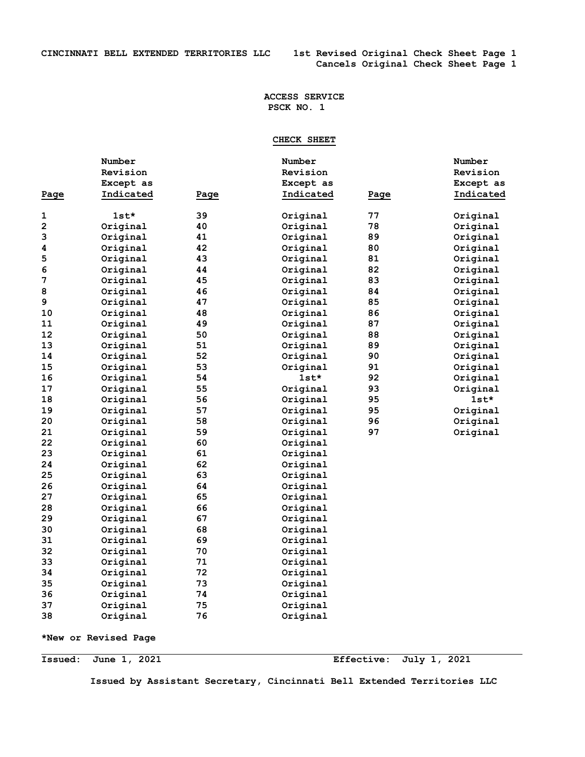CINCINNATI BELL EXTENDED TERRITORIES LLC 1st Revised Original Check Sheet Page 1
Cancels Original Check Sheet Page 1

ACCESS SERVICE
PSCK NO. 1

## CHECK SHEET

| Page | Number Revision Except as Indicated | Page | Number Revision Except as Indicated | Page | Number Revision Except as Indicated |
|---|---|---|---|---|---|
| 1 | 1st* | 39 | Original | 77 | Original |
| 2 | Original | 40 | Original | 78 | Original |
| 3 | Original | 41 | Original | 89 | Original |
| 4 | Original | 42 | Original | 80 | Original |
| 5 | Original | 43 | Original | 81 | Original |
| 6 | Original | 44 | Original | 82 | Original |
| 7 | Original | 45 | Original | 83 | Original |
| 8 | Original | 46 | Original | 84 | Original |
| 9 | Original | 47 | Original | 85 | Original |
| 10 | Original | 48 | Original | 86 | Original |
| 11 | Original | 49 | Original | 87 | Original |
| 12 | Original | 50 | Original | 88 | Original |
| 13 | Original | 51 | Original | 89 | Original |
| 14 | Original | 52 | Original | 90 | Original |
| 15 | Original | 53 | Original | 91 | Original |
| 16 | Original | 54 | 1st* | 92 | Original |
| 17 | Original | 55 | Original | 93 | Original |
| 18 | Original | 56 | Original | 95 | 1st* |
| 19 | Original | 57 | Original | 95 | Original |
| 20 | Original | 58 | Original | 96 | Original |
| 21 | Original | 59 | Original | 97 | Original |
| 22 | Original | 60 | Original | | |
| 23 | Original | 61 | Original | | |
| 24 | Original | 62 | Original | | |
| 25 | Original | 63 | Original | | |
| 26 | Original | 64 | Original | | |
| 27 | Original | 65 | Original | | |
| 28 | Original | 66 | Original | | |
| 29 | Original | 67 | Original | | |
| 30 | Original | 68 | Original | | |
| 31 | Original | 69 | Original | | |
| 32 | Original | 70 | Original | | |
| 33 | Original | 71 | Original | | |
| 34 | Original | 72 | Original | | |
| 35 | Original | 73 | Original | | |
| 36 | Original | 74 | Original | | |
| 37 | Original | 75 | Original | | |
| 38 | Original | 76 | Original | | |

*New or Revised Page

Issued: June 1, 2021 Effective: July 1, 2021

Issued by Assistant Secretary, Cincinnati Bell Extended Territories LLC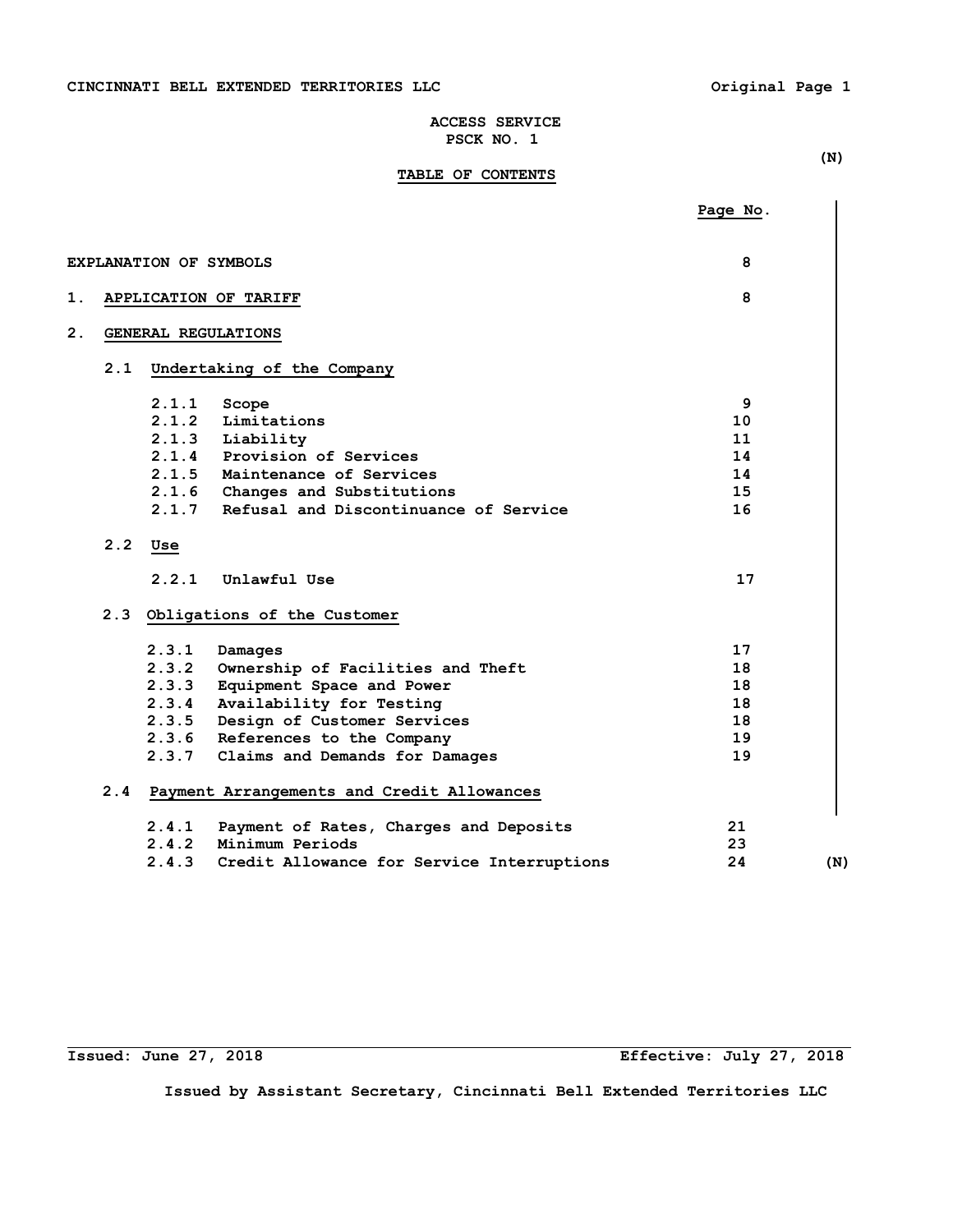ACCESS SERVICE
PSCK NO. 1

(N)

## TABLE OF CONTENTS

| | | Page No. |
|---|---|---|
| EXPLANATION OF SYMBOLS | | 8 |
| 1. | APPLICATION OF TARIFF | 8 |
| 2. | GENERAL REGULATIONS | |
| 2.1 | Undertaking of the Company | |
| 2.1.1 | Scope | 9 |
| 2.1.2 | Limitations | 10 |
| 2.1.3 | Liability | 11 |
| 2.1.4 | Provision of Services | 14 |
| 2.1.5 | Maintenance of Services | 14 |
| 2.1.6 | Changes and Substitutions | 15 |
| 2.1.7 | Refusal and Discontinuance of Service | 16 |
| 2.2 | Use | |
| 2.2.1 | Unlawful Use | 17 |
| 2.3 | Obligations of the Customer | |
| 2.3.1 | Damages | 17 |
| 2.3.2 | Ownership of Facilities and Theft | 18 |
| 2.3.3 | Equipment Space and Power | 18 |
| 2.3.4 | Availability for Testing | 18 |
| 2.3.5 | Design of Customer Services | 18 |
| 2.3.6 | References to the Company | 19 |
| 2.3.7 | Claims and Demands for Damages | 19 |
| 2.4 | Payment Arrangements and Credit Allowances | |
| 2.4.1 | Payment of Rates, Charges and Deposits | 21 |
| 2.4.2 | Minimum Periods | 23 |
| 2.4.3 | Credit Allowance for Service Interruptions | 24 |

(N)

Issued: June 27, 2018 Effective: July 27, 2018

Issued by Assistant Secretary, Cincinnati Bell Extended Territories LLC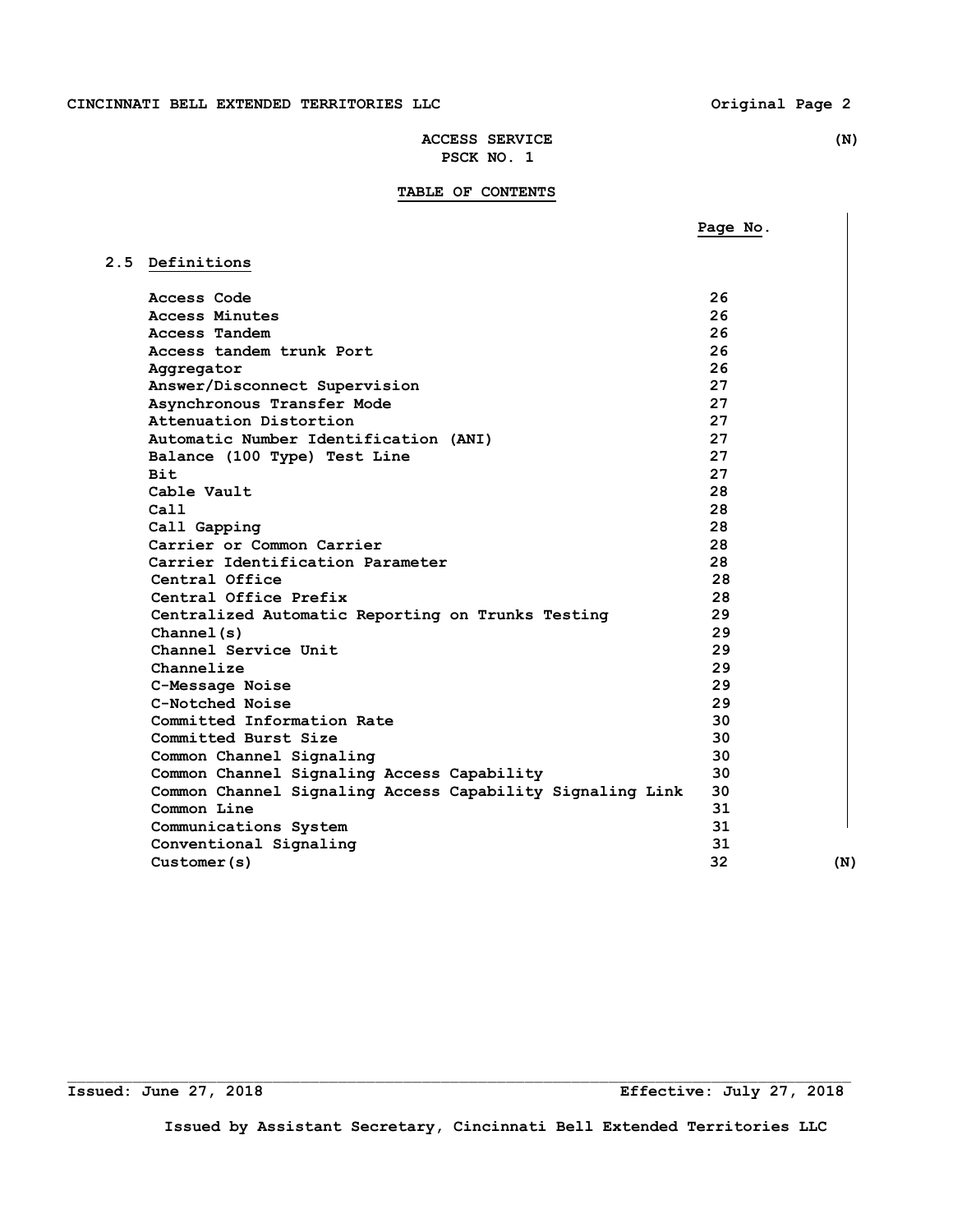ACCESS SERVICE (N)
PSCK NO. 1

## TABLE OF CONTENTS

| | Page No. |
|---|---|
| **2.5 Definitions** | |
| Access Code | 26 |
| Access Minutes | 26 |
| Access Tandem | 26 |
| Access tandem trunk Port | 26 |
| Aggregator | 26 |
| Answer/Disconnect Supervision | 27 |
| Asynchronous Transfer Mode | 27 |
| Attenuation Distortion | 27 |
| Automatic Number Identification (ANI) | 27 |
| Balance (100 Type) Test Line | 27 |
| Bit | 27 |
| Cable Vault | 28 |
| Call | 28 |
| Call Gapping | 28 |
| Carrier or Common Carrier | 28 |
| Carrier Identification Parameter | 28 |
| Central Office | 28 |
| Central Office Prefix | 28 |
| Centralized Automatic Reporting on Trunks Testing | 29 |
| Channel(s) | 29 |
| Channel Service Unit | 29 |
| Channelize | 29 |
| C-Message Noise | 29 |
| C-Notched Noise | 29 |
| Committed Information Rate | 30 |
| Committed Burst Size | 30 |
| Common Channel Signaling | 30 |
| Common Channel Signaling Access Capability | 30 |
| Common Channel Signaling Access Capability Signaling Link | 30 |
| Common Line | 31 |
| Communications System | 31 |
| Conventional Signaling | 31 |
| Customer(s) | 32 (N) |

Issued: June 27, 2018 Effective: July 27, 2018

Issued by Assistant Secretary, Cincinnati Bell Extended Territories LLC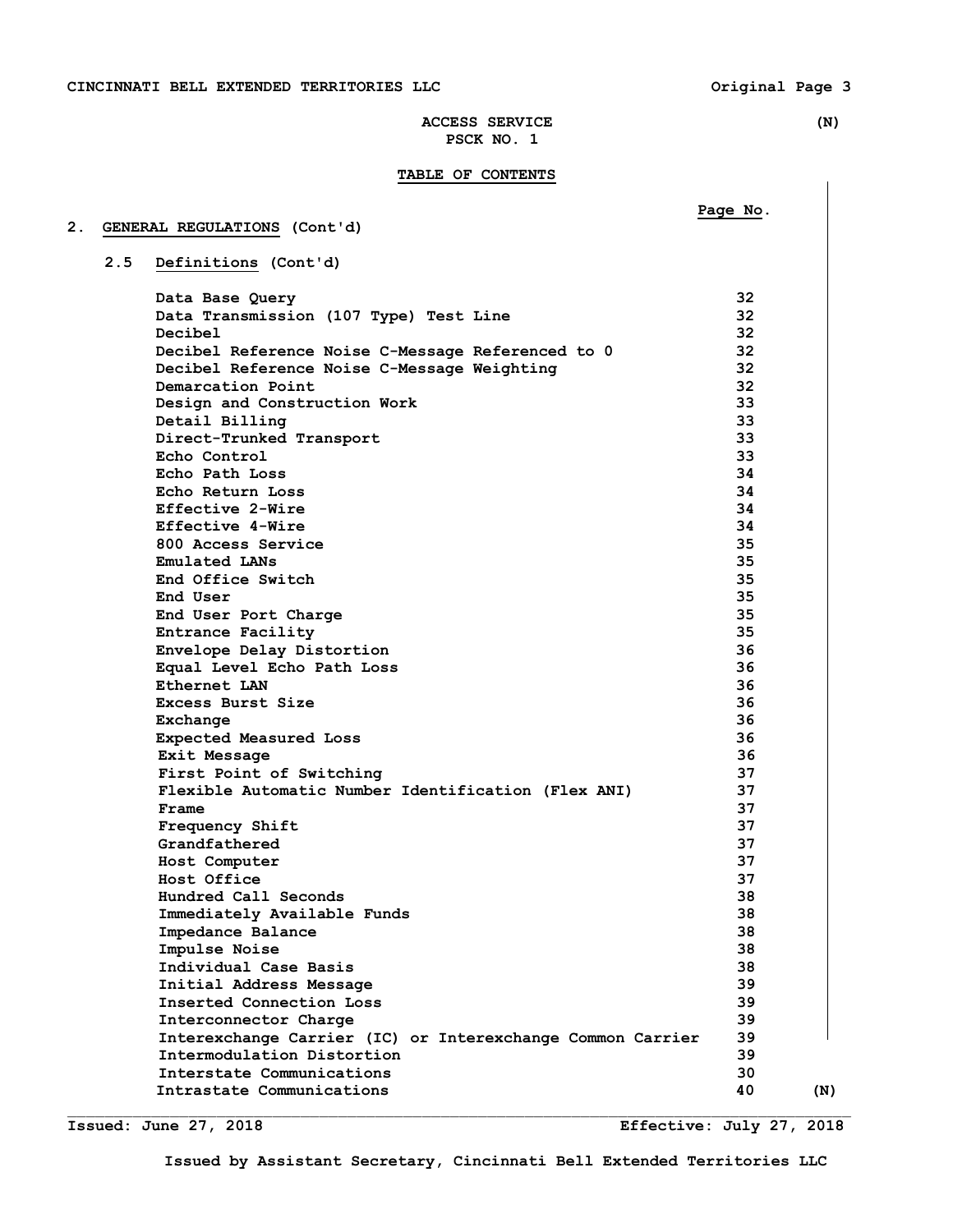ACCESS SERVICE (N)
PSCK NO. 1

## TABLE OF CONTENTS

| | Page No. |
|---|---|
| **2. GENERAL REGULATIONS (Cont'd)** | |
| **2.5 Definitions (Cont'd)** | |
| Data Base Query | 32 |
| Data Transmission (107 Type) Test Line | 32 |
| Decibel | 32 |
| Decibel Reference Noise C-Message Referenced to 0 | 32 |
| Decibel Reference Noise C-Message Weighting | 32 |
| Demarcation Point | 32 |
| Design and Construction Work | 33 |
| Detail Billing | 33 |
| Direct-Trunked Transport | 33 |
| Echo Control | 33 |
| Echo Path Loss | 34 |
| Echo Return Loss | 34 |
| Effective 2-Wire | 34 |
| Effective 4-Wire | 34 |
| 800 Access Service | 35 |
| Emulated LANs | 35 |
| End Office Switch | 35 |
| End User | 35 |
| End User Port Charge | 35 |
| Entrance Facility | 35 |
| Envelope Delay Distortion | 36 |
| Equal Level Echo Path Loss | 36 |
| Ethernet LAN | 36 |
| Excess Burst Size | 36 |
| Exchange | 36 |
| Expected Measured Loss | 36 |
| Exit Message | 36 |
| First Point of Switching | 37 |
| Flexible Automatic Number Identification (Flex ANI) | 37 |
| Frame | 37 |
| Frequency Shift | 37 |
| Grandfathered | 37 |
| Host Computer | 37 |
| Host Office | 37 |
| Hundred Call Seconds | 38 |
| Immediately Available Funds | 38 |
| Impedance Balance | 38 |
| Impulse Noise | 38 |
| Individual Case Basis | 38 |
| Initial Address Message | 39 |
| Inserted Connection Loss | 39 |
| Interconnector Charge | 39 |
| Interexchange Carrier (IC) or Interexchange Common Carrier | 39 |
| Intermodulation Distortion | 39 |
| Interstate Communications | 30 |
| Intrastate Communications | 40 (N) |

Issued: June 27, 2018 Effective: July 27, 2018

Issued by Assistant Secretary, Cincinnati Bell Extended Territories LLC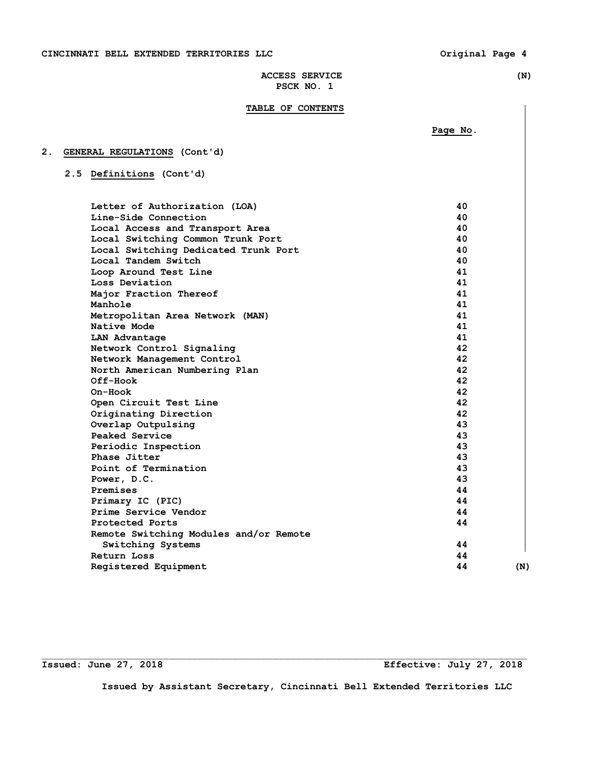ACCESS SERVICE (N)
PSCK NO. 1

## TABLE OF CONTENTS

| | Page No. |
|---|---|
| **2. GENERAL REGULATIONS (Cont'd)** | |
| **2.5 Definitions (Cont'd)** | |
| Letter of Authorization (LOA) | 40 |
| Line-Side Connection | 40 |
| Local Access and Transport Area | 40 |
| Local Switching Common Trunk Port | 40 |
| Local Switching Dedicated Trunk Port | 40 |
| Local Tandem Switch | 40 |
| Loop Around Test Line | 41 |
| Loss Deviation | 41 |
| Major Fraction Thereof | 41 |
| Manhole | 41 |
| Metropolitan Area Network (MAN) | 41 |
| Native Mode | 41 |
| LAN Advantage | 41 |
| Network Control Signaling | 42 |
| Network Management Control | 42 |
| North American Numbering Plan | 42 |
| Off-Hook | 42 |
| On-Hook | 42 |
| Open Circuit Test Line | 42 |
| Originating Direction | 42 |
| Overlap Outpulsing | 43 |
| Peaked Service | 43 |
| Periodic Inspection | 43 |
| Phase Jitter | 43 |
| Point of Termination | 43 |
| Power, D.C. | 43 |
| Premises | 44 |
| Primary IC (PIC) | 44 |
| Prime Service Vendor | 44 |
| Protected Ports | 44 |
| Remote Switching Modules and/or Remote Switching Systems | 44 |
| Return Loss | 44 |
| Registered Equipment | 44 (N) |

Issued: June 27, 2018 Effective: July 27, 2018

Issued by Assistant Secretary, Cincinnati Bell Extended Territories LLC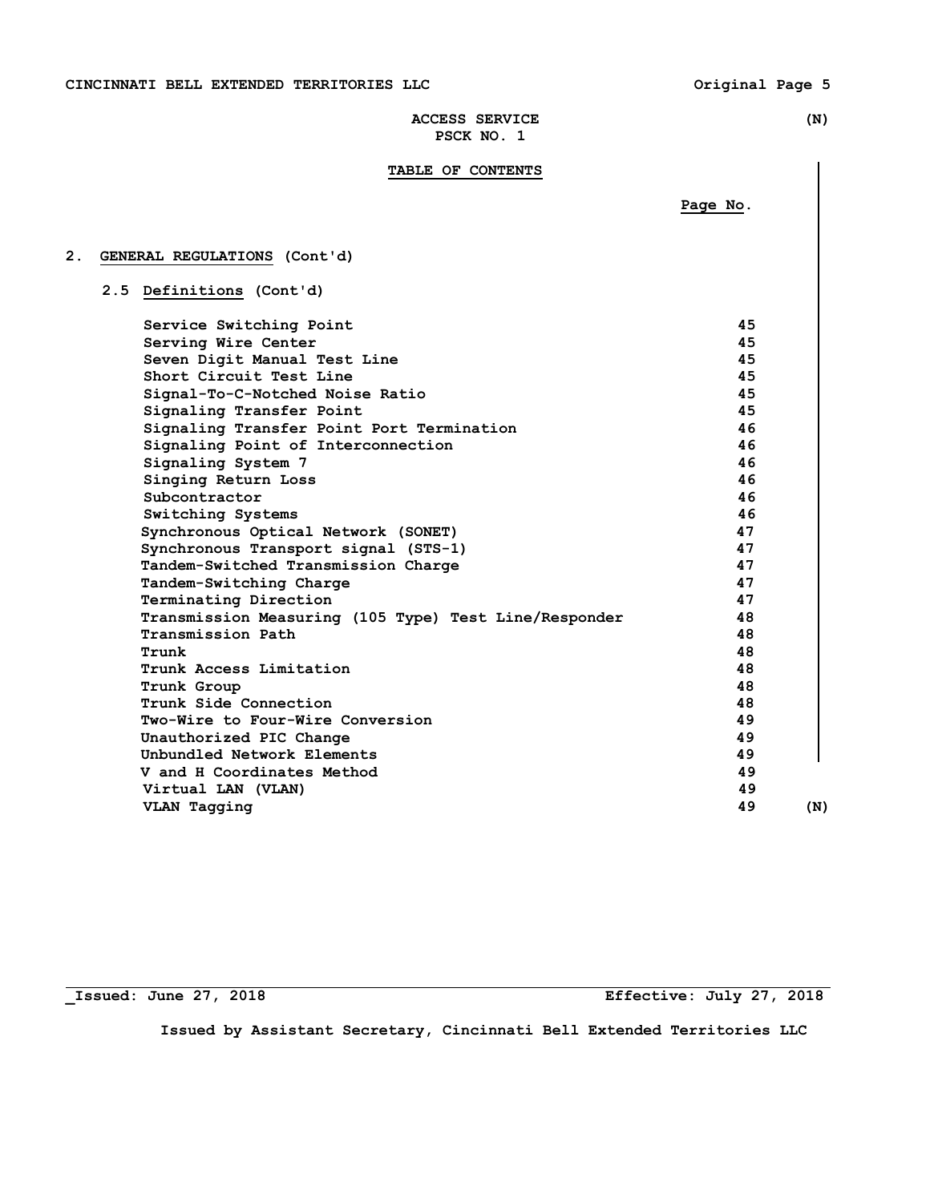ACCESS SERVICE (N)
PSCK NO. 1

**TABLE OF CONTENTS**

| | Page No. |
|---|---|
| 2. GENERAL REGULATIONS (Cont'd) | |
| 2.5 Definitions (Cont'd) | |
| Service Switching Point | 45 |
| Serving Wire Center | 45 |
| Seven Digit Manual Test Line | 45 |
| Short Circuit Test Line | 45 |
| Signal-To-C-Notched Noise Ratio | 45 |
| Signaling Transfer Point | 45 |
| Signaling Transfer Point Port Termination | 46 |
| Signaling Point of Interconnection | 46 |
| Signaling System 7 | 46 |
| Singing Return Loss | 46 |
| Subcontractor | 46 |
| Switching Systems | 46 |
| Synchronous Optical Network (SONET) | 47 |
| Synchronous Transport signal (STS-1) | 47 |
| Tandem-Switched Transmission Charge | 47 |
| Tandem-Switching Charge | 47 |
| Terminating Direction | 47 |
| Transmission Measuring (105 Type) Test Line/Responder | 48 |
| Transmission Path | 48 |
| Trunk | 48 |
| Trunk Access Limitation | 48 |
| Trunk Group | 48 |
| Trunk Side Connection | 48 |
| Two-Wire to Four-Wire Conversion | 49 |
| Unauthorized PIC Change | 49 |
| Unbundled Network Elements | 49 |
| V and H Coordinates Method | 49 |
| Virtual LAN (VLAN) | 49 |
| VLAN Tagging | 49 (N) |

Issued: June 27, 2018 Effective: July 27, 2018

Issued by Assistant Secretary, Cincinnati Bell Extended Territories LLC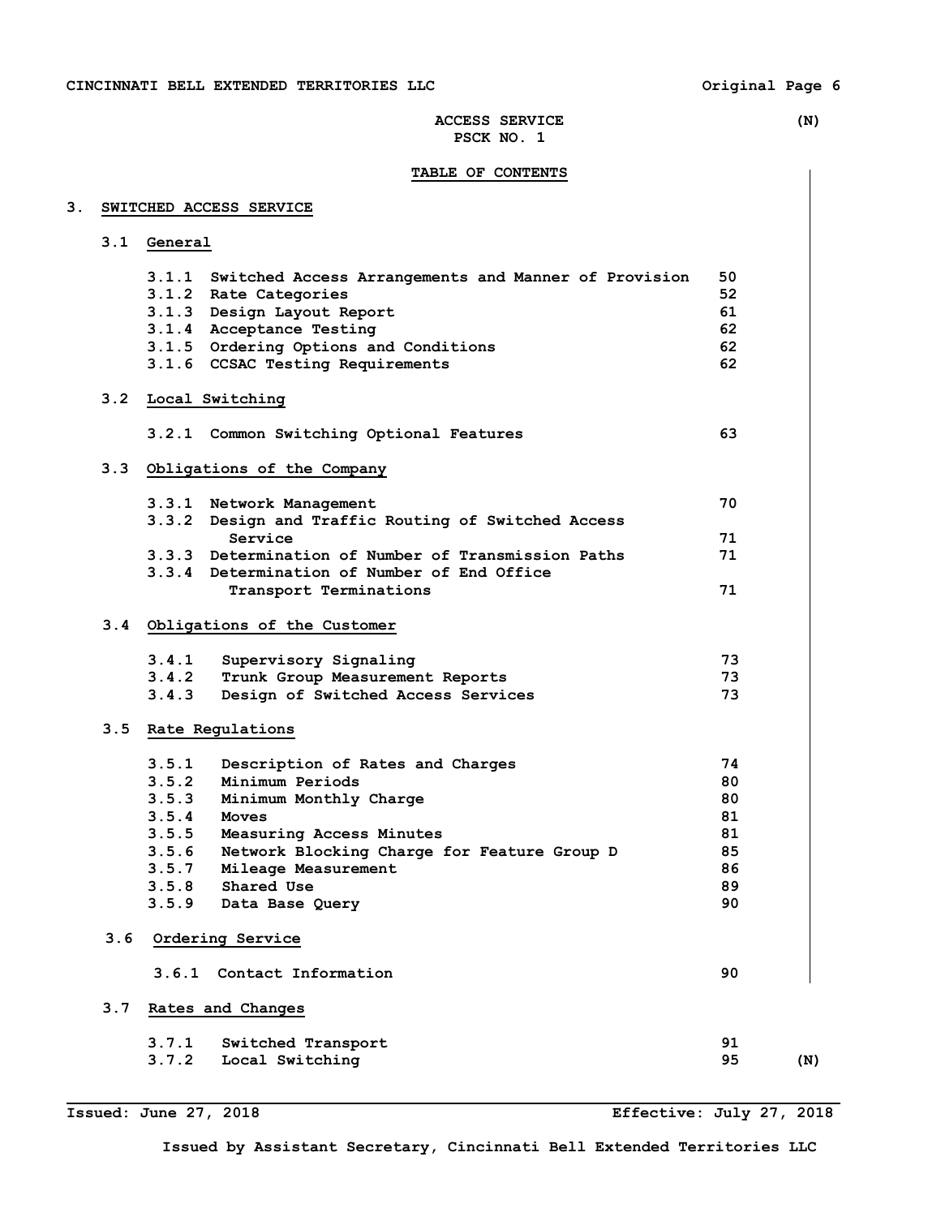ACCESS SERVICE (N)
PSCK NO. 1

## TABLE OF CONTENTS

### 3. SWITCHED ACCESS SERVICE

#### 3.1 General

| | | |
|---|---|---|
| 3.1.1 | Switched Access Arrangements and Manner of Provision | 50 |
| 3.1.2 | Rate Categories | 52 |
| 3.1.3 | Design Layout Report | 61 |
| 3.1.4 | Acceptance Testing | 62 |
| 3.1.5 | Ordering Options and Conditions | 62 |
| 3.1.6 | CCSAC Testing Requirements | 62 |

#### 3.2 Local Switching

| | | |
|---|---|---|
| 3.2.1 | Common Switching Optional Features | 63 |

#### 3.3 Obligations of the Company

| | | |
|---|---|---|
| 3.3.1 | Network Management | 70 |
| 3.3.2 | Design and Traffic Routing of Switched Access Service | 71 |
| 3.3.3 | Determination of Number of Transmission Paths | 71 |
| 3.3.4 | Determination of Number of End Office Transport Terminations | 71 |

#### 3.4 Obligations of the Customer

| | | |
|---|---|---|
| 3.4.1 | Supervisory Signaling | 73 |
| 3.4.2 | Trunk Group Measurement Reports | 73 |
| 3.4.3 | Design of Switched Access Services | 73 |

#### 3.5 Rate Regulations

| | | |
|---|---|---|
| 3.5.1 | Description of Rates and Charges | 74 |
| 3.5.2 | Minimum Periods | 80 |
| 3.5.3 | Minimum Monthly Charge | 80 |
| 3.5.4 | Moves | 81 |
| 3.5.5 | Measuring Access Minutes | 81 |
| 3.5.6 | Network Blocking Charge for Feature Group D | 85 |
| 3.5.7 | Mileage Measurement | 86 |
| 3.5.8 | Shared Use | 89 |
| 3.5.9 | Data Base Query | 90 |

#### 3.6 Ordering Service

| | | |
|---|---|---|
| 3.6.1 | Contact Information | 90 |

#### 3.7 Rates and Changes

| | | |
|---|---|---|
| 3.7.1 | Switched Transport | 91 |
| 3.7.2 | Local Switching | 95 (N) |

Issued: June 27, 2018 Effective: July 27, 2018

Issued by Assistant Secretary, Cincinnati Bell Extended Territories LLC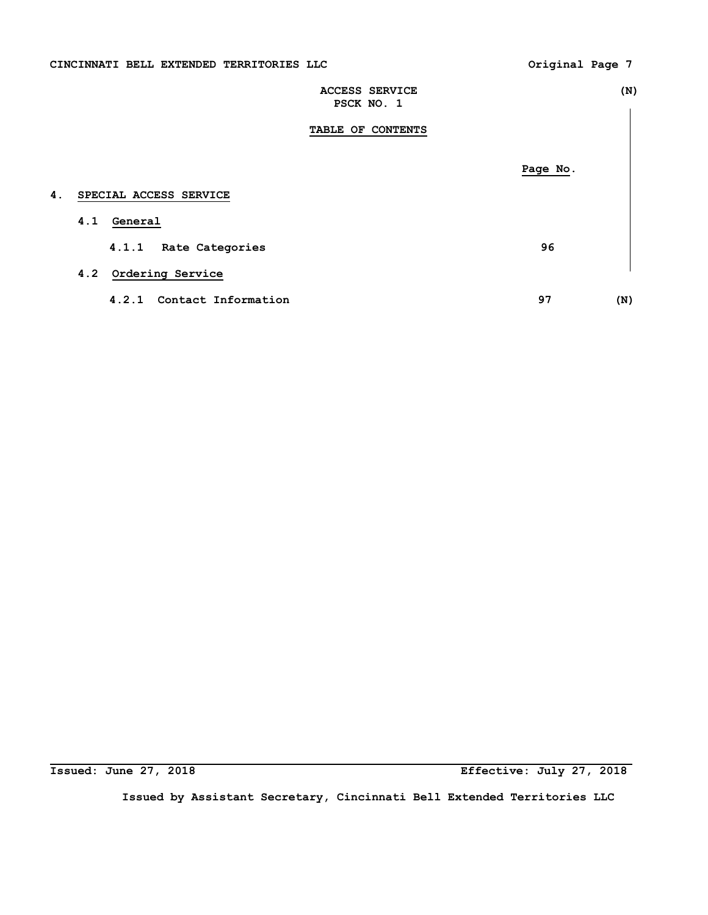ACCESS SERVICE (N)
PSCK NO. 1

TABLE OF CONTENTS

| | Page No. | |
|---|---|---|
| **4. SPECIAL ACCESS SERVICE** | | |
| **4.1 General** | | |
| 4.1.1 Rate Categories | 96 | |
| **4.2 Ordering Service** | | |
| 4.2.1 Contact Information | 97 | (N) |

Issued: June 27, 2018 Effective: July 27, 2018

Issued by Assistant Secretary, Cincinnati Bell Extended Territories LLC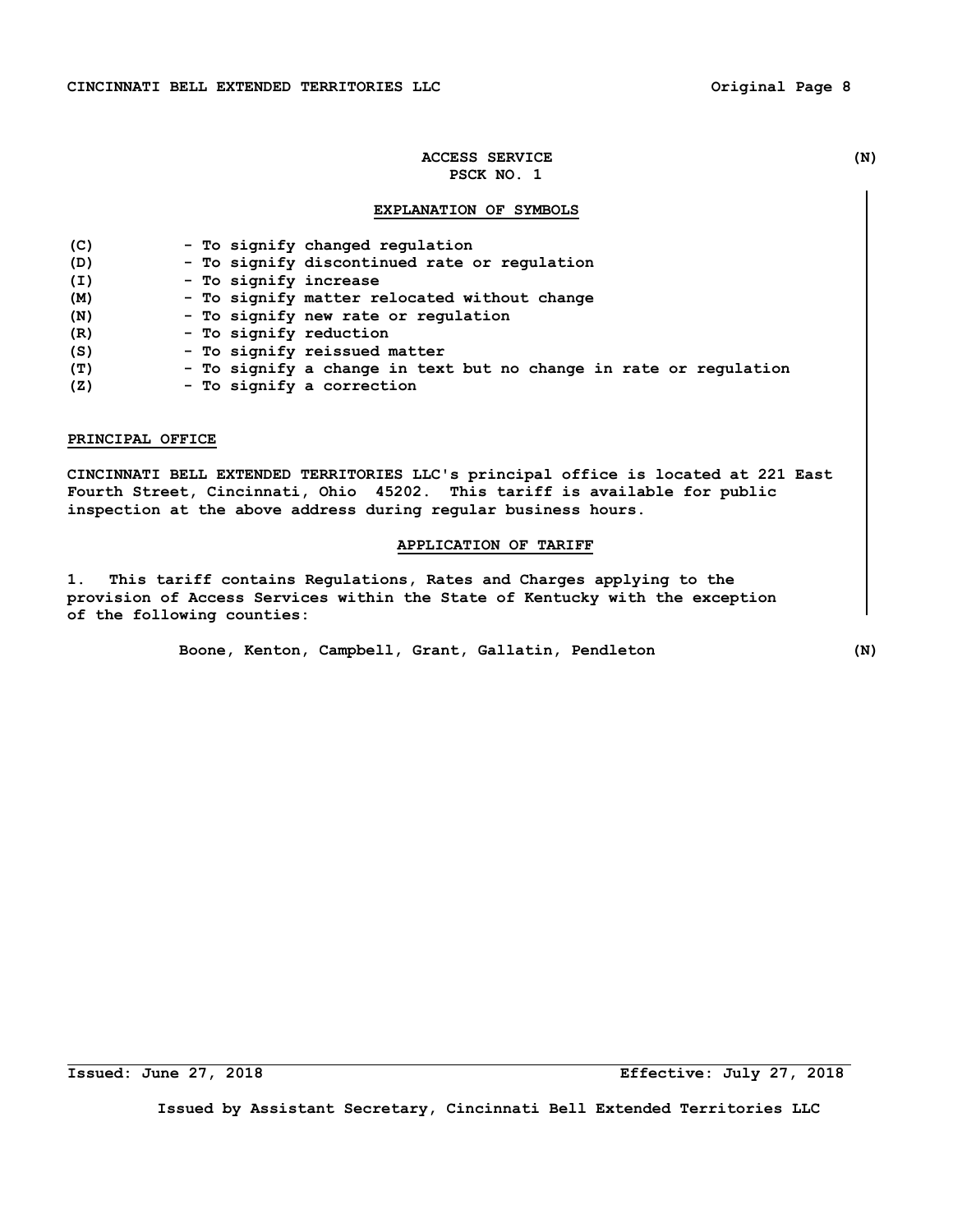ACCESS SERVICE (N)
PSCK NO. 1

## EXPLANATION OF SYMBOLS

(C) - To signify changed regulation
(D) - To signify discontinued rate or regulation
(I) - To signify increase
(M) - To signify matter relocated without change
(N) - To signify new rate or regulation
(R) - To signify reduction
(S) - To signify reissued matter
(T) - To signify a change in text but no change in rate or regulation
(Z) - To signify a correction

## PRINCIPAL OFFICE

CINCINNATI BELL EXTENDED TERRITORIES LLC's principal office is located at 221 East Fourth Street, Cincinnati, Ohio 45202. This tariff is available for public inspection at the above address during regular business hours.

## APPLICATION OF TARIFF

1. This tariff contains Regulations, Rates and Charges applying to the provision of Access Services within the State of Kentucky with the exception of the following counties:

Boone, Kenton, Campbell, Grant, Gallatin, Pendleton (N)

Issued: June 27, 2018 Effective: July 27, 2018

Issued by Assistant Secretary, Cincinnati Bell Extended Territories LLC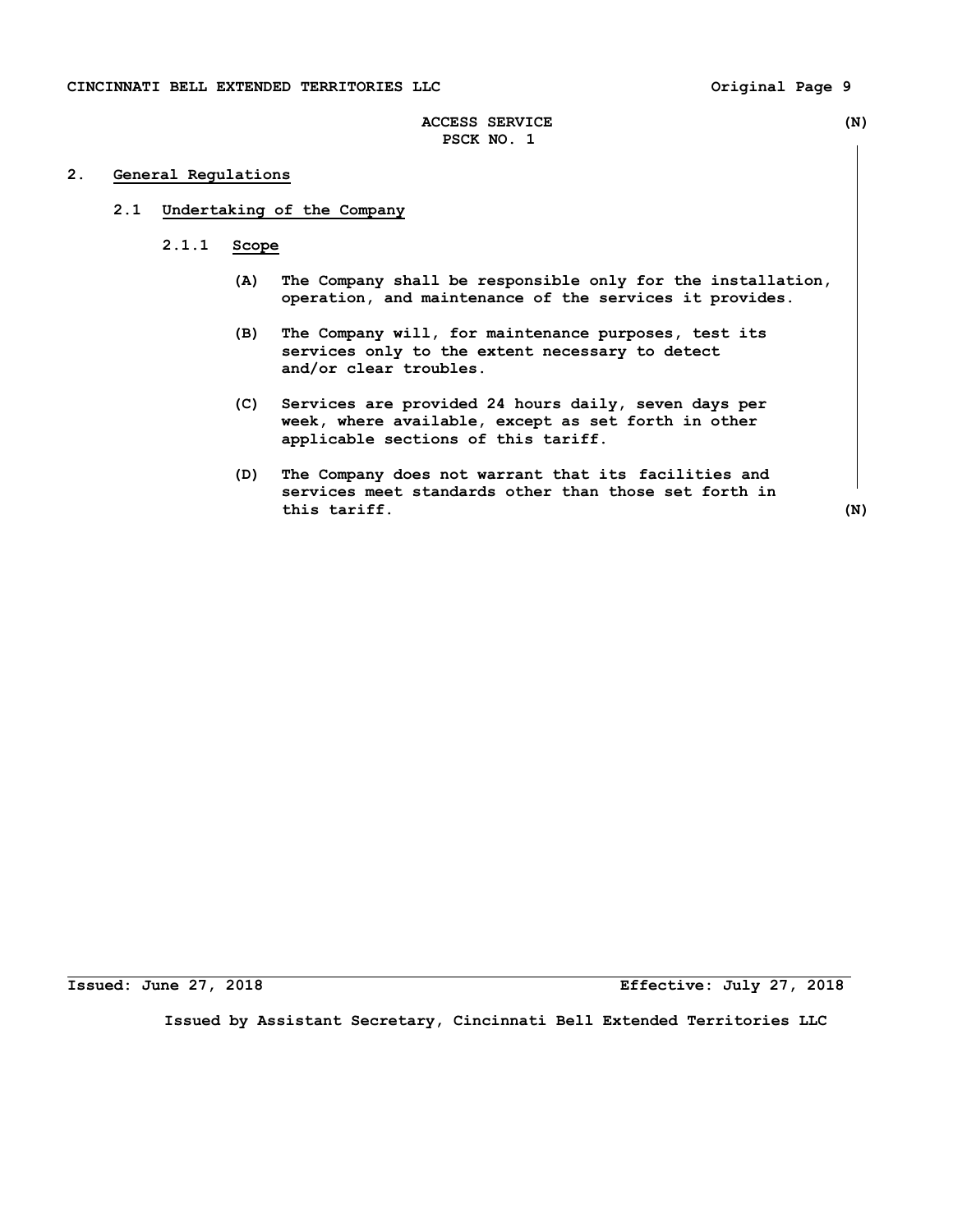ACCESS SERVICE (N)
PSCK NO. 1

## 2. General Regulations

### 2.1 Undertaking of the Company

#### 2.1.1 Scope

(A) The Company shall be responsible only for the installation, operation, and maintenance of the services it provides.

(B) The Company will, for maintenance purposes, test its services only to the extent necessary to detect and/or clear troubles.

(C) Services are provided 24 hours daily, seven days per week, where available, except as set forth in other applicable sections of this tariff.

(D) The Company does not warrant that its facilities and services meet standards other than those set forth in this tariff. (N)

Issued: June 27, 2018 Effective: July 27, 2018

Issued by Assistant Secretary, Cincinnati Bell Extended Territories LLC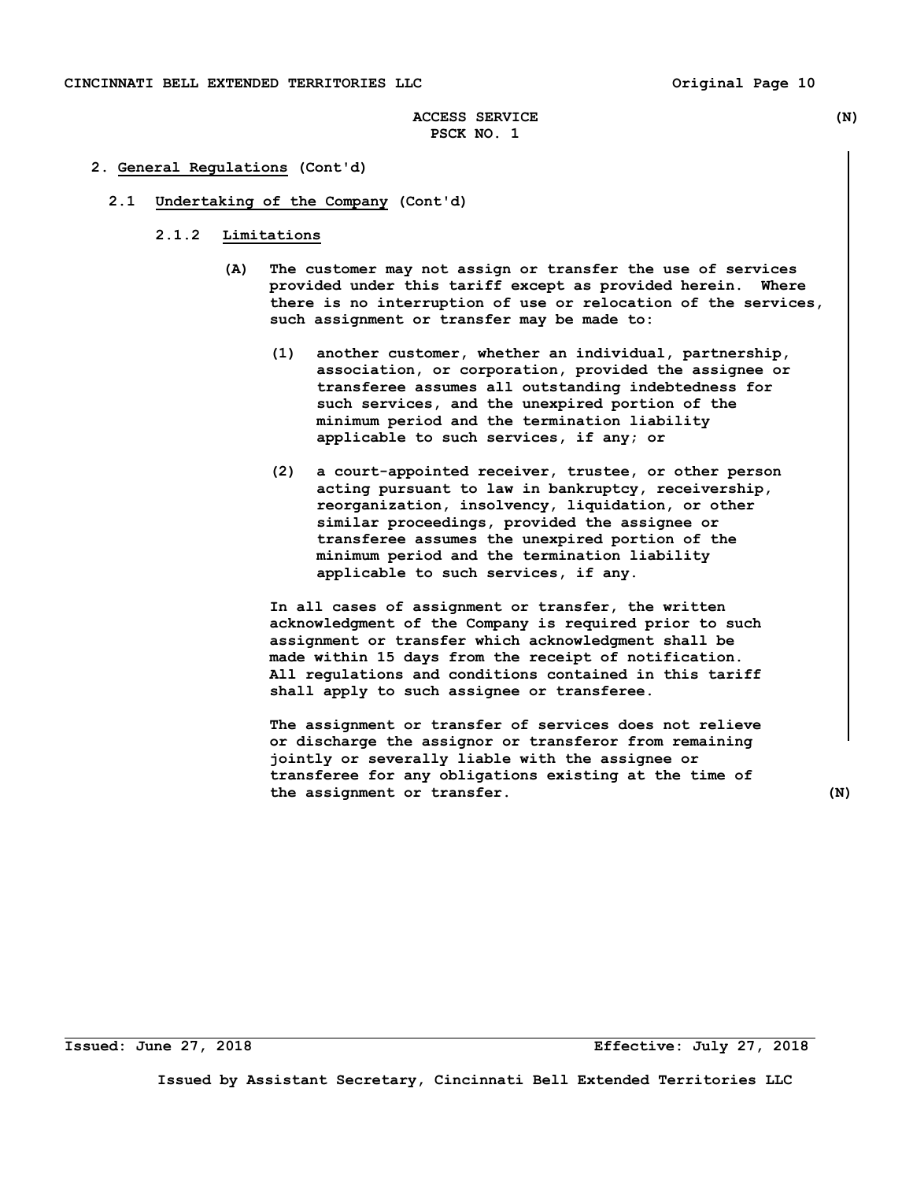## 2. General Regulations (Cont'd)

### 2.1 Undertaking of the Company (Cont'd)

#### 2.1.2 Limitations

(A) The customer may not assign or transfer the use of services provided under this tariff except as provided herein. Where there is no interruption of use or relocation of the services, such assignment or transfer may be made to:

(1) another customer, whether an individual, partnership, association, or corporation, provided the assignee or transferee assumes all outstanding indebtedness for such services, and the unexpired portion of the minimum period and the termination liability applicable to such services, if any; or

(2) a court-appointed receiver, trustee, or other person acting pursuant to law in bankruptcy, receivership, reorganization, insolvency, liquidation, or other similar proceedings, provided the assignee or transferee assumes the unexpired portion of the minimum period and the termination liability applicable to such services, if any.

In all cases of assignment or transfer, the written acknowledgment of the Company is required prior to such assignment or transfer which acknowledgment shall be made within 15 days from the receipt of notification. All regulations and conditions contained in this tariff shall apply to such assignee or transferee.

The assignment or transfer of services does not relieve or discharge the assignor or transferor from remaining jointly or severally liable with the assignee or transferee for any obligations existing at the time of the assignment or transfer. (N)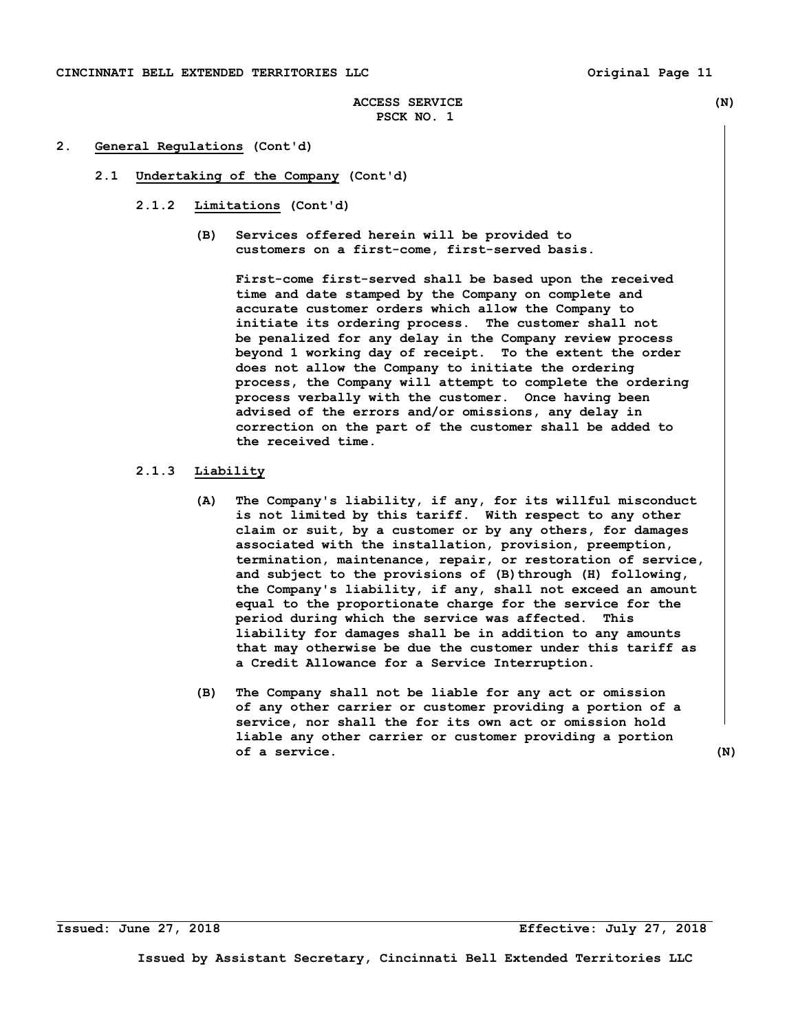ACCESS SERVICE (N)
PSCK NO. 1

2. **General Regulations** (Cont'd)

2.1 **Undertaking of the Company** (Cont'd)

2.1.2 **Limitations** (Cont'd)

(B) Services offered herein will be provided to customers on a first-come, first-served basis.

First-come first-served shall be based upon the received time and date stamped by the Company on complete and accurate customer orders which allow the Company to initiate its ordering process. The customer shall not be penalized for any delay in the Company review process beyond 1 working day of receipt. To the extent the order does not allow the Company to initiate the ordering process, the Company will attempt to complete the ordering process verbally with the customer. Once having been advised of the errors and/or omissions, any delay in correction on the part of the customer shall be added to the received time.

2.1.3 **Liability**

(A) The Company's liability, if any, for its willful misconduct is not limited by this tariff. With respect to any other claim or suit, by a customer or by any others, for damages associated with the installation, provision, preemption, termination, maintenance, repair, or restoration of service, and subject to the provisions of (B)through (H) following, the Company's liability, if any, shall not exceed an amount equal to the proportionate charge for the service for the period during which the service was affected. This liability for damages shall be in addition to any amounts that may otherwise be due the customer under this tariff as a Credit Allowance for a Service Interruption.

(B) The Company shall not be liable for any act or omission of any other carrier or customer providing a portion of a service, nor shall the for its own act or omission hold liable any other carrier or customer providing a portion of a service. (N)

Issued: June 27, 2018 Effective: July 27, 2018

Issued by Assistant Secretary, Cincinnati Bell Extended Territories LLC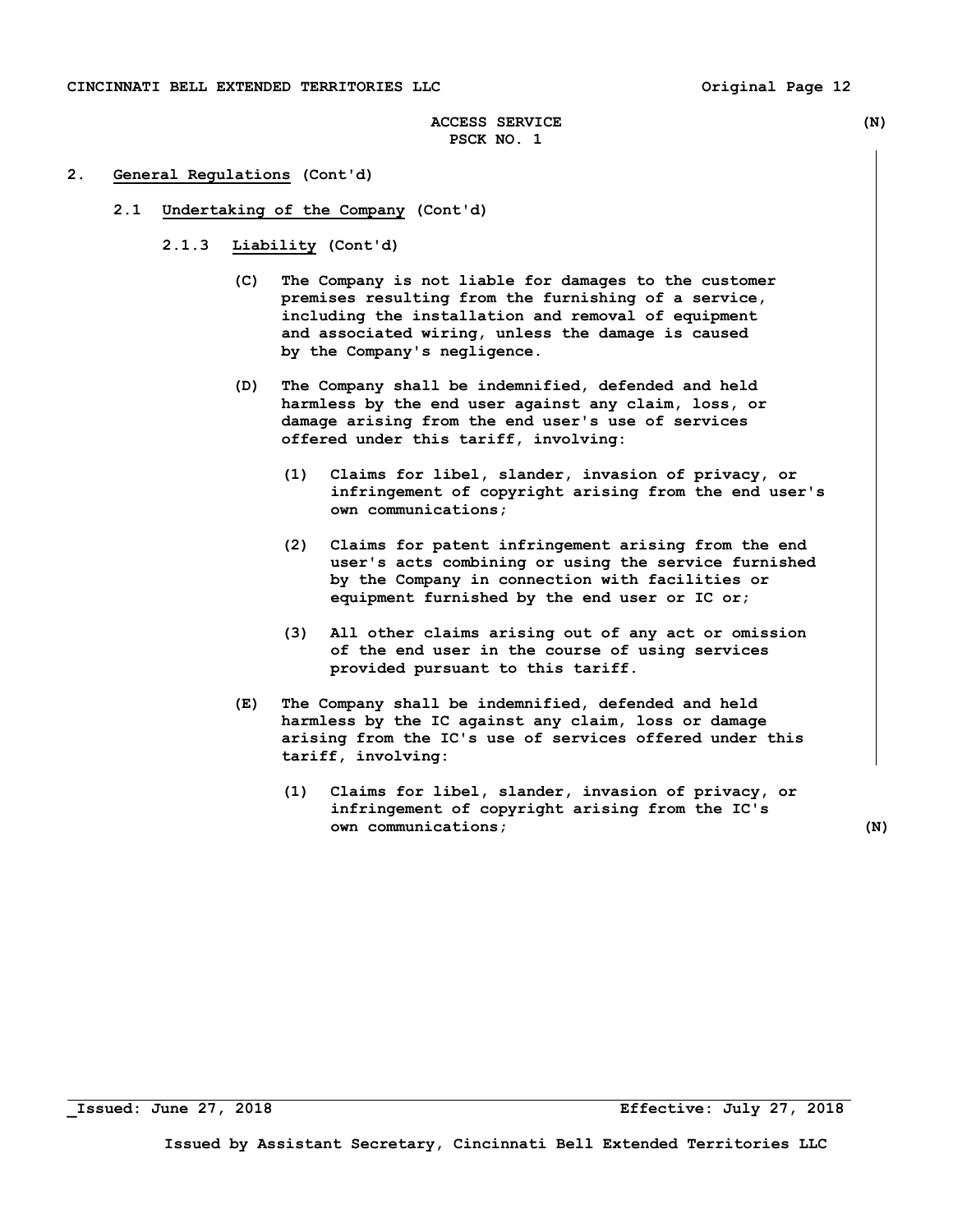## 2. General Regulations (Cont'd)

### 2.1 Undertaking of the Company (Cont'd)

#### 2.1.3 Liability (Cont'd)

(C) The Company is not liable for damages to the customer premises resulting from the furnishing of a service, including the installation and removal of equipment and associated wiring, unless the damage is caused by the Company's negligence.

(D) The Company shall be indemnified, defended and held harmless by the end user against any claim, loss, or damage arising from the end user's use of services offered under this tariff, involving:

- (1) Claims for libel, slander, invasion of privacy, or infringement of copyright arising from the end user's own communications;
- (2) Claims for patent infringement arising from the end user's acts combining or using the service furnished by the Company in connection with facilities or equipment furnished by the end user or IC or;
- (3) All other claims arising out of any act or omission of the end user in the course of using services provided pursuant to this tariff.

(E) The Company shall be indemnified, defended and held harmless by the IC against any claim, loss or damage arising from the IC's use of services offered under this tariff, involving:

- (1) Claims for libel, slander, invasion of privacy, or infringement of copyright arising from the IC's own communications;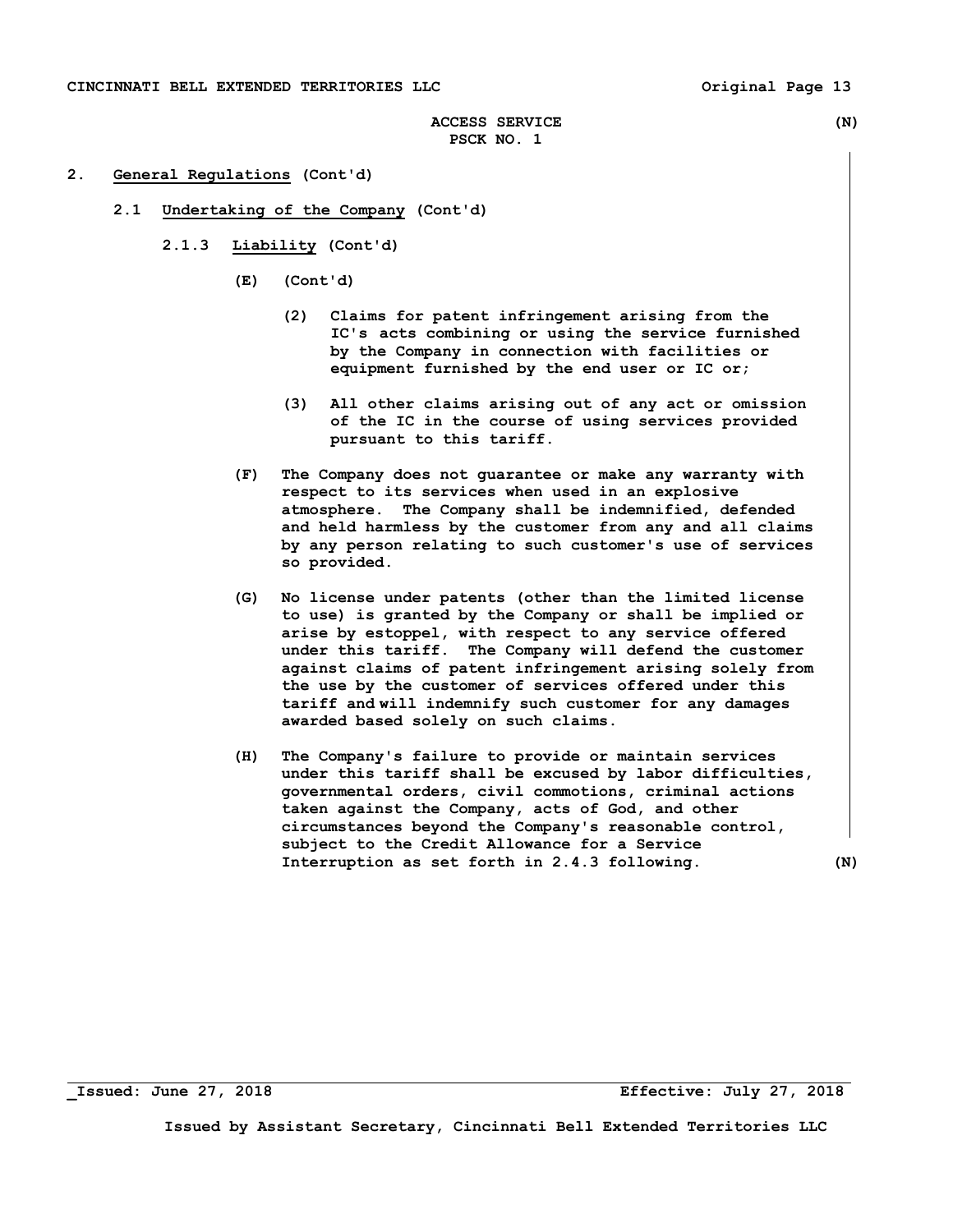ACCESS SERVICE (N)
PSCK NO. 1

2. General Regulations (Cont'd)

2.1 Undertaking of the Company (Cont'd)

2.1.3 Liability (Cont'd)

(E) (Cont'd)

(2) Claims for patent infringement arising from the IC's acts combining or using the service furnished by the Company in connection with facilities or equipment furnished by the end user or IC or;

(3) All other claims arising out of any act or omission of the IC in the course of using services provided pursuant to this tariff.

(F) The Company does not guarantee or make any warranty with respect to its services when used in an explosive atmosphere. The Company shall be indemnified, defended and held harmless by the customer from any and all claims by any person relating to such customer's use of services so provided.

(G) No license under patents (other than the limited license to use) is granted by the Company or shall be implied or arise by estoppel, with respect to any service offered under this tariff. The Company will defend the customer against claims of patent infringement arising solely from the use by the customer of services offered under this tariff and will indemnify such customer for any damages awarded based solely on such claims.

(H) The Company's failure to provide or maintain services under this tariff shall be excused by labor difficulties, governmental orders, civil commotions, criminal actions taken against the Company, acts of God, and other circumstances beyond the Company's reasonable control, subject to the Credit Allowance for a Service Interruption as set forth in 2.4.3 following. (N)

Issued: June 27, 2018 Effective: July 27, 2018

Issued by Assistant Secretary, Cincinnati Bell Extended Territories LLC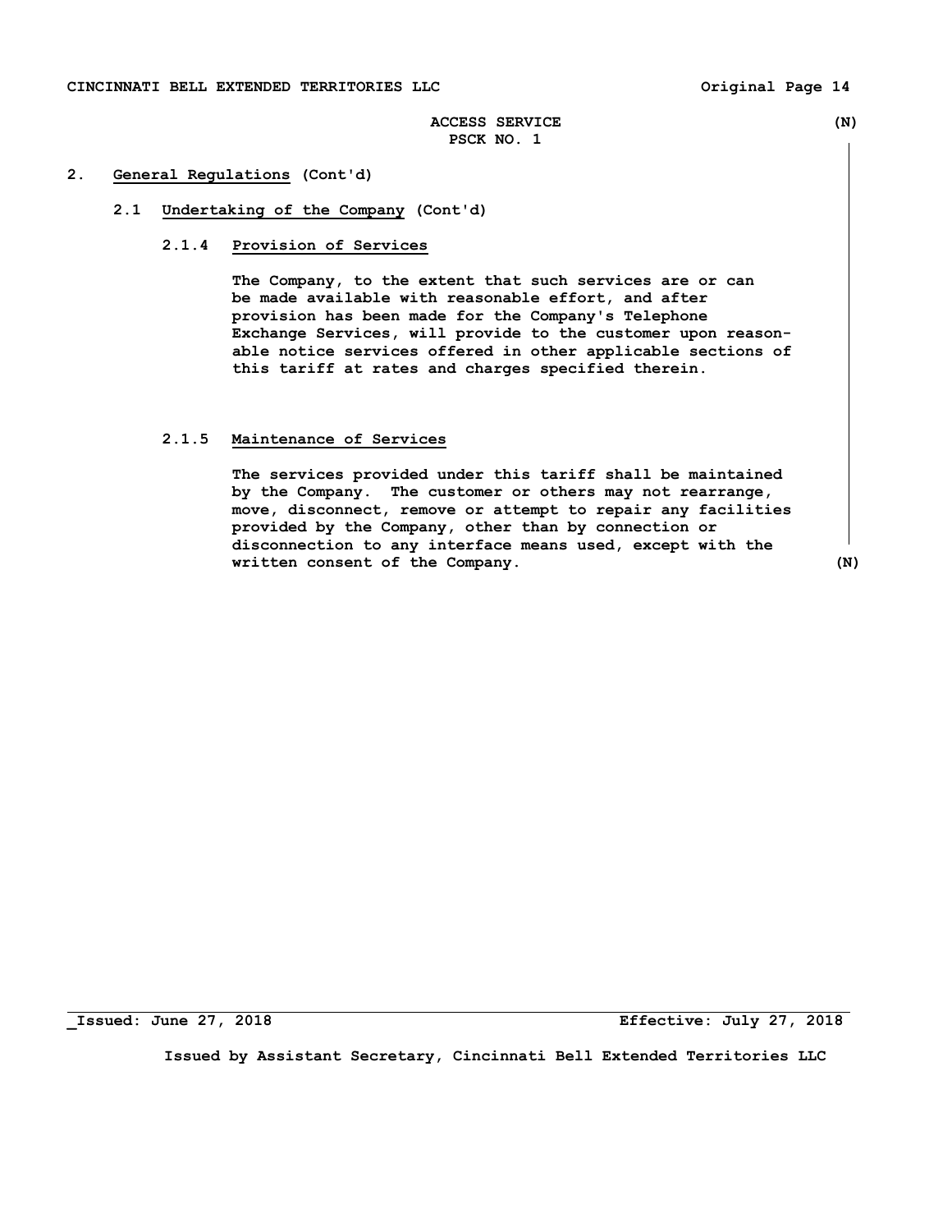## 2. General Regulations (Cont'd)

### 2.1 Undertaking of the Company (Cont'd)

#### 2.1.4 Provision of Services

The Company, to the extent that such services are or can be made available with reasonable effort, and after provision has been made for the Company's Telephone Exchange Services, will provide to the customer upon reasonable notice services offered in other applicable sections of this tariff at rates and charges specified therein.

#### 2.1.5 Maintenance of Services

The services provided under this tariff shall be maintained by the Company. The customer or others may not rearrange, move, disconnect, remove or attempt to repair any facilities provided by the Company, other than by connection or disconnection to any interface means used, except with the written consent of the Company.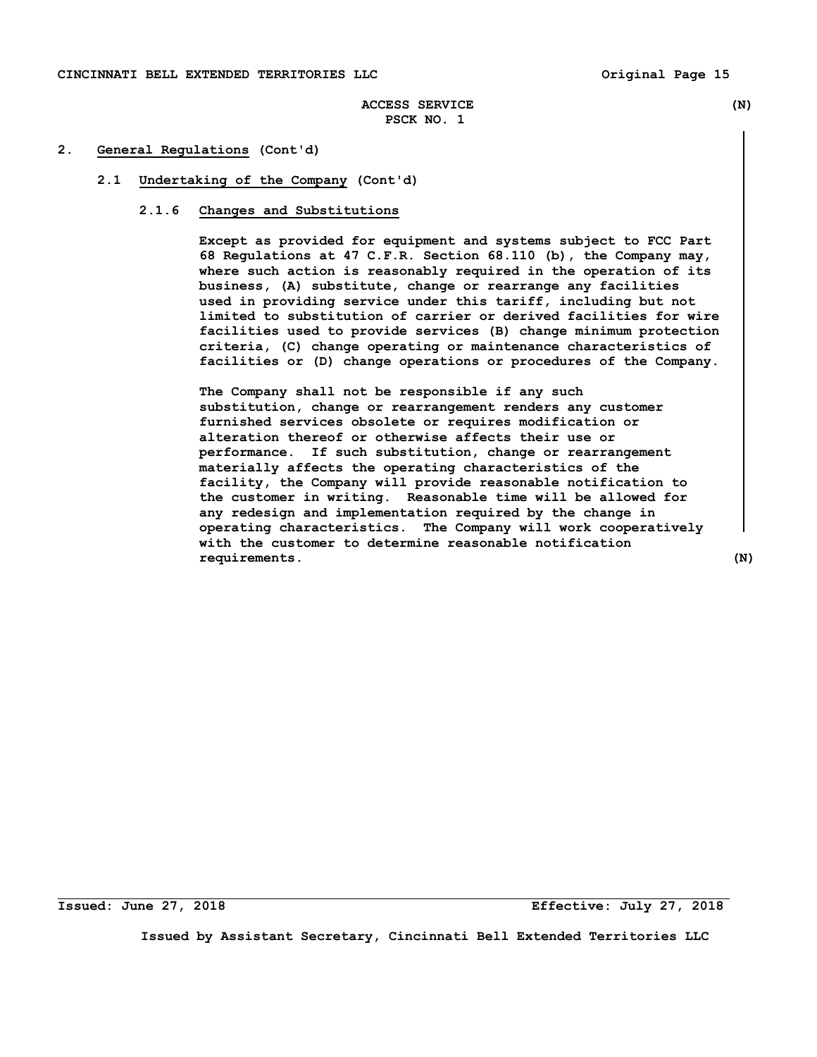## 2. General Regulations (Cont'd)

### 2.1 Undertaking of the Company (Cont'd)

#### 2.1.6 Changes and Substitutions

Except as provided for equipment and systems subject to FCC Part 68 Regulations at 47 C.F.R. Section 68.110 (b), the Company may, where such action is reasonably required in the operation of its business, (A) substitute, change or rearrange any facilities used in providing service under this tariff, including but not limited to substitution of carrier or derived facilities for wire facilities used to provide services (B) change minimum protection criteria, (C) change operating or maintenance characteristics of facilities or (D) change operations or procedures of the Company.

The Company shall not be responsible if any such substitution, change or rearrangement renders any customer furnished services obsolete or requires modification or alteration thereof or otherwise affects their use or performance. If such substitution, change or rearrangement materially affects the operating characteristics of the facility, the Company will provide reasonable notification to the customer in writing. Reasonable time will be allowed for any redesign and implementation required by the change in operating characteristics. The Company will work cooperatively with the customer to determine reasonable notification requirements. (N)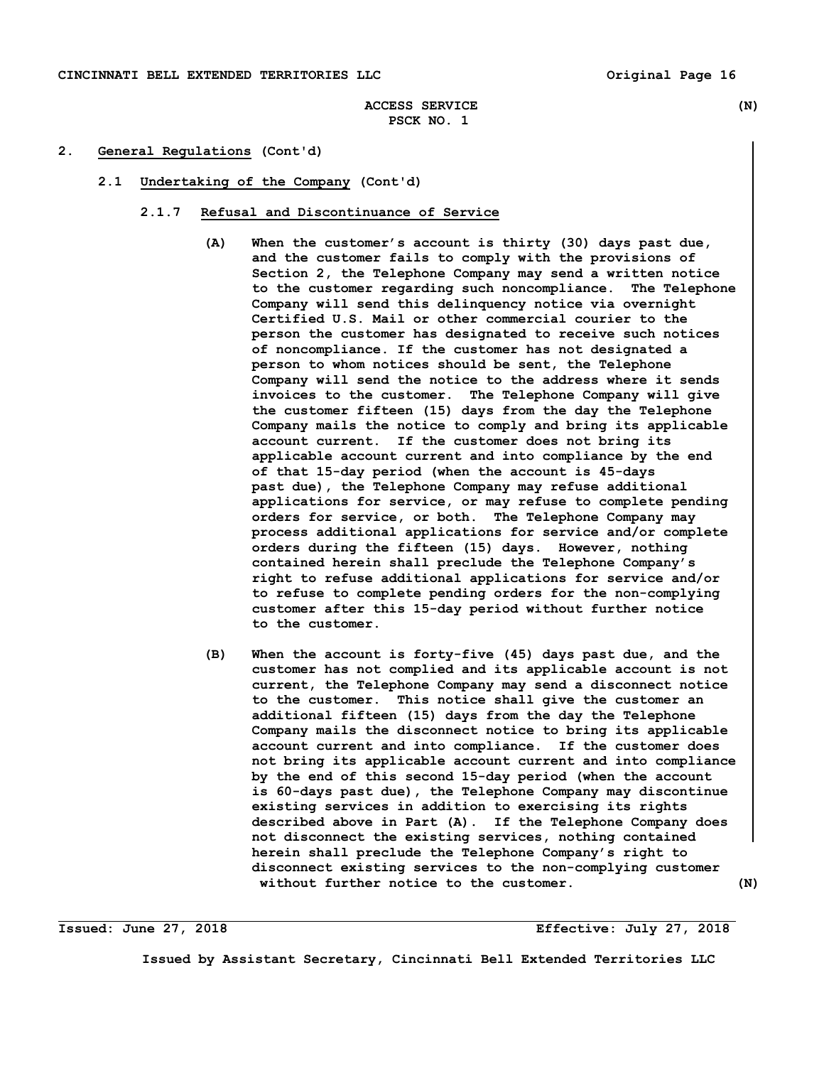ACCESS SERVICE (N)
PSCK NO. 1

## 2. General Regulations (Cont'd)

### 2.1 Undertaking of the Company (Cont'd)

#### 2.1.7 Refusal and Discontinuance of Service

(A) When the customer's account is thirty (30) days past due, and the customer fails to comply with the provisions of Section 2, the Telephone Company may send a written notice to the customer regarding such noncompliance. The Telephone Company will send this delinquency notice via overnight Certified U.S. Mail or other commercial courier to the person the customer has designated to receive such notices of noncompliance. If the customer has not designated a person to whom notices should be sent, the Telephone Company will send the notice to the address where it sends invoices to the customer. The Telephone Company will give the customer fifteen (15) days from the day the Telephone Company mails the notice to comply and bring its applicable account current. If the customer does not bring its applicable account current and into compliance by the end of that 15-day period (when the account is 45-days past due), the Telephone Company may refuse additional applications for service, or may refuse to complete pending orders for service, or both. The Telephone Company may process additional applications for service and/or complete orders during the fifteen (15) days. However, nothing contained herein shall preclude the Telephone Company's right to refuse additional applications for service and/or to refuse to complete pending orders for the non-complying customer after this 15-day period without further notice to the customer.

(B) When the account is forty-five (45) days past due, and the customer has not complied and its applicable account is not current, the Telephone Company may send a disconnect notice to the customer. This notice shall give the customer an additional fifteen (15) days from the day the Telephone Company mails the disconnect notice to bring its applicable account current and into compliance. If the customer does not bring its applicable account current and into compliance by the end of this second 15-day period (when the account is 60-days past due), the Telephone Company may discontinue existing services in addition to exercising its rights described above in Part (A). If the Telephone Company does not disconnect the existing services, nothing contained herein shall preclude the Telephone Company's right to disconnect existing services to the non-complying customer without further notice to the customer. (N)

Issued: June 27, 2018 Effective: July 27, 2018

Issued by Assistant Secretary, Cincinnati Bell Extended Territories LLC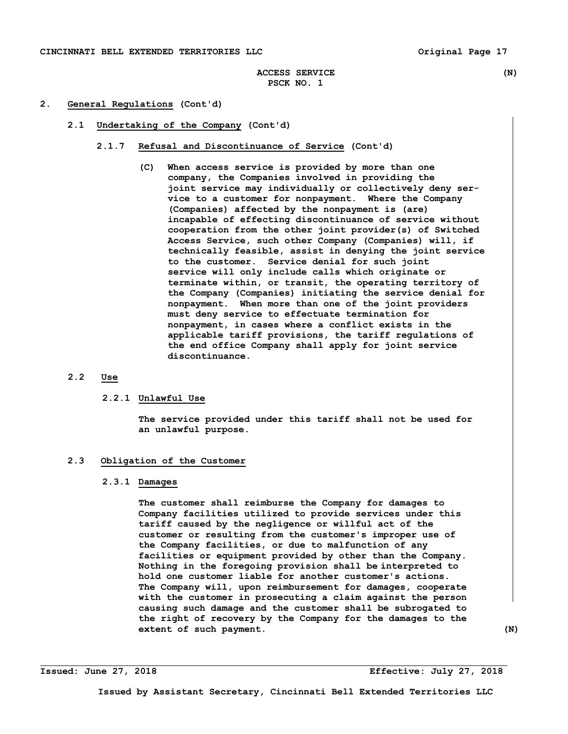ACCESS SERVICE (N)
PSCK NO. 1

## 2. General Regulations (Cont'd)

### 2.1 Undertaking of the Company (Cont'd)

#### 2.1.7 Refusal and Discontinuance of Service (Cont'd)

(C) When access service is provided by more than one company, the Companies involved in providing the joint service may individually or collectively deny service to a customer for nonpayment. Where the Company (Companies) affected by the nonpayment is (are) incapable of effecting discontinuance of service without cooperation from the other joint provider(s) of Switched Access Service, such other Company (Companies) will, if technically feasible, assist in denying the joint service to the customer. Service denial for such joint service will only include calls which originate or terminate within, or transit, the operating territory of the Company (Companies) initiating the service denial for nonpayment. When more than one of the joint providers must deny service to effectuate termination for nonpayment, in cases where a conflict exists in the applicable tariff provisions, the tariff regulations of the end office Company shall apply for joint service discontinuance.

### 2.2 Use

#### 2.2.1 Unlawful Use

The service provided under this tariff shall not be used for an unlawful purpose.

### 2.3 Obligation of the Customer

#### 2.3.1 Damages

The customer shall reimburse the Company for damages to Company facilities utilized to provide services under this tariff caused by the negligence or willful act of the customer or resulting from the customer's improper use of the Company facilities, or due to malfunction of any facilities or equipment provided by other than the Company. Nothing in the foregoing provision shall be interpreted to hold one customer liable for another customer's actions. The Company will, upon reimbursement for damages, cooperate with the customer in prosecuting a claim against the person causing such damage and the customer shall be subrogated to the right of recovery by the Company for the damages to the extent of such payment. (N)

Issued: June 27, 2018 Effective: July 27, 2018

Issued by Assistant Secretary, Cincinnati Bell Extended Territories LLC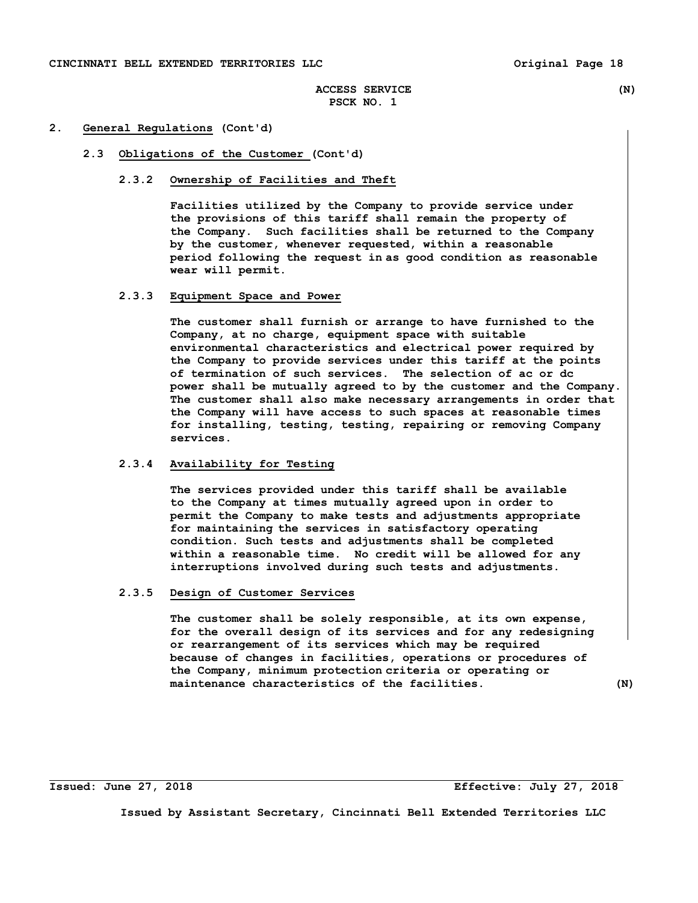## 2. General Regulations (Cont'd)

### 2.3 Obligations of the Customer (Cont'd)

#### 2.3.2 Ownership of Facilities and Theft

Facilities utilized by the Company to provide service under the provisions of this tariff shall remain the property of the Company. Such facilities shall be returned to the Company by the customer, whenever requested, within a reasonable period following the request in as good condition as reasonable wear will permit.

#### 2.3.3 Equipment Space and Power

The customer shall furnish or arrange to have furnished to the Company, at no charge, equipment space with suitable environmental characteristics and electrical power required by the Company to provide services under this tariff at the points of termination of such services. The selection of ac or dc power shall be mutually agreed to by the customer and the Company. The customer shall also make necessary arrangements in order that the Company will have access to such spaces at reasonable times for installing, testing, testing, repairing or removing Company services.

#### 2.3.4 Availability for Testing

The services provided under this tariff shall be available to the Company at times mutually agreed upon in order to permit the Company to make tests and adjustments appropriate for maintaining the services in satisfactory operating condition. Such tests and adjustments shall be completed within a reasonable time. No credit will be allowed for any interruptions involved during such tests and adjustments.

#### 2.3.5 Design of Customer Services

The customer shall be solely responsible, at its own expense, for the overall design of its services and for any redesigning or rearrangement of its services which may be required because of changes in facilities, operations or procedures of the Company, minimum protection criteria or operating or maintenance characteristics of the facilities. (N)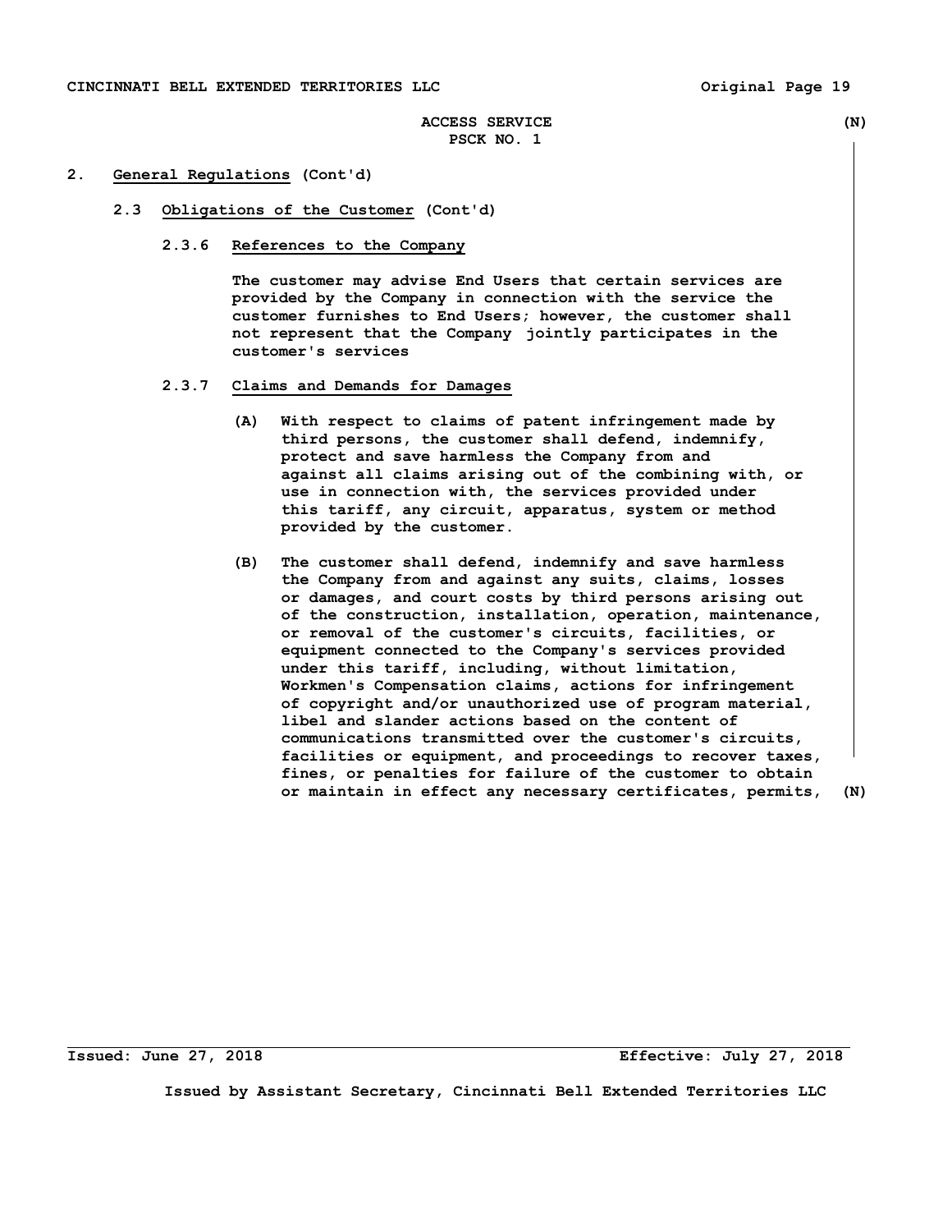ACCESS SERVICE (N)
PSCK NO. 1

## 2. General Regulations (Cont'd)

### 2.3 Obligations of the Customer (Cont'd)

#### 2.3.6 References to the Company

The customer may advise End Users that certain services are provided by the Company in connection with the service the customer furnishes to End Users; however, the customer shall not represent that the Company jointly participates in the customer's services

#### 2.3.7 Claims and Demands for Damages

(A) With respect to claims of patent infringement made by third persons, the customer shall defend, indemnify, protect and save harmless the Company from and against all claims arising out of the combining with, or use in connection with, the services provided under this tariff, any circuit, apparatus, system or method provided by the customer.

(B) The customer shall defend, indemnify and save harmless the Company from and against any suits, claims, losses or damages, and court costs by third persons arising out of the construction, installation, operation, maintenance, or removal of the customer's circuits, facilities, or equipment connected to the Company's services provided under this tariff, including, without limitation, Workmen's Compensation claims, actions for infringement of copyright and/or unauthorized use of program material, libel and slander actions based on the content of communications transmitted over the customer's circuits, facilities or equipment, and proceedings to recover taxes, fines, or penalties for failure of the customer to obtain or maintain in effect any necessary certificates, permits, (N)

Issued: June 27, 2018 Effective: July 27, 2018

Issued by Assistant Secretary, Cincinnati Bell Extended Territories LLC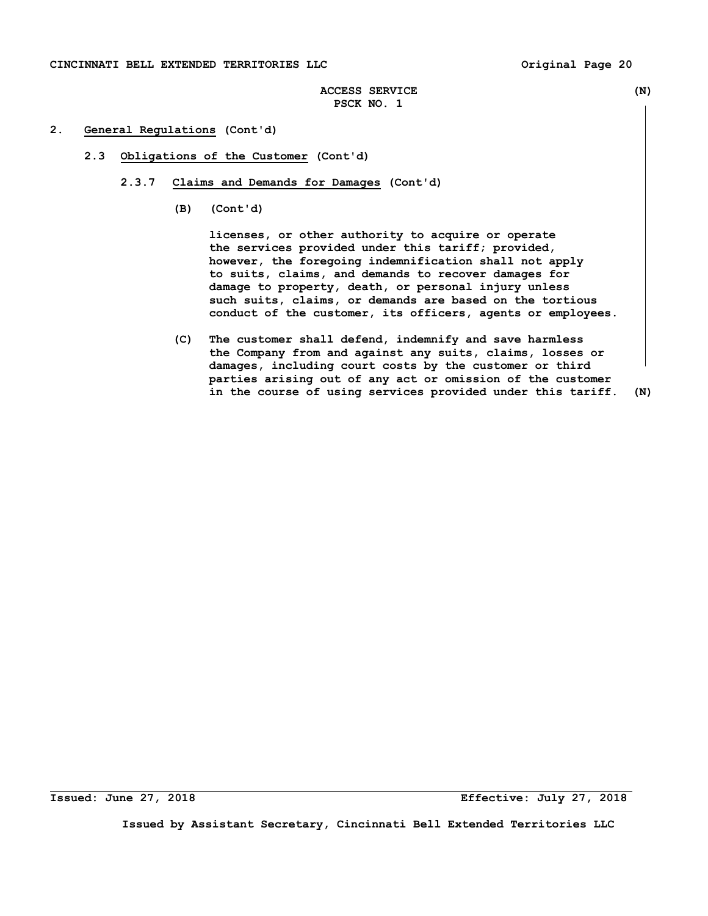## 2. General Regulations (Cont'd)

### 2.3 Obligations of the Customer (Cont'd)

#### 2.3.7 Claims and Demands for Damages (Cont'd)

(B) (Cont'd)

licenses, or other authority to acquire or operate the services provided under this tariff; provided, however, the foregoing indemnification shall not apply to suits, claims, and demands to recover damages for damage to property, death, or personal injury unless such suits, claims, or demands are based on the tortious conduct of the customer, its officers, agents or employees.

(C) The customer shall defend, indemnify and save harmless the Company from and against any suits, claims, losses or damages, including court costs by the customer or third parties arising out of any act or omission of the customer in the course of using services provided under this tariff. (N)

Issued: June 27, 2018 Effective: July 27, 2018

Issued by Assistant Secretary, Cincinnati Bell Extended Territories LLC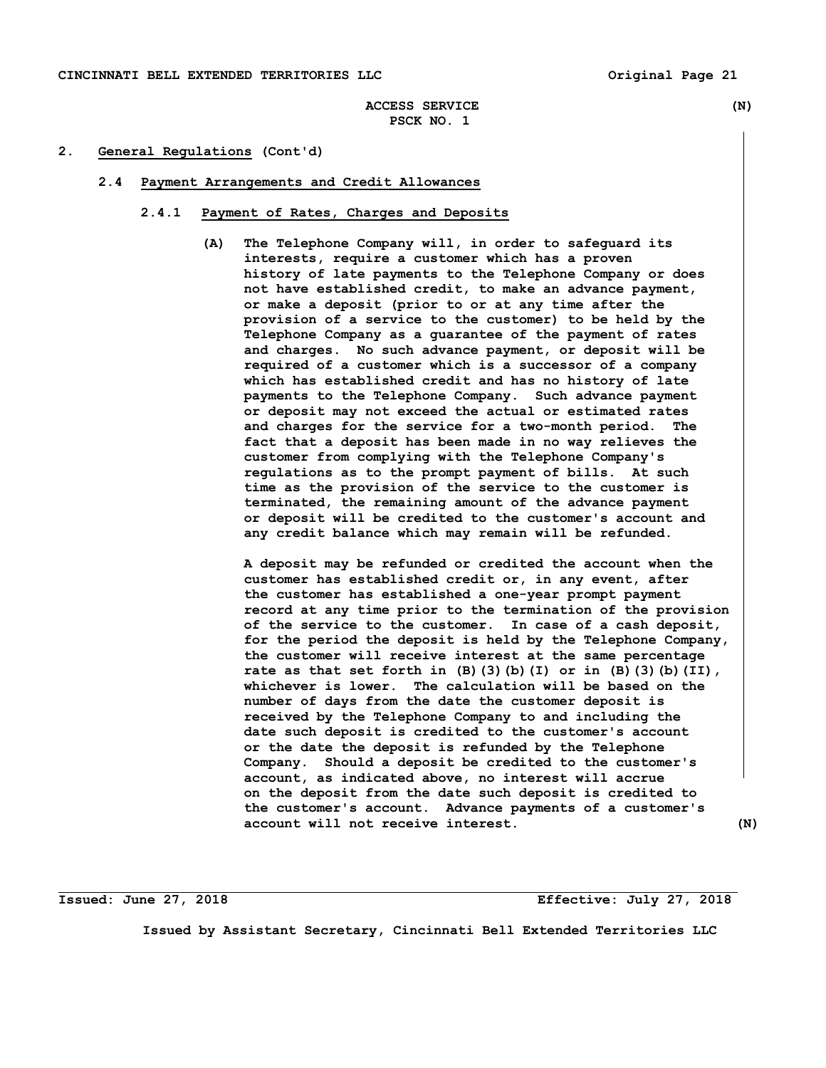ACCESS SERVICE (N)
PSCK NO. 1

## 2. General Regulations (Cont'd)

### 2.4 Payment Arrangements and Credit Allowances

#### 2.4.1 Payment of Rates, Charges and Deposits

**(A)** The Telephone Company will, in order to safeguard its interests, require a customer which has a proven history of late payments to the Telephone Company or does not have established credit, to make an advance payment, or make a deposit (prior to or at any time after the provision of a service to the customer) to be held by the Telephone Company as a guarantee of the payment of rates and charges. No such advance payment, or deposit will be required of a customer which is a successor of a company which has established credit and has no history of late payments to the Telephone Company. Such advance payment or deposit may not exceed the actual or estimated rates and charges for the service for a two-month period. The fact that a deposit has been made in no way relieves the customer from complying with the Telephone Company's regulations as to the prompt payment of bills. At such time as the provision of the service to the customer is terminated, the remaining amount of the advance payment or deposit will be credited to the customer's account and any credit balance which may remain will be refunded.

A deposit may be refunded or credited the account when the customer has established credit or, in any event, after the customer has established a one-year prompt payment record at any time prior to the termination of the provision of the service to the customer. In case of a cash deposit, for the period the deposit is held by the Telephone Company, the customer will receive interest at the same percentage rate as that set forth in (B)(3)(b)(I) or in (B)(3)(b)(II), whichever is lower. The calculation will be based on the number of days from the date the customer deposit is received by the Telephone Company to and including the date such deposit is credited to the customer's account or the date the deposit is refunded by the Telephone Company. Should a deposit be credited to the customer's account, as indicated above, no interest will accrue on the deposit from the date such deposit is credited to the customer's account. Advance payments of a customer's account will not receive interest. (N)

Issued: June 27, 2018 Effective: July 27, 2018

Issued by Assistant Secretary, Cincinnati Bell Extended Territories LLC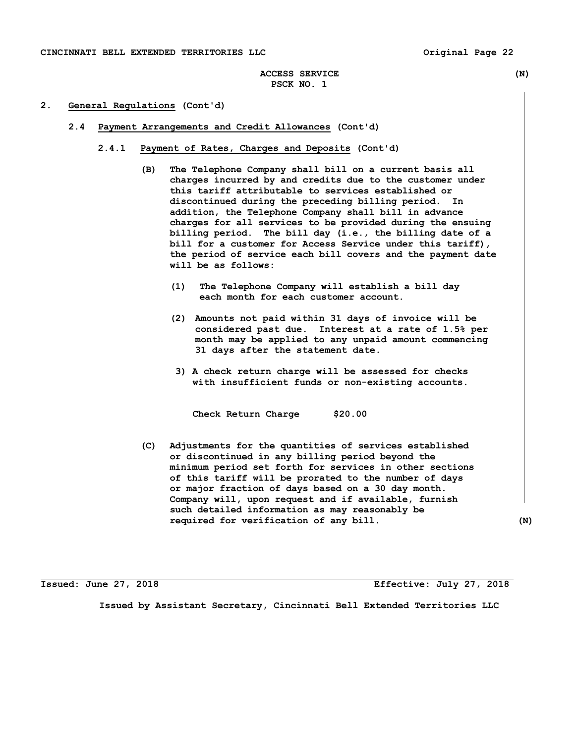## 2. General Regulations (Cont'd)

### 2.4 Payment Arrangements and Credit Allowances (Cont'd)

#### 2.4.1 Payment of Rates, Charges and Deposits (Cont'd)

**(B)** The Telephone Company shall bill on a current basis all charges incurred by and credits due to the customer under this tariff attributable to services established or discontinued during the preceding billing period. In addition, the Telephone Company shall bill in advance charges for all services to be provided during the ensuing billing period. The bill day (i.e., the billing date of a bill for a customer for Access Service under this tariff), the period of service each bill covers and the payment date will be as follows:

(1) The Telephone Company will establish a bill day each month for each customer account.

(2) Amounts not paid within 31 days of invoice will be considered past due. Interest at a rate of 1.5% per month may be applied to any unpaid amount commencing 31 days after the statement date.

3) A check return charge will be assessed for checks with insufficient funds or non-existing accounts.

| | |
|---|---|
| Check Return Charge | $20.00 |

**(C)** Adjustments for the quantities of services established or discontinued in any billing period beyond the minimum period set forth for services in other sections of this tariff will be prorated to the number of days or major fraction of days based on a 30 day month. Company will, upon request and if available, furnish such detailed information as may reasonably be required for verification of any bill.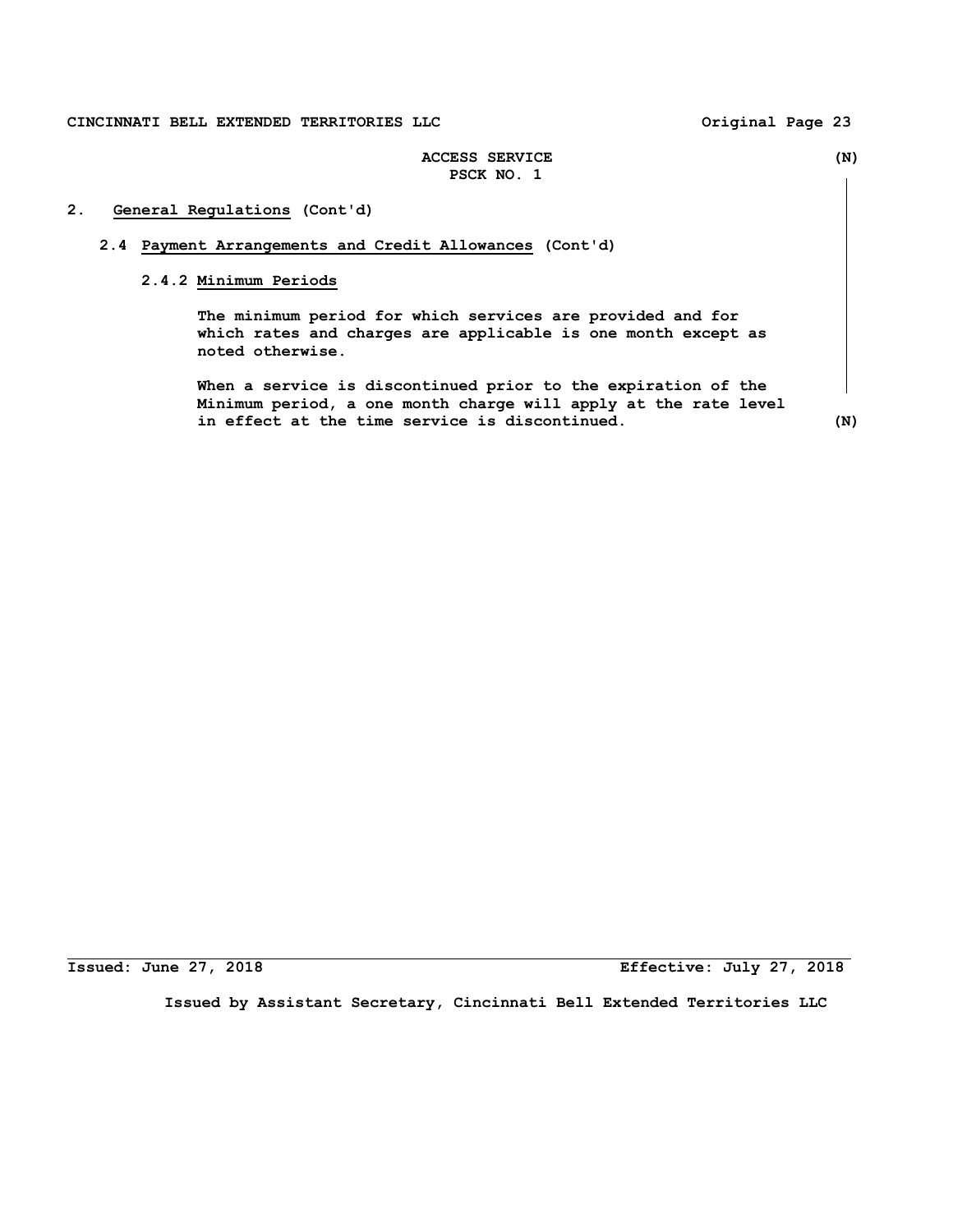## 2. General Regulations (Cont'd)

### 2.4 Payment Arrangements and Credit Allowances (Cont'd)

#### 2.4.2 Minimum Periods

The minimum period for which services are provided and for which rates and charges are applicable is one month except as noted otherwise.

When a service is discontinued prior to the expiration of the Minimum period, a one month charge will apply at the rate level in effect at the time service is discontinued.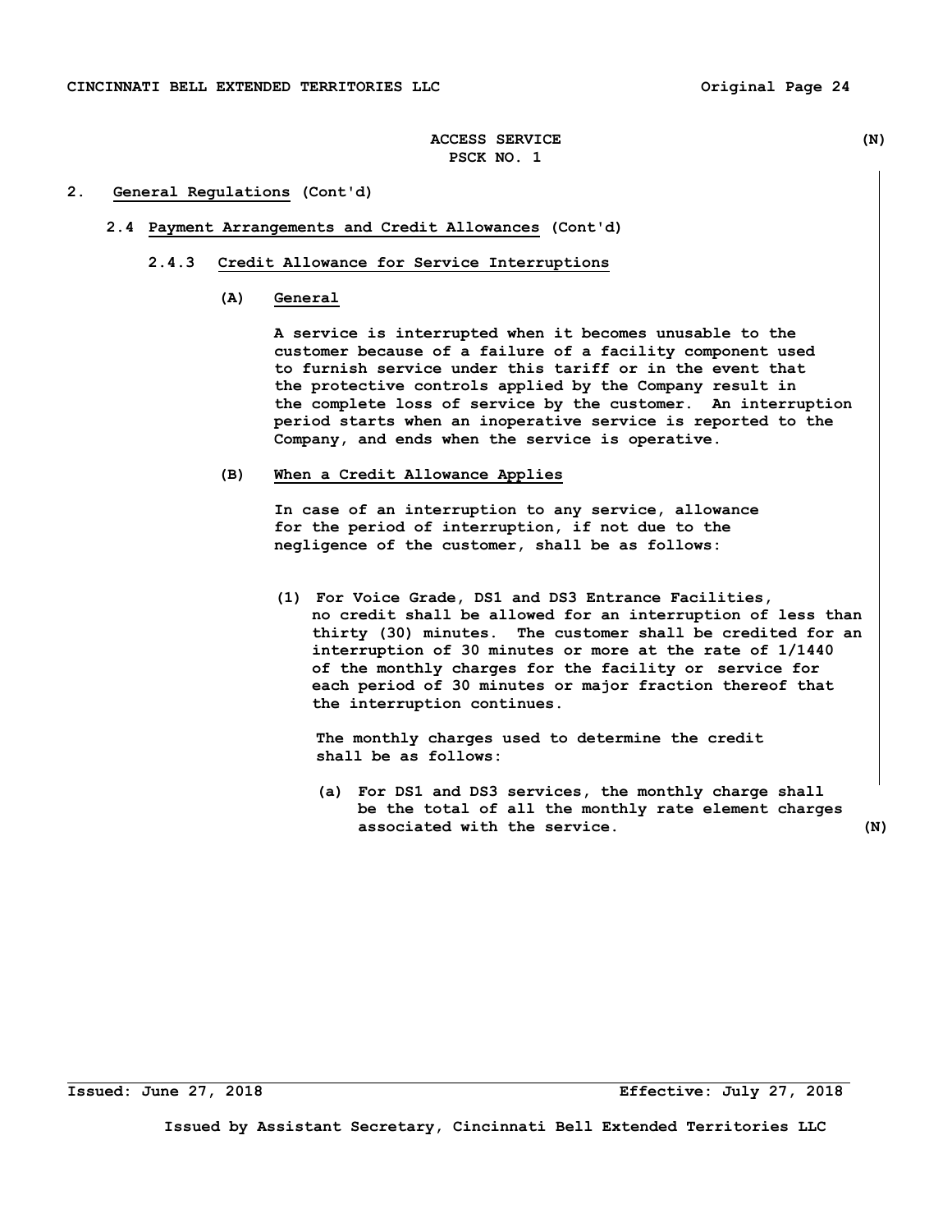ACCESS SERVICE (N)
PSCK NO. 1

## 2. General Regulations (Cont'd)

### 2.4 Payment Arrangements and Credit Allowances (Cont'd)

#### 2.4.3 Credit Allowance for Service Interruptions

**(A) General**

A service is interrupted when it becomes unusable to the customer because of a failure of a facility component used to furnish service under this tariff or in the event that the protective controls applied by the Company result in the complete loss of service by the customer. An interruption period starts when an inoperative service is reported to the Company, and ends when the service is operative.

**(B) When a Credit Allowance Applies**

In case of an interruption to any service, allowance for the period of interruption, if not due to the negligence of the customer, shall be as follows:

(1) For Voice Grade, DS1 and DS3 Entrance Facilities, no credit shall be allowed for an interruption of less than thirty (30) minutes. The customer shall be credited for an interruption of 30 minutes or more at the rate of 1/1440 of the monthly charges for the facility or service for each period of 30 minutes or major fraction thereof that the interruption continues.

The monthly charges used to determine the credit shall be as follows:

(a) For DS1 and DS3 services, the monthly charge shall be the total of all the monthly rate element charges associated with the service. (N)

Issued: June 27, 2018 Effective: July 27, 2018

Issued by Assistant Secretary, Cincinnati Bell Extended Territories LLC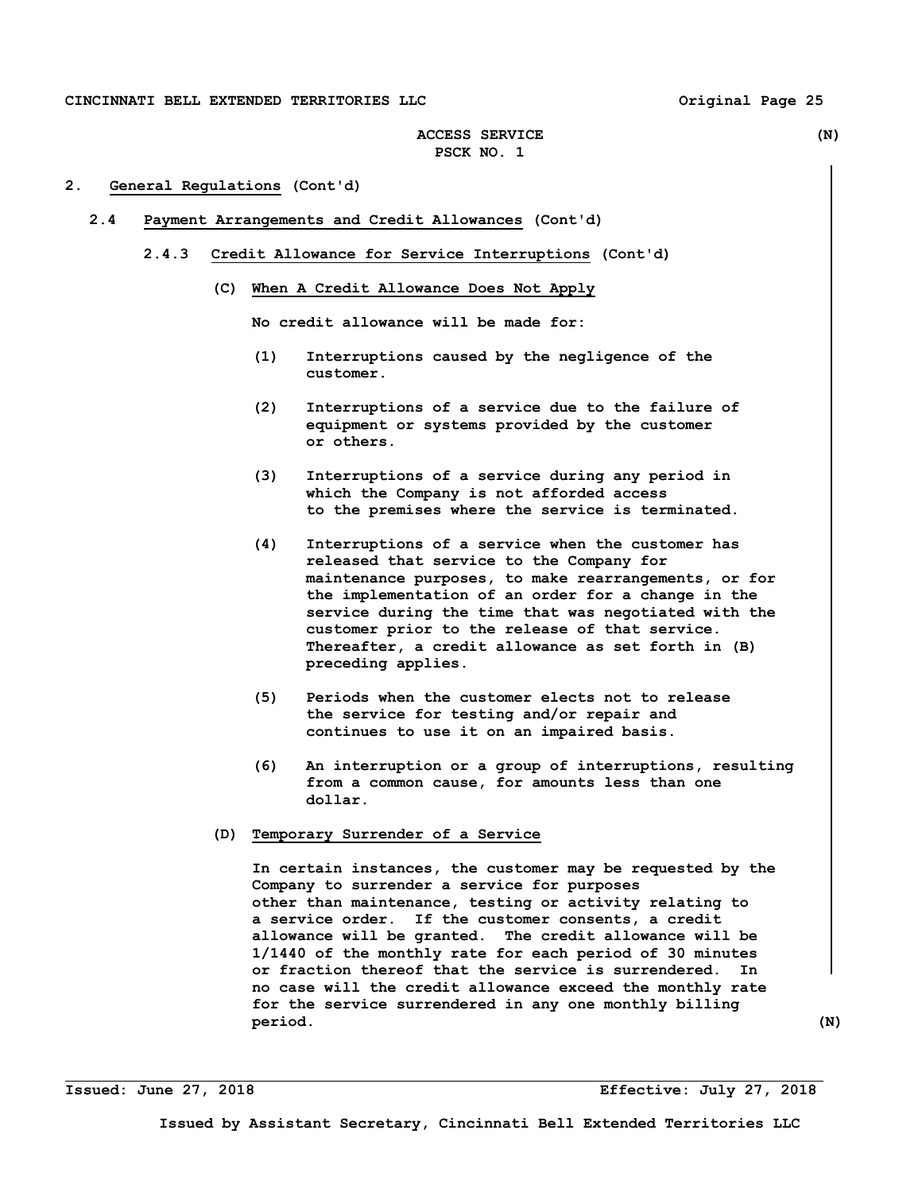## 2. General Regulations (Cont'd)

### 2.4 Payment Arrangements and Credit Allowances (Cont'd)

#### 2.4.3 Credit Allowance for Service Interruptions (Cont'd)

**(C) When A Credit Allowance Does Not Apply**

No credit allowance will be made for:

(1) Interruptions caused by the negligence of the customer.

(2) Interruptions of a service due to the failure of equipment or systems provided by the customer or others.

(3) Interruptions of a service during any period in which the Company is not afforded access to the premises where the service is terminated.

(4) Interruptions of a service when the customer has released that service to the Company for maintenance purposes, to make rearrangements, or for the implementation of an order for a change in the service during the time that was negotiated with the customer prior to the release of that service. Thereafter, a credit allowance as set forth in (B) preceding applies.

(5) Periods when the customer elects not to release the service for testing and/or repair and continues to use it on an impaired basis.

(6) An interruption or a group of interruptions, resulting from a common cause, for amounts less than one dollar.

**(D) Temporary Surrender of a Service**

In certain instances, the customer may be requested by the Company to surrender a service for purposes other than maintenance, testing or activity relating to a service order. If the customer consents, a credit allowance will be granted. The credit allowance will be 1/1440 of the monthly rate for each period of 30 minutes or fraction thereof that the service is surrendered. In no case will the credit allowance exceed the monthly rate for the service surrendered in any one monthly billing period.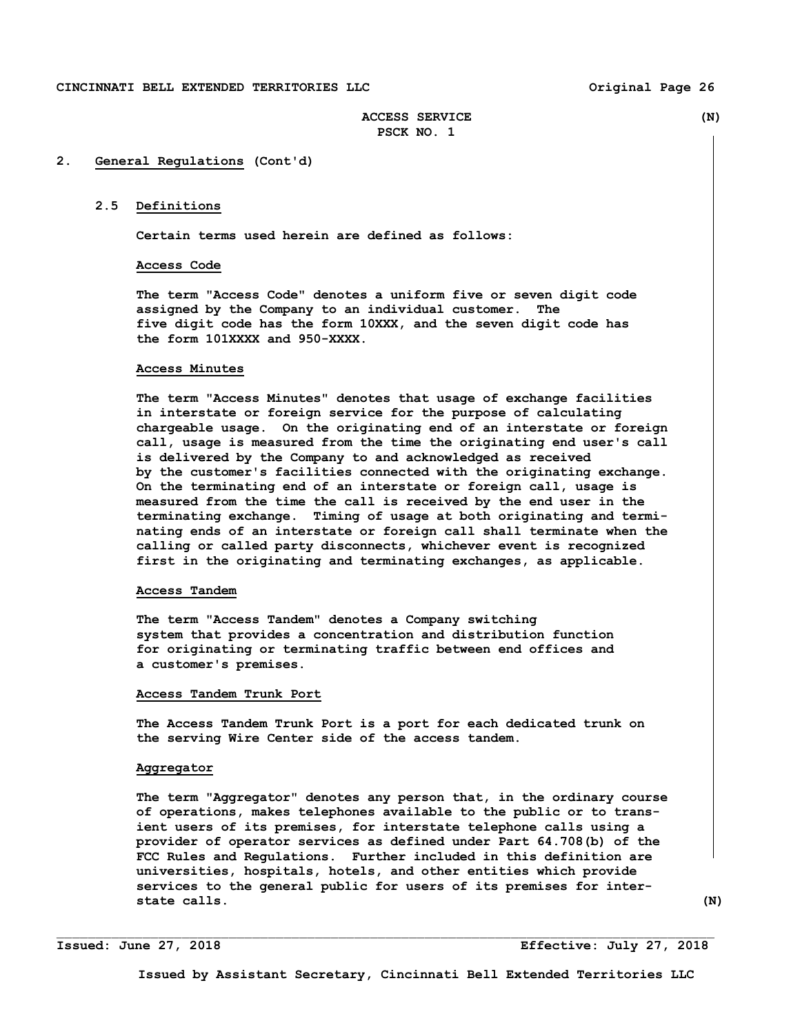## 2. General Regulations (Cont'd)

### 2.5 Definitions

Certain terms used herein are defined as follows:

**Access Code**

The term "Access Code" denotes a uniform five or seven digit code assigned by the Company to an individual customer. The five digit code has the form 10XXX, and the seven digit code has the form 101XXXX and 950-XXXX.

**Access Minutes**

The term "Access Minutes" denotes that usage of exchange facilities in interstate or foreign service for the purpose of calculating chargeable usage. On the originating end of an interstate or foreign call, usage is measured from the time the originating end user's call is delivered by the Company to and acknowledged as received by the customer's facilities connected with the originating exchange. On the terminating end of an interstate or foreign call, usage is measured from the time the call is received by the end user in the terminating exchange. Timing of usage at both originating and terminating ends of an interstate or foreign call shall terminate when the calling or called party disconnects, whichever event is recognized first in the originating and terminating exchanges, as applicable.

**Access Tandem**

The term "Access Tandem" denotes a Company switching system that provides a concentration and distribution function for originating or terminating traffic between end offices and a customer's premises.

**Access Tandem Trunk Port**

The Access Tandem Trunk Port is a port for each dedicated trunk on the serving Wire Center side of the access tandem.

**Aggregator**

The term "Aggregator" denotes any person that, in the ordinary course of operations, makes telephones available to the public or to transient users of its premises, for interstate telephone calls using a provider of operator services as defined under Part 64.708(b) of the FCC Rules and Regulations. Further included in this definition are universities, hospitals, hotels, and other entities which provide services to the general public for users of its premises for interstate calls. (N)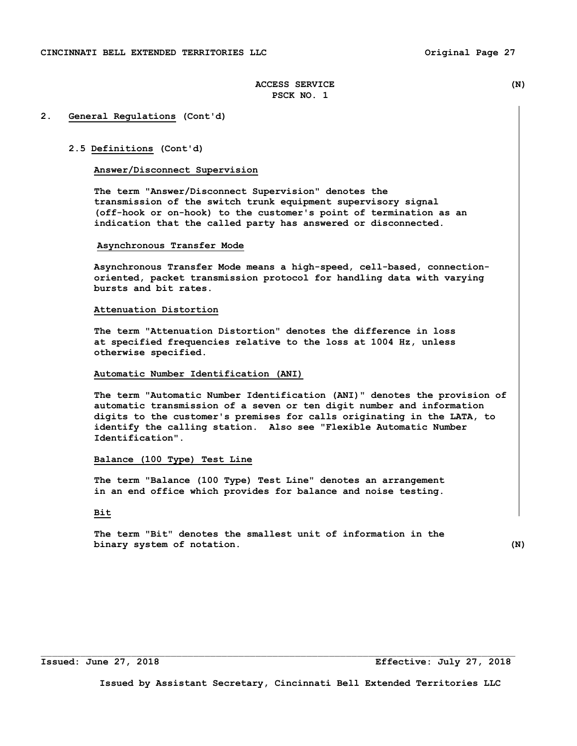ACCESS SERVICE (N)
PSCK NO. 1

## 2. General Regulations (Cont'd)

### 2.5 Definitions (Cont'd)

**Answer/Disconnect Supervision**

The term "Answer/Disconnect Supervision" denotes the transmission of the switch trunk equipment supervisory signal (off-hook or on-hook) to the customer's point of termination as an indication that the called party has answered or disconnected.

**Asynchronous Transfer Mode**

Asynchronous Transfer Mode means a high-speed, cell-based, connection-oriented, packet transmission protocol for handling data with varying bursts and bit rates.

**Attenuation Distortion**

The term "Attenuation Distortion" denotes the difference in loss at specified frequencies relative to the loss at 1004 Hz, unless otherwise specified.

**Automatic Number Identification (ANI)**

The term "Automatic Number Identification (ANI)" denotes the provision of automatic transmission of a seven or ten digit number and information digits to the customer's premises for calls originating in the LATA, to identify the calling station. Also see "Flexible Automatic Number Identification".

**Balance (100 Type) Test Line**

The term "Balance (100 Type) Test Line" denotes an arrangement in an end office which provides for balance and noise testing.

**Bit**

The term "Bit" denotes the smallest unit of information in the binary system of notation. (N)

Issued: June 27, 2018 Effective: July 27, 2018

Issued by Assistant Secretary, Cincinnati Bell Extended Territories LLC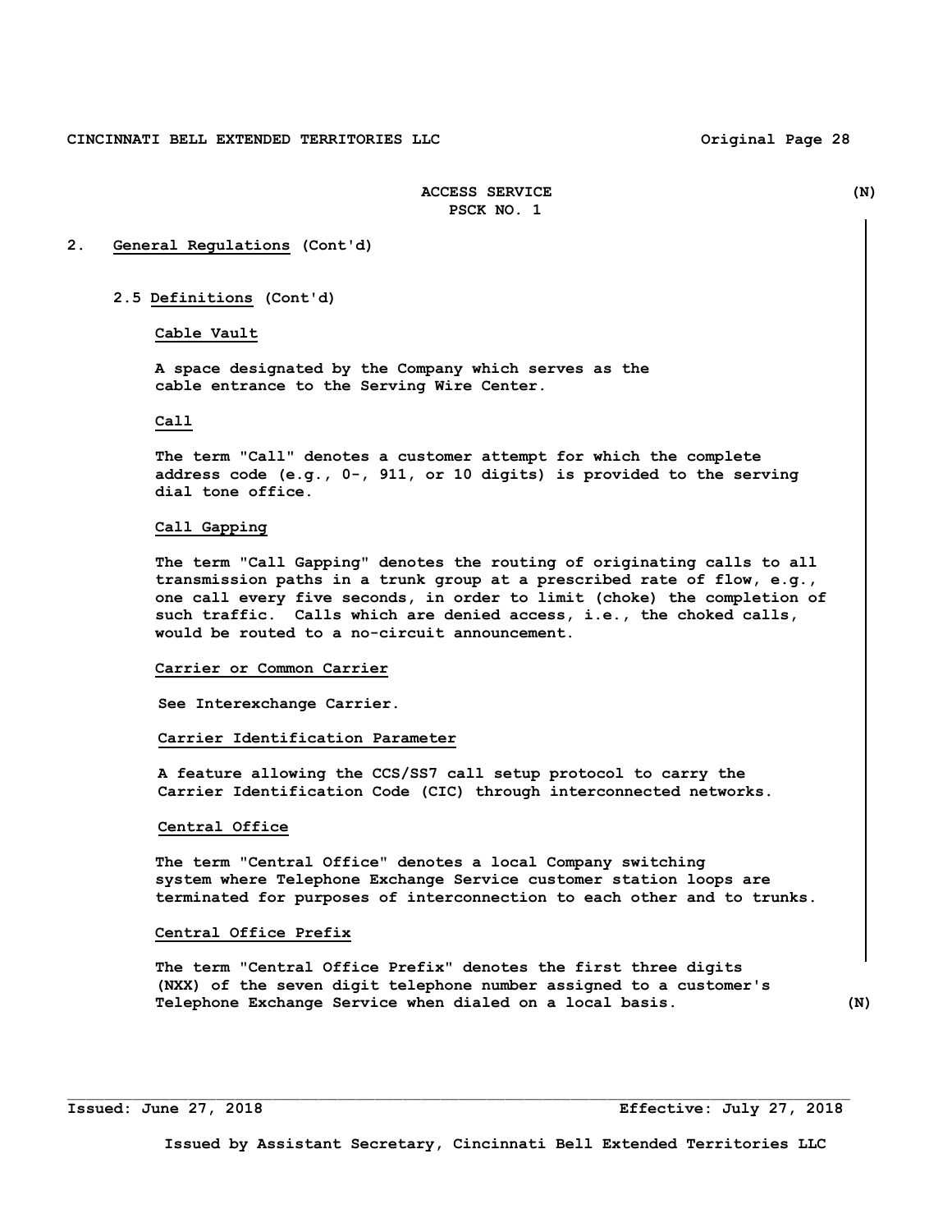ACCESS SERVICE
PSCK NO. 1

(N)

## 2. General Regulations (Cont'd)

### 2.5 Definitions (Cont'd)

**Cable Vault**

A space designated by the Company which serves as the cable entrance to the Serving Wire Center.

**Call**

The term "Call" denotes a customer attempt for which the complete address code (e.g., 0-, 911, or 10 digits) is provided to the serving dial tone office.

**Call Gapping**

The term "Call Gapping" denotes the routing of originating calls to all transmission paths in a trunk group at a prescribed rate of flow, e.g., one call every five seconds, in order to limit (choke) the completion of such traffic. Calls which are denied access, i.e., the choked calls, would be routed to a no-circuit announcement.

**Carrier or Common Carrier**

See Interexchange Carrier.

**Carrier Identification Parameter**

A feature allowing the CCS/SS7 call setup protocol to carry the Carrier Identification Code (CIC) through interconnected networks.

**Central Office**

The term "Central Office" denotes a local Company switching system where Telephone Exchange Service customer station loops are terminated for purposes of interconnection to each other and to trunks.

**Central Office Prefix**

The term "Central Office Prefix" denotes the first three digits (NXX) of the seven digit telephone number assigned to a customer's Telephone Exchange Service when dialed on a local basis. (N)

Issued: June 27, 2018 Effective: July 27, 2018

Issued by Assistant Secretary, Cincinnati Bell Extended Territories LLC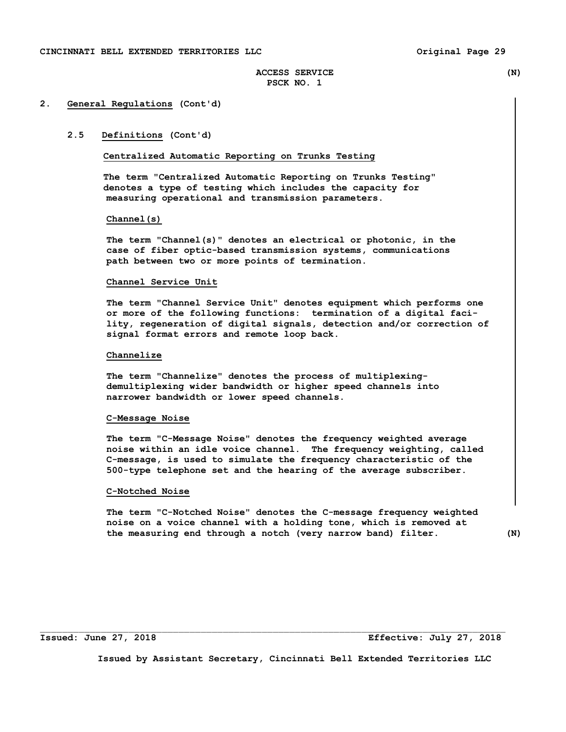## 2. General Regulations (Cont'd)

### 2.5 Definitions (Cont'd)

**Centralized Automatic Reporting on Trunks Testing**

The term "Centralized Automatic Reporting on Trunks Testing" denotes a type of testing which includes the capacity for measuring operational and transmission parameters.

**Channel(s)**

The term "Channel(s)" denotes an electrical or photonic, in the case of fiber optic-based transmission systems, communications path between two or more points of termination.

**Channel Service Unit**

The term "Channel Service Unit" denotes equipment which performs one or more of the following functions: termination of a digital facility, regeneration of digital signals, detection and/or correction of signal format errors and remote loop back.

**Channelize**

The term "Channelize" denotes the process of multiplexing-demultiplexing wider bandwidth or higher speed channels into narrower bandwidth or lower speed channels.

**C-Message Noise**

The term "C-Message Noise" denotes the frequency weighted average noise within an idle voice channel. The frequency weighting, called C-message, is used to simulate the frequency characteristic of the 500-type telephone set and the hearing of the average subscriber.

**C-Notched Noise**

The term "C-Notched Noise" denotes the C-message frequency weighted noise on a voice channel with a holding tone, which is removed at the measuring end through a notch (very narrow band) filter. (N)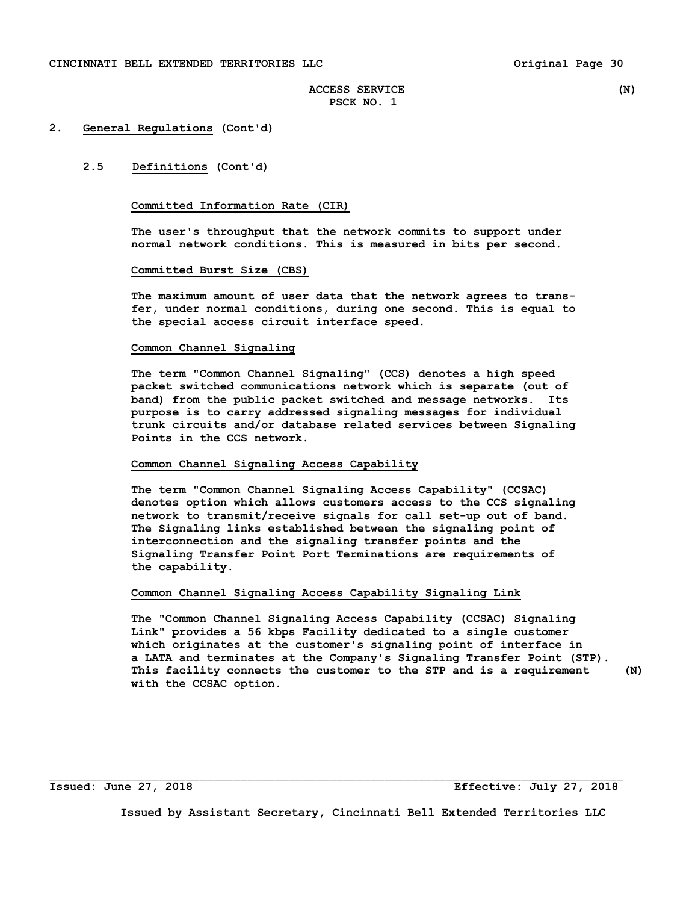## 2. General Regulations (Cont'd)

### 2.5 Definitions (Cont'd)

**Committed Information Rate (CIR)**

The user's throughput that the network commits to support under normal network conditions. This is measured in bits per second.

**Committed Burst Size (CBS)**

The maximum amount of user data that the network agrees to transfer, under normal conditions, during one second. This is equal to the special access circuit interface speed.

**Common Channel Signaling**

The term "Common Channel Signaling" (CCS) denotes a high speed packet switched communications network which is separate (out of band) from the public packet switched and message networks. Its purpose is to carry addressed signaling messages for individual trunk circuits and/or database related services between Signaling Points in the CCS network.

**Common Channel Signaling Access Capability**

The term "Common Channel Signaling Access Capability" (CCSAC) denotes option which allows customers access to the CCS signaling network to transmit/receive signals for call set-up out of band. The Signaling links established between the signaling point of interconnection and the signaling transfer points and the Signaling Transfer Point Port Terminations are requirements of the capability.

**Common Channel Signaling Access Capability Signaling Link**

The "Common Channel Signaling Access Capability (CCSAC) Signaling Link" provides a 56 kbps Facility dedicated to a single customer which originates at the customer's signaling point of interface in a LATA and terminates at the Company's Signaling Transfer Point (STP). This facility connects the customer to the STP and is a requirement with the CCSAC option. (N)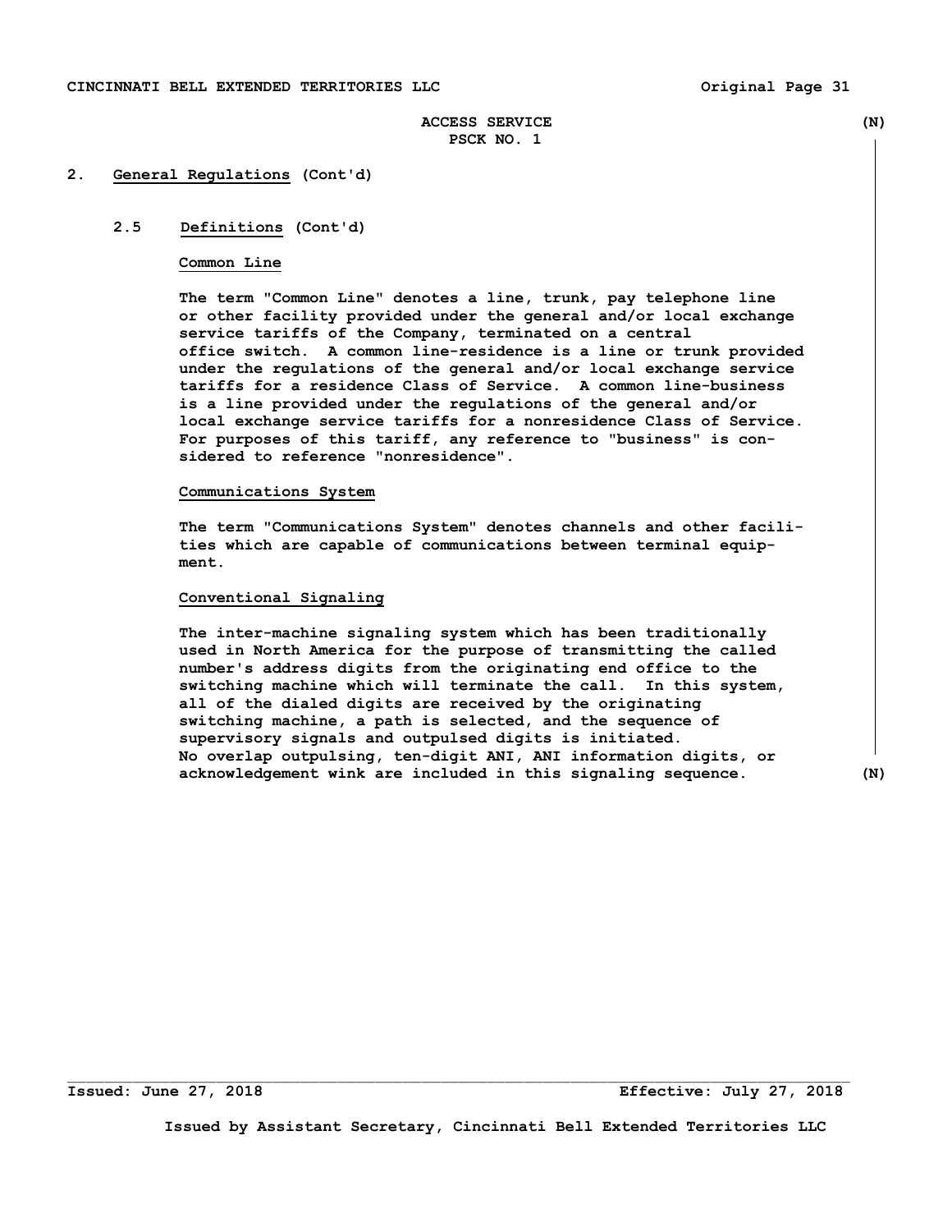ACCESS SERVICE (N)
PSCK NO. 1

## 2. General Regulations (Cont'd)

### 2.5 Definitions (Cont'd)

**Common Line**

The term "Common Line" denotes a line, trunk, pay telephone line or other facility provided under the general and/or local exchange service tariffs of the Company, terminated on a central office switch. A common line-residence is a line or trunk provided under the regulations of the general and/or local exchange service tariffs for a residence Class of Service. A common line-business is a line provided under the regulations of the general and/or local exchange service tariffs for a nonresidence Class of Service. For purposes of this tariff, any reference to "business" is considered to reference "nonresidence".

**Communications System**

The term "Communications System" denotes channels and other facilities which are capable of communications between terminal equipment.

**Conventional Signaling**

The inter-machine signaling system which has been traditionally used in North America for the purpose of transmitting the called number's address digits from the originating end office to the switching machine which will terminate the call. In this system, all of the dialed digits are received by the originating switching machine, a path is selected, and the sequence of supervisory signals and outpulsed digits is initiated. No overlap outpulsing, ten-digit ANI, ANI information digits, or acknowledgement wink are included in this signaling sequence. (N)

Issued: June 27, 2018 Effective: July 27, 2018

Issued by Assistant Secretary, Cincinnati Bell Extended Territories LLC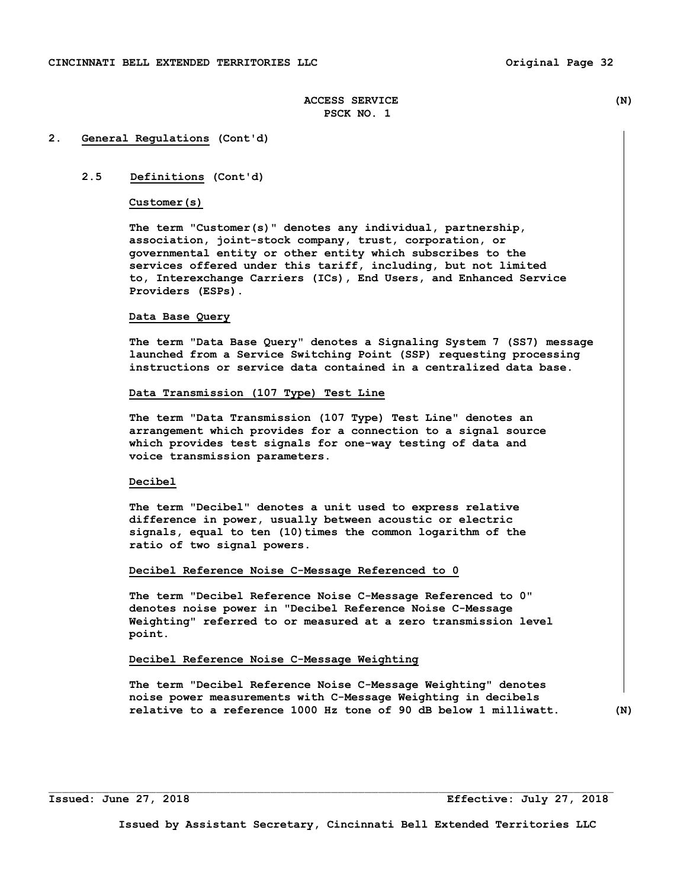ACCESS SERVICE (N)
PSCK NO. 1

## 2. General Regulations (Cont'd)

### 2.5 Definitions (Cont'd)

**Customer(s)**

The term "Customer(s)" denotes any individual, partnership, association, joint-stock company, trust, corporation, or governmental entity or other entity which subscribes to the services offered under this tariff, including, but not limited to, Interexchange Carriers (ICs), End Users, and Enhanced Service Providers (ESPs).

**Data Base Query**

The term "Data Base Query" denotes a Signaling System 7 (SS7) message launched from a Service Switching Point (SSP) requesting processing instructions or service data contained in a centralized data base.

**Data Transmission (107 Type) Test Line**

The term "Data Transmission (107 Type) Test Line" denotes an arrangement which provides for a connection to a signal source which provides test signals for one-way testing of data and voice transmission parameters.

**Decibel**

The term "Decibel" denotes a unit used to express relative difference in power, usually between acoustic or electric signals, equal to ten (10)times the common logarithm of the ratio of two signal powers.

**Decibel Reference Noise C-Message Referenced to 0**

The term "Decibel Reference Noise C-Message Referenced to 0" denotes noise power in "Decibel Reference Noise C-Message Weighting" referred to or measured at a zero transmission level point.

**Decibel Reference Noise C-Message Weighting**

The term "Decibel Reference Noise C-Message Weighting" denotes noise power measurements with C-Message Weighting in decibels relative to a reference 1000 Hz tone of 90 dB below 1 milliwatt. (N)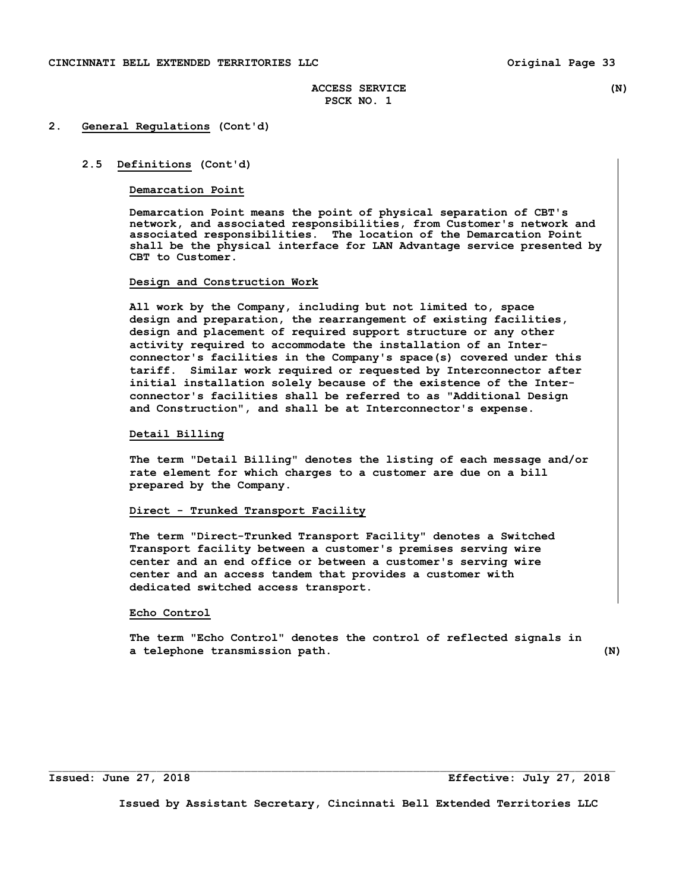ACCESS SERVICE (N)
PSCK NO. 1

## 2. General Regulations (Cont'd)

### 2.5 Definitions (Cont'd)

**Demarcation Point**

Demarcation Point means the point of physical separation of CBT's network, and associated responsibilities, from Customer's network and associated responsibilities. The location of the Demarcation Point shall be the physical interface for LAN Advantage service presented by CBT to Customer.

**Design and Construction Work**

All work by the Company, including but not limited to, space design and preparation, the rearrangement of existing facilities, design and placement of required support structure or any other activity required to accommodate the installation of an Interconnector's facilities in the Company's space(s) covered under this tariff. Similar work required or requested by Interconnector after initial installation solely because of the existence of the Interconnector's facilities shall be referred to as "Additional Design and Construction", and shall be at Interconnector's expense.

**Detail Billing**

The term "Detail Billing" denotes the listing of each message and/or rate element for which charges to a customer are due on a bill prepared by the Company.

**Direct - Trunked Transport Facility**

The term "Direct-Trunked Transport Facility" denotes a Switched Transport facility between a customer's premises serving wire center and an end office or between a customer's serving wire center and an access tandem that provides a customer with dedicated switched access transport.

**Echo Control**

The term "Echo Control" denotes the control of reflected signals in a telephone transmission path. (N)

Issued: June 27, 2018 Effective: July 27, 2018

Issued by Assistant Secretary, Cincinnati Bell Extended Territories LLC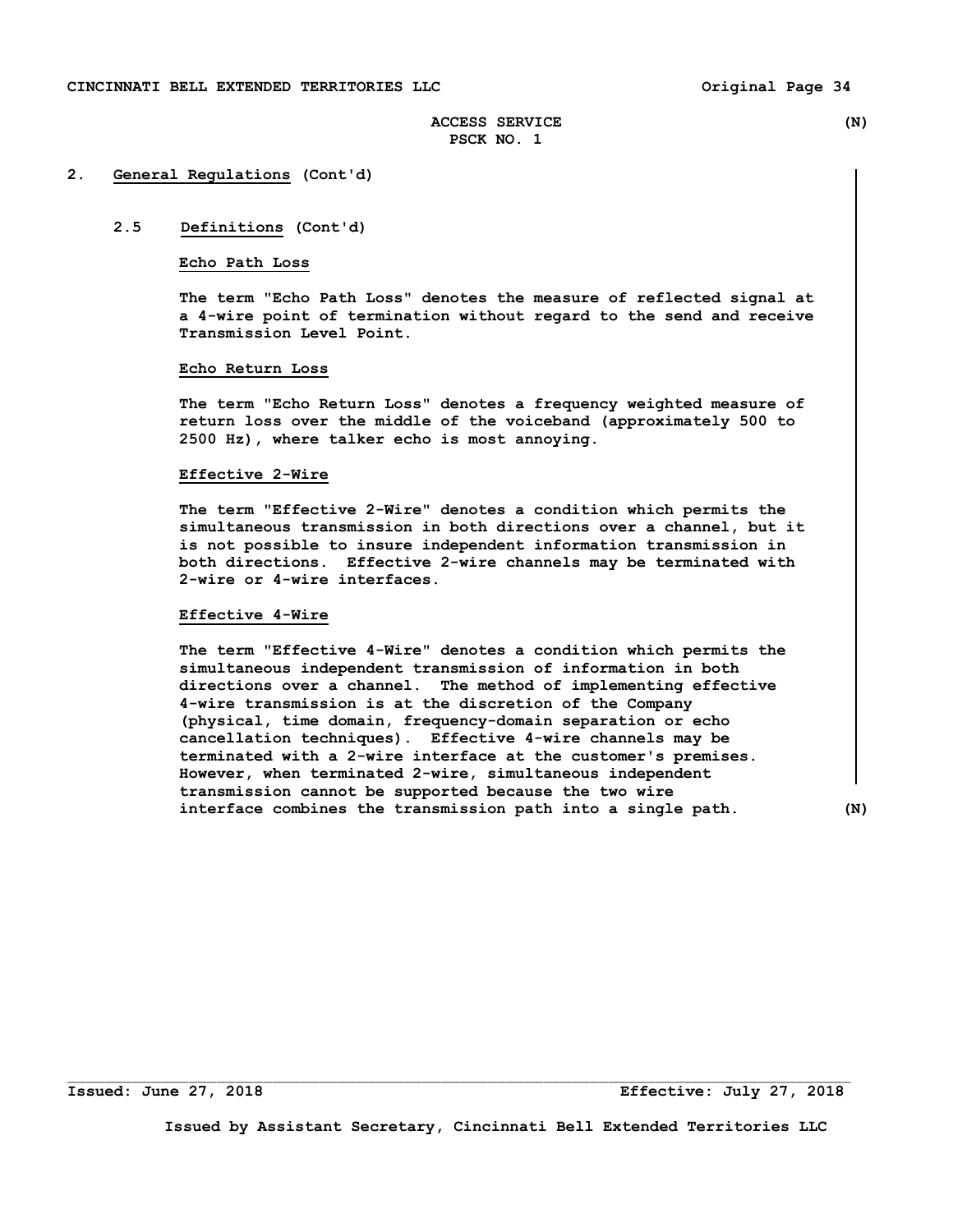ACCESS SERVICE (N)
PSCK NO. 1

## 2. General Regulations (Cont'd)

### 2.5 Definitions (Cont'd)

**Echo Path Loss**

The term "Echo Path Loss" denotes the measure of reflected signal at a 4-wire point of termination without regard to the send and receive Transmission Level Point.

**Echo Return Loss**

The term "Echo Return Loss" denotes a frequency weighted measure of return loss over the middle of the voiceband (approximately 500 to 2500 Hz), where talker echo is most annoying.

**Effective 2-Wire**

The term "Effective 2-Wire" denotes a condition which permits the simultaneous transmission in both directions over a channel, but it is not possible to insure independent information transmission in both directions. Effective 2-wire channels may be terminated with 2-wire or 4-wire interfaces.

**Effective 4-Wire**

The term "Effective 4-Wire" denotes a condition which permits the simultaneous independent transmission of information in both directions over a channel. The method of implementing effective 4-wire transmission is at the discretion of the Company (physical, time domain, frequency-domain separation or echo cancellation techniques). Effective 4-wire channels may be terminated with a 2-wire interface at the customer's premises. However, when terminated 2-wire, simultaneous independent transmission cannot be supported because the two wire interface combines the transmission path into a single path. (N)

Issued: June 27, 2018 Effective: July 27, 2018

Issued by Assistant Secretary, Cincinnati Bell Extended Territories LLC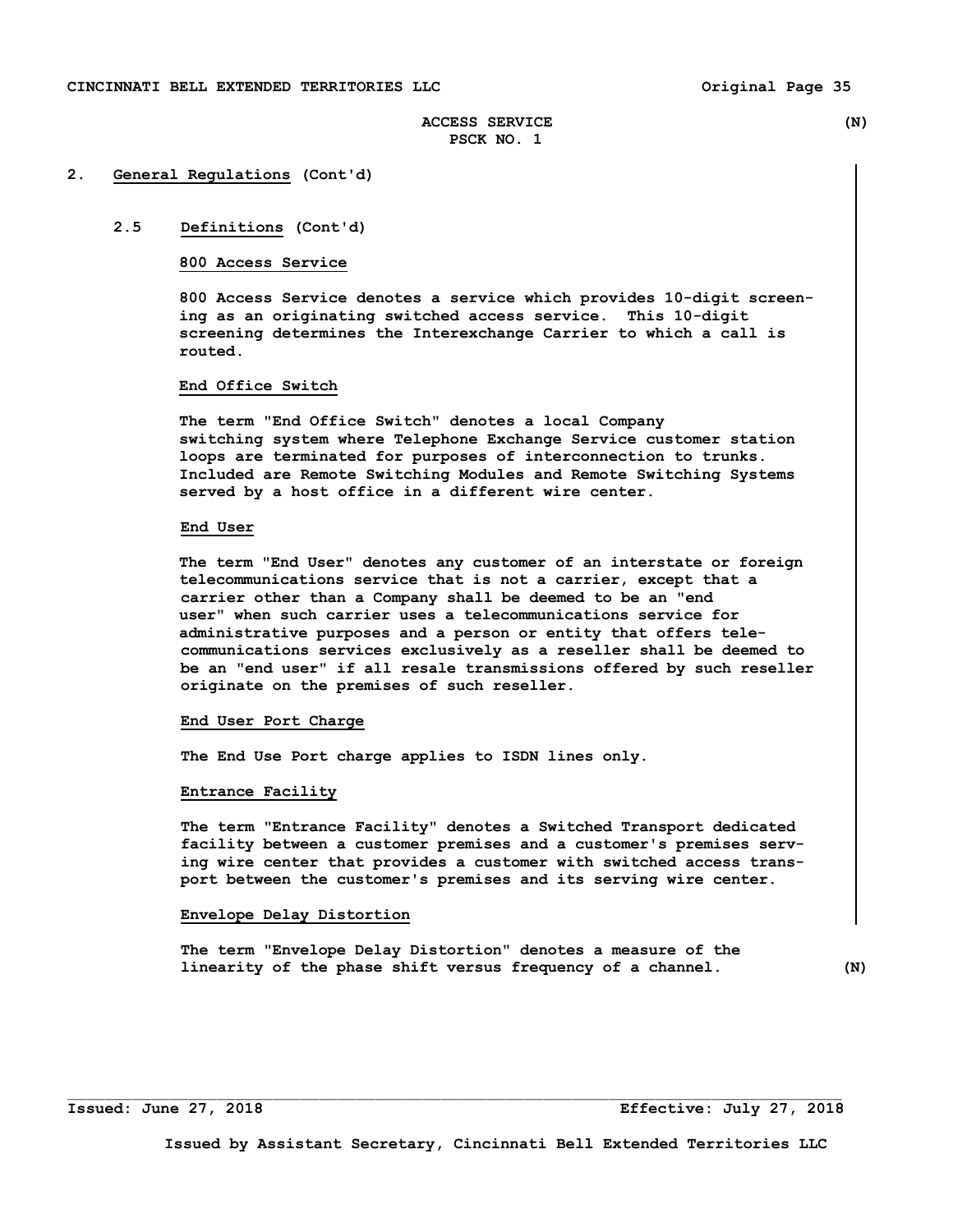## 2. General Regulations (Cont'd)

### 2.5 Definitions (Cont'd)

**800 Access Service**

800 Access Service denotes a service which provides 10-digit screening as an originating switched access service. This 10-digit screening determines the Interexchange Carrier to which a call is routed.

**End Office Switch**

The term "End Office Switch" denotes a local Company switching system where Telephone Exchange Service customer station loops are terminated for purposes of interconnection to trunks. Included are Remote Switching Modules and Remote Switching Systems served by a host office in a different wire center.

**End User**

The term "End User" denotes any customer of an interstate or foreign telecommunications service that is not a carrier, except that a carrier other than a Company shall be deemed to be an "end user" when such carrier uses a telecommunications service for administrative purposes and a person or entity that offers telecommunications services exclusively as a reseller shall be deemed to be an "end user" if all resale transmissions offered by such reseller originate on the premises of such reseller.

**End User Port Charge**

The End Use Port charge applies to ISDN lines only.

**Entrance Facility**

The term "Entrance Facility" denotes a Switched Transport dedicated facility between a customer premises and a customer's premises serving wire center that provides a customer with switched access transport between the customer's premises and its serving wire center.

**Envelope Delay Distortion**

The term "Envelope Delay Distortion" denotes a measure of the linearity of the phase shift versus frequency of a channel. (N)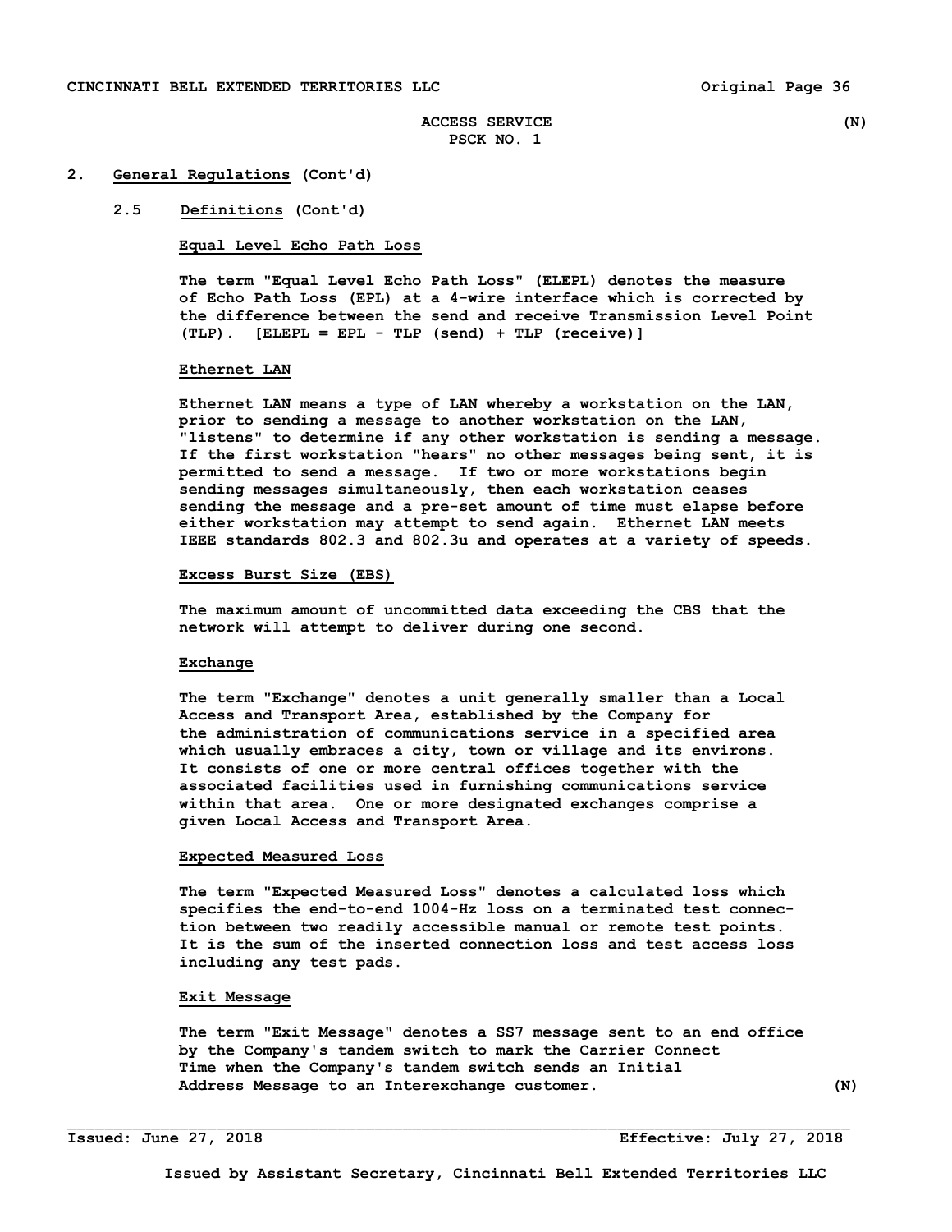ACCESS SERVICE (N)
PSCK NO. 1

## 2. General Regulations (Cont'd)

### 2.5 Definitions (Cont'd)

**Equal Level Echo Path Loss**

The term "Equal Level Echo Path Loss" (ELEPL) denotes the measure of Echo Path Loss (EPL) at a 4-wire interface which is corrected by the difference between the send and receive Transmission Level Point (TLP). [ELEPL = EPL - TLP (send) + TLP (receive)]

**Ethernet LAN**

Ethernet LAN means a type of LAN whereby a workstation on the LAN, prior to sending a message to another workstation on the LAN, "listens" to determine if any other workstation is sending a message. If the first workstation "hears" no other messages being sent, it is permitted to send a message. If two or more workstations begin sending messages simultaneously, then each workstation ceases sending the message and a pre-set amount of time must elapse before either workstation may attempt to send again. Ethernet LAN meets IEEE standards 802.3 and 802.3u and operates at a variety of speeds.

**Excess Burst Size (EBS)**

The maximum amount of uncommitted data exceeding the CBS that the network will attempt to deliver during one second.

**Exchange**

The term "Exchange" denotes a unit generally smaller than a Local Access and Transport Area, established by the Company for the administration of communications service in a specified area which usually embraces a city, town or village and its environs. It consists of one or more central offices together with the associated facilities used in furnishing communications service within that area. One or more designated exchanges comprise a given Local Access and Transport Area.

**Expected Measured Loss**

The term "Expected Measured Loss" denotes a calculated loss which specifies the end-to-end 1004-Hz loss on a terminated test connection between two readily accessible manual or remote test points. It is the sum of the inserted connection loss and test access loss including any test pads.

**Exit Message**

The term "Exit Message" denotes a SS7 message sent to an end office by the Company's tandem switch to mark the Carrier Connect Time when the Company's tandem switch sends an Initial Address Message to an Interexchange customer. (N)

Issued: June 27, 2018 Effective: July 27, 2018

Issued by Assistant Secretary, Cincinnati Bell Extended Territories LLC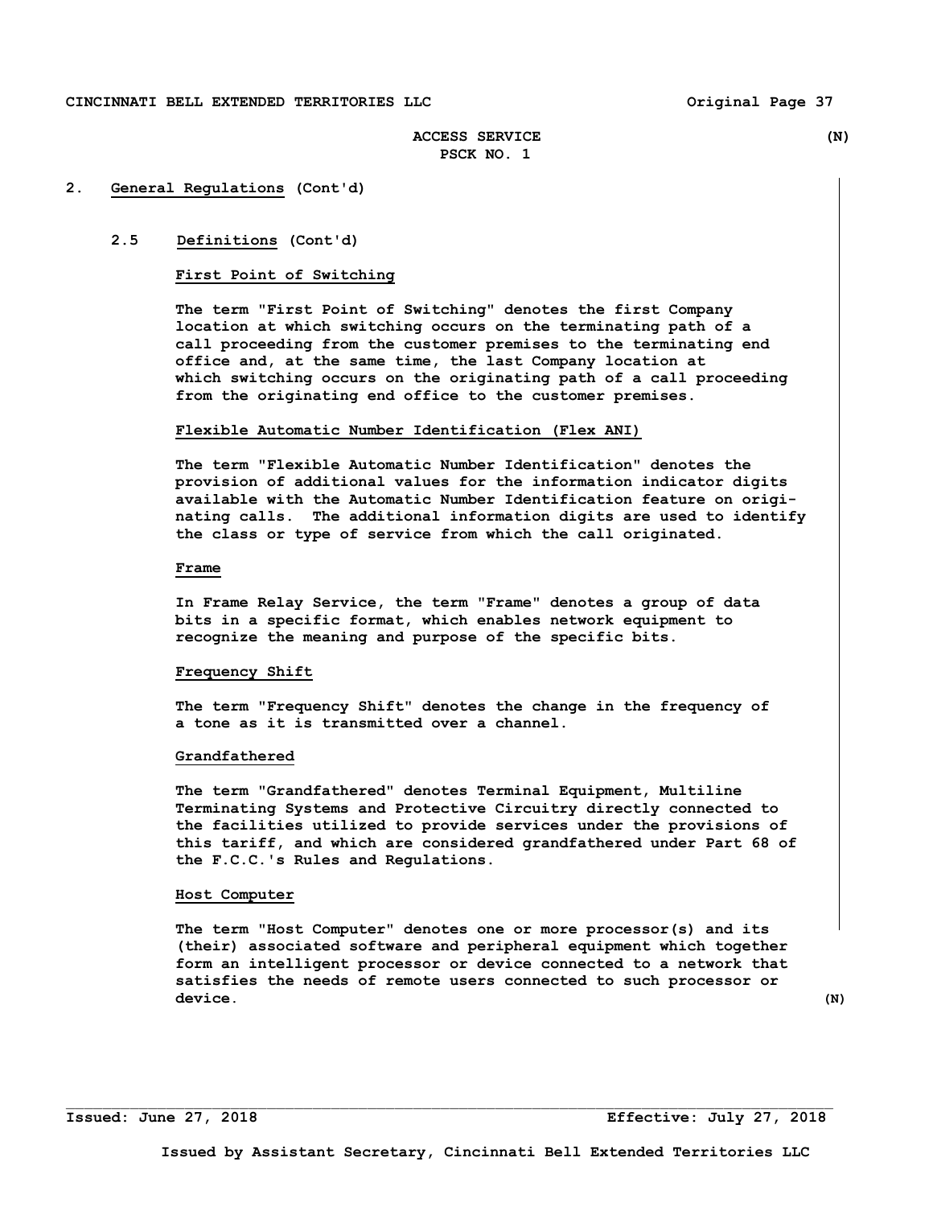ACCESS SERVICE (N)
PSCK NO. 1

## 2. General Regulations (Cont'd)

### 2.5 Definitions (Cont'd)

**First Point of Switching**

The term "First Point of Switching" denotes the first Company location at which switching occurs on the terminating path of a call proceeding from the customer premises to the terminating end office and, at the same time, the last Company location at which switching occurs on the originating path of a call proceeding from the originating end office to the customer premises.

**Flexible Automatic Number Identification (Flex ANI)**

The term "Flexible Automatic Number Identification" denotes the provision of additional values for the information indicator digits available with the Automatic Number Identification feature on originating calls. The additional information digits are used to identify the class or type of service from which the call originated.

**Frame**

In Frame Relay Service, the term "Frame" denotes a group of data bits in a specific format, which enables network equipment to recognize the meaning and purpose of the specific bits.

**Frequency Shift**

The term "Frequency Shift" denotes the change in the frequency of a tone as it is transmitted over a channel.

**Grandfathered**

The term "Grandfathered" denotes Terminal Equipment, Multiline Terminating Systems and Protective Circuitry directly connected to the facilities utilized to provide services under the provisions of this tariff, and which are considered grandfathered under Part 68 of the F.C.C.'s Rules and Regulations.

**Host Computer**

The term "Host Computer" denotes one or more processor(s) and its (their) associated software and peripheral equipment which together form an intelligent processor or device connected to a network that satisfies the needs of remote users connected to such processor or device. (N)

Issued: June 27, 2018 Effective: July 27, 2018

Issued by Assistant Secretary, Cincinnati Bell Extended Territories LLC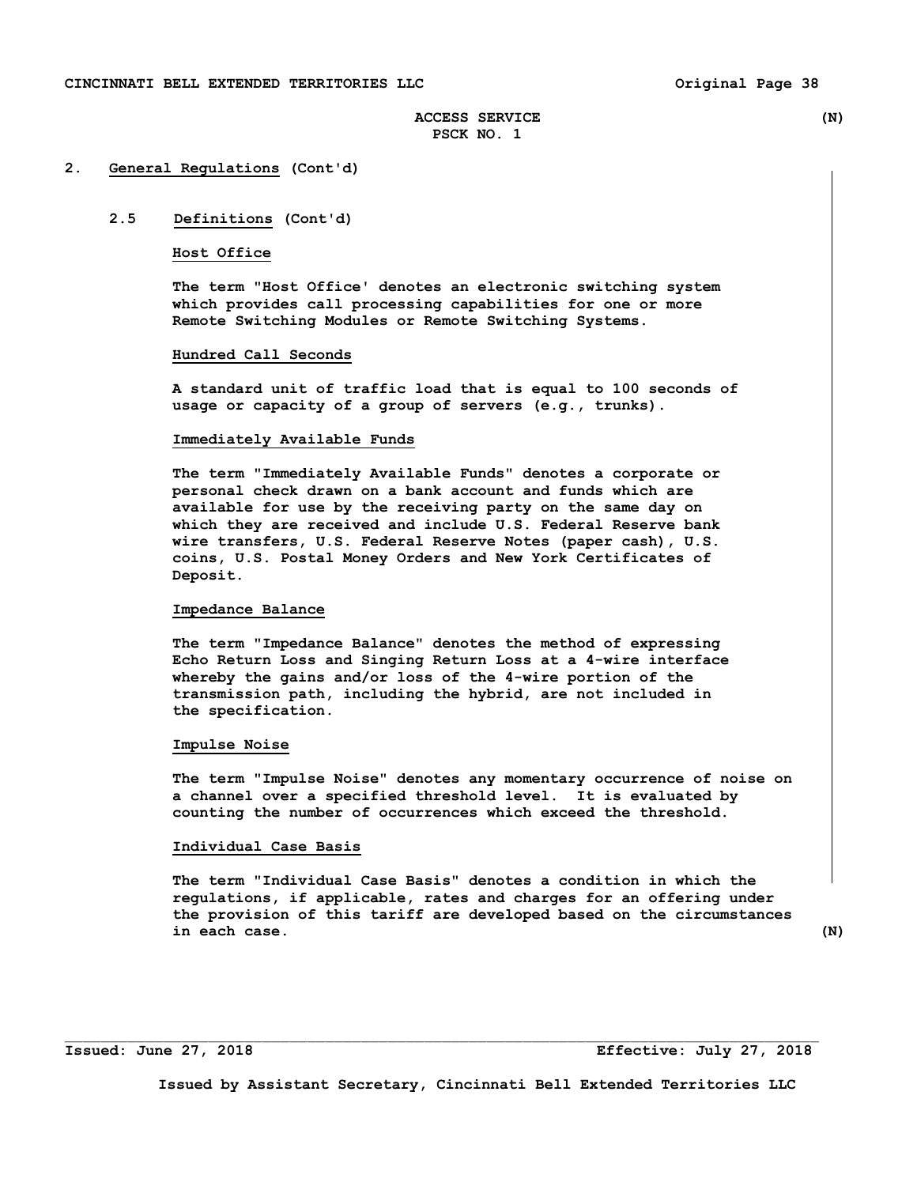## 2. General Regulations (Cont'd)

### 2.5 Definitions (Cont'd)

**Host Office**

The term "Host Office' denotes an electronic switching system which provides call processing capabilities for one or more Remote Switching Modules or Remote Switching Systems.

**Hundred Call Seconds**

A standard unit of traffic load that is equal to 100 seconds of usage or capacity of a group of servers (e.g., trunks).

**Immediately Available Funds**

The term "Immediately Available Funds" denotes a corporate or personal check drawn on a bank account and funds which are available for use by the receiving party on the same day on which they are received and include U.S. Federal Reserve bank wire transfers, U.S. Federal Reserve Notes (paper cash), U.S. coins, U.S. Postal Money Orders and New York Certificates of Deposit.

**Impedance Balance**

The term "Impedance Balance" denotes the method of expressing Echo Return Loss and Singing Return Loss at a 4-wire interface whereby the gains and/or loss of the 4-wire portion of the transmission path, including the hybrid, are not included in the specification.

**Impulse Noise**

The term "Impulse Noise" denotes any momentary occurrence of noise on a channel over a specified threshold level. It is evaluated by counting the number of occurrences which exceed the threshold.

**Individual Case Basis**

The term "Individual Case Basis" denotes a condition in which the regulations, if applicable, rates and charges for an offering under the provision of this tariff are developed based on the circumstances in each case. (N)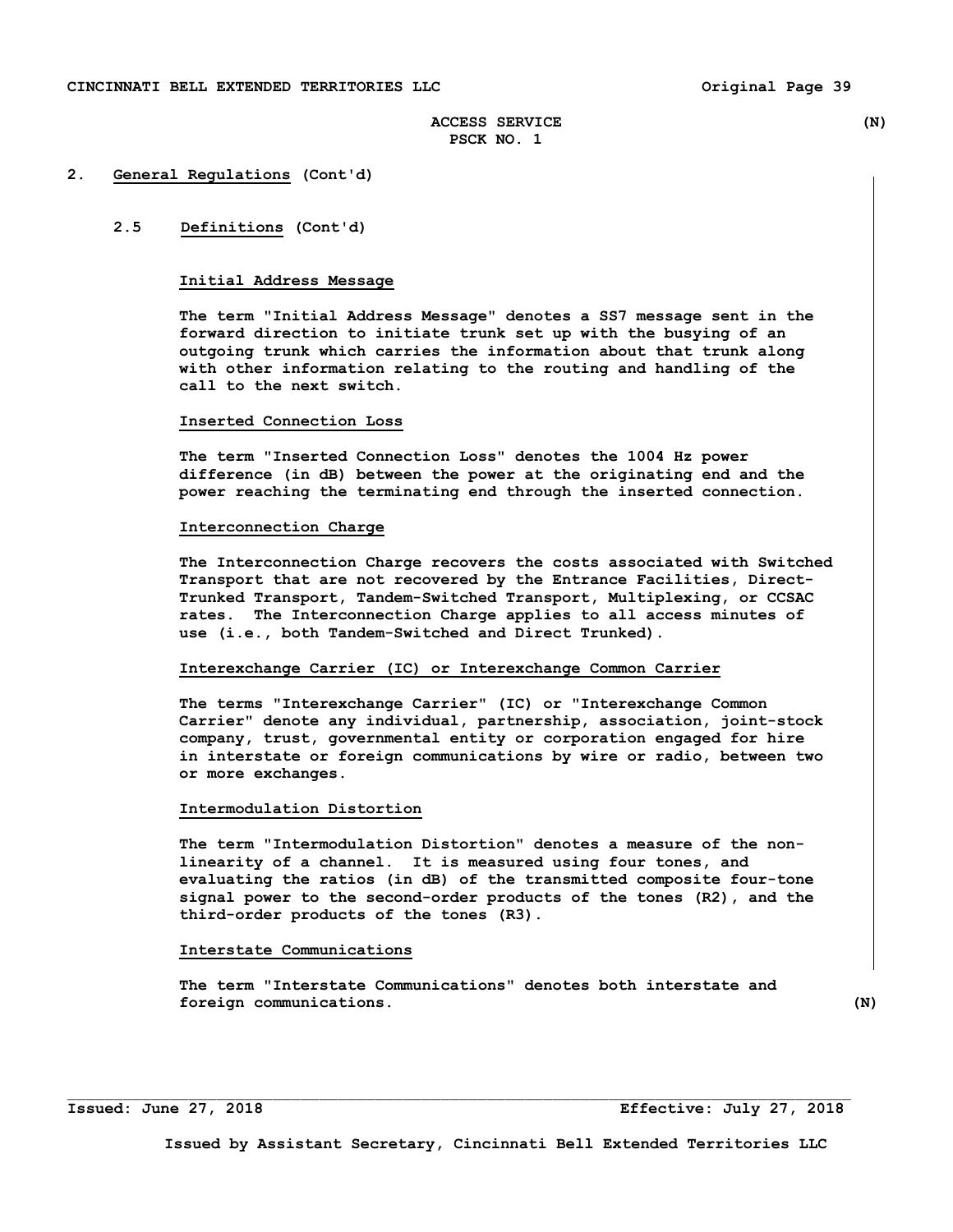ACCESS SERVICE (N)
PSCK NO. 1

## 2. General Regulations (Cont'd)

### 2.5 Definitions (Cont'd)

**Initial Address Message**

The term "Initial Address Message" denotes a SS7 message sent in the forward direction to initiate trunk set up with the busying of an outgoing trunk which carries the information about that trunk along with other information relating to the routing and handling of the call to the next switch.

**Inserted Connection Loss**

The term "Inserted Connection Loss" denotes the 1004 Hz power difference (in dB) between the power at the originating end and the power reaching the terminating end through the inserted connection.

**Interconnection Charge**

The Interconnection Charge recovers the costs associated with Switched Transport that are not recovered by the Entrance Facilities, Direct-Trunked Transport, Tandem-Switched Transport, Multiplexing, or CCSAC rates. The Interconnection Charge applies to all access minutes of use (i.e., both Tandem-Switched and Direct Trunked).

**Interexchange Carrier (IC) or Interexchange Common Carrier**

The terms "Interexchange Carrier" (IC) or "Interexchange Common Carrier" denote any individual, partnership, association, joint-stock company, trust, governmental entity or corporation engaged for hire in interstate or foreign communications by wire or radio, between two or more exchanges.

**Intermodulation Distortion**

The term "Intermodulation Distortion" denotes a measure of the non-linearity of a channel. It is measured using four tones, and evaluating the ratios (in dB) of the transmitted composite four-tone signal power to the second-order products of the tones (R2), and the third-order products of the tones (R3).

**Interstate Communications**

The term "Interstate Communications" denotes both interstate and foreign communications. (N)

Issued: June 27, 2018 Effective: July 27, 2018

Issued by Assistant Secretary, Cincinnati Bell Extended Territories LLC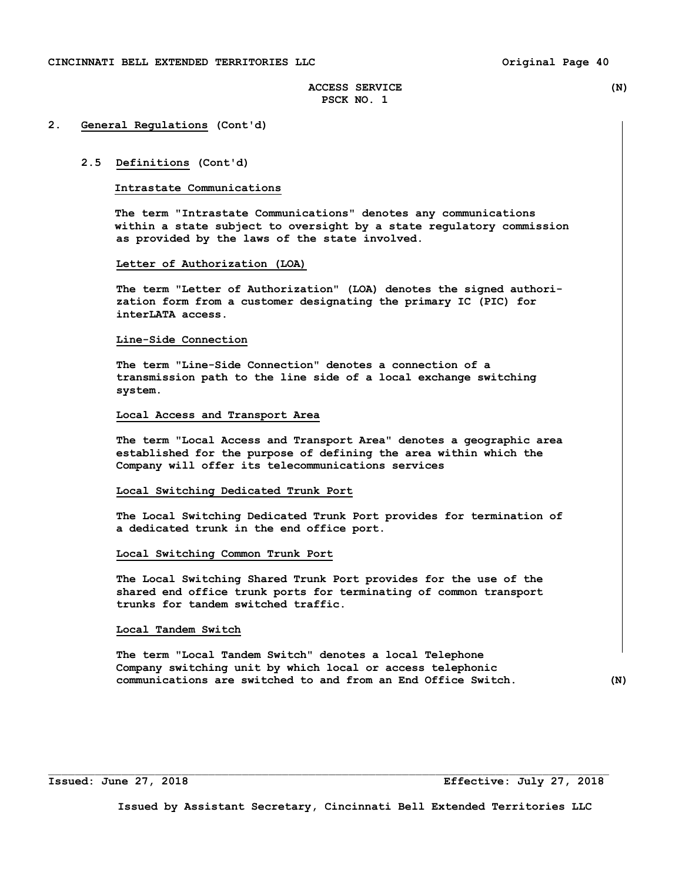## 2. General Regulations (Cont'd)

### 2.5 Definitions (Cont'd)

**Intrastate Communications**

The term "Intrastate Communications" denotes any communications within a state subject to oversight by a state regulatory commission as provided by the laws of the state involved.

**Letter of Authorization (LOA)**

The term "Letter of Authorization" (LOA) denotes the signed authorization form from a customer designating the primary IC (PIC) for interLATA access.

**Line-Side Connection**

The term "Line-Side Connection" denotes a connection of a transmission path to the line side of a local exchange switching system.

**Local Access and Transport Area**

The term "Local Access and Transport Area" denotes a geographic area established for the purpose of defining the area within which the Company will offer its telecommunications services

**Local Switching Dedicated Trunk Port**

The Local Switching Dedicated Trunk Port provides for termination of a dedicated trunk in the end office port.

**Local Switching Common Trunk Port**

The Local Switching Shared Trunk Port provides for the use of the shared end office trunk ports for terminating of common transport trunks for tandem switched traffic.

**Local Tandem Switch**

The term "Local Tandem Switch" denotes a local Telephone Company switching unit by which local or access telephonic communications are switched to and from an End Office Switch. (N)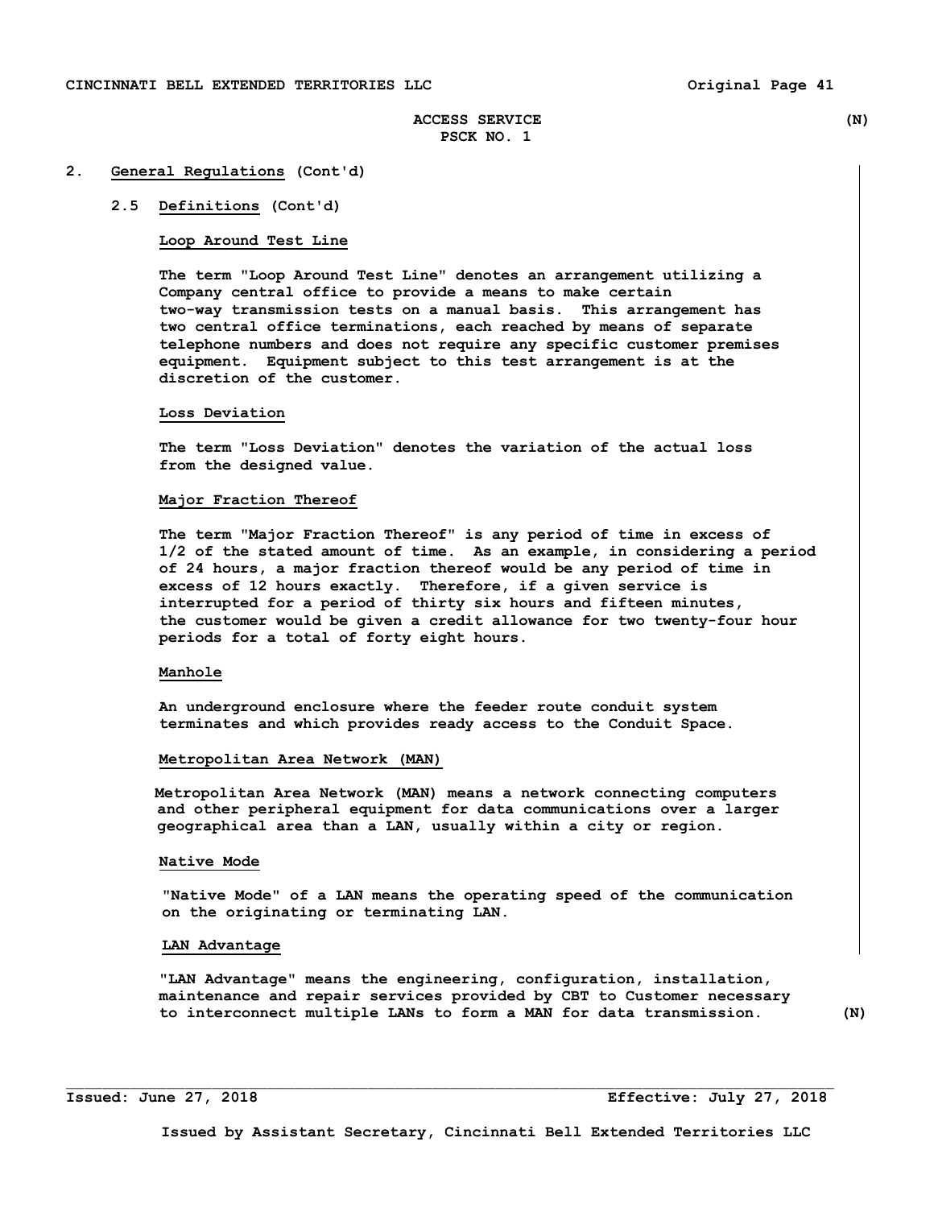## 2. General Regulations (Cont'd)

### 2.5 Definitions (Cont'd)

**Loop Around Test Line**

The term "Loop Around Test Line" denotes an arrangement utilizing a Company central office to provide a means to make certain two-way transmission tests on a manual basis. This arrangement has two central office terminations, each reached by means of separate telephone numbers and does not require any specific customer premises equipment. Equipment subject to this test arrangement is at the discretion of the customer.

**Loss Deviation**

The term "Loss Deviation" denotes the variation of the actual loss from the designed value.

**Major Fraction Thereof**

The term "Major Fraction Thereof" is any period of time in excess of 1/2 of the stated amount of time. As an example, in considering a period of 24 hours, a major fraction thereof would be any period of time in excess of 12 hours exactly. Therefore, if a given service is interrupted for a period of thirty six hours and fifteen minutes, the customer would be given a credit allowance for two twenty-four hour periods for a total of forty eight hours.

**Manhole**

An underground enclosure where the feeder route conduit system terminates and which provides ready access to the Conduit Space.

**Metropolitan Area Network (MAN)**

Metropolitan Area Network (MAN) means a network connecting computers and other peripheral equipment for data communications over a larger geographical area than a LAN, usually within a city or region.

**Native Mode**

"Native Mode" of a LAN means the operating speed of the communication on the originating or terminating LAN.

**LAN Advantage**

"LAN Advantage" means the engineering, configuration, installation, maintenance and repair services provided by CBT to Customer necessary to interconnect multiple LANs to form a MAN for data transmission. (N)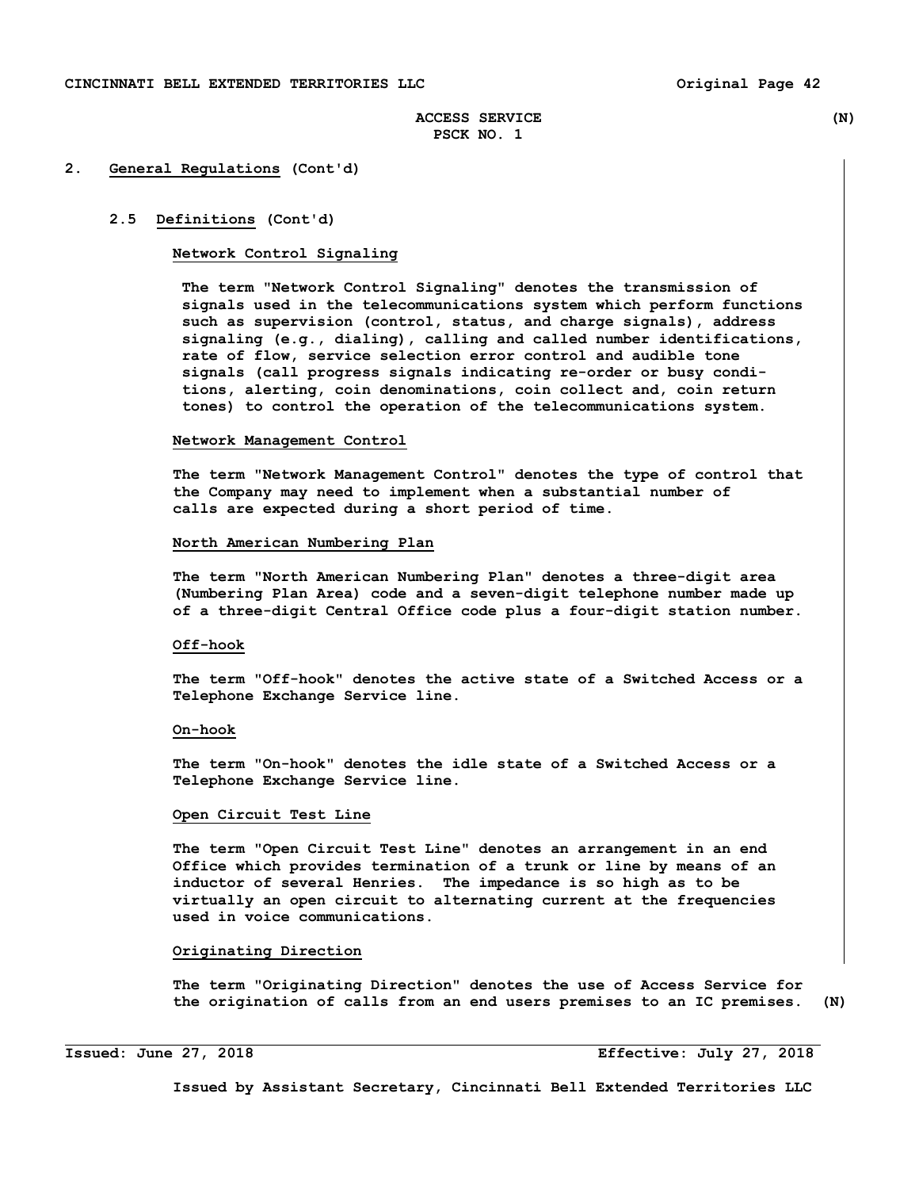## 2. General Regulations (Cont'd)

### 2.5 Definitions (Cont'd)

**Network Control Signaling**

The term "Network Control Signaling" denotes the transmission of signals used in the telecommunications system which perform functions such as supervision (control, status, and charge signals), address signaling (e.g., dialing), calling and called number identifications, rate of flow, service selection error control and audible tone signals (call progress signals indicating re-order or busy conditions, alerting, coin denominations, coin collect and, coin return tones) to control the operation of the telecommunications system.

**Network Management Control**

The term "Network Management Control" denotes the type of control that the Company may need to implement when a substantial number of calls are expected during a short period of time.

**North American Numbering Plan**

The term "North American Numbering Plan" denotes a three-digit area (Numbering Plan Area) code and a seven-digit telephone number made up of a three-digit Central Office code plus a four-digit station number.

**Off-hook**

The term "Off-hook" denotes the active state of a Switched Access or a Telephone Exchange Service line.

**On-hook**

The term "On-hook" denotes the idle state of a Switched Access or a Telephone Exchange Service line.

**Open Circuit Test Line**

The term "Open Circuit Test Line" denotes an arrangement in an end Office which provides termination of a trunk or line by means of an inductor of several Henries. The impedance is so high as to be virtually an open circuit to alternating current at the frequencies used in voice communications.

**Originating Direction**

The term "Originating Direction" denotes the use of Access Service for the origination of calls from an end users premises to an IC premises. (N)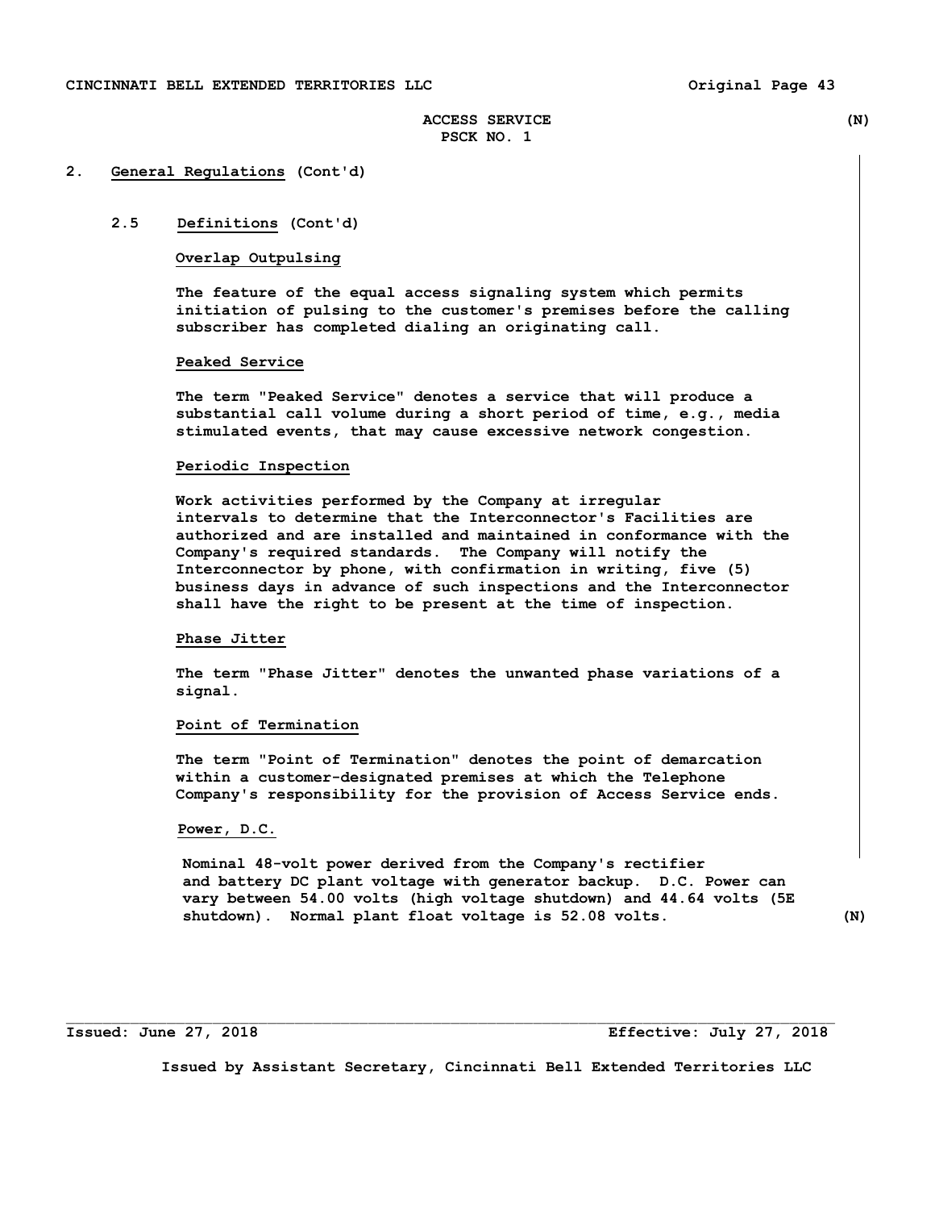## 2. General Regulations (Cont'd)

### 2.5 Definitions (Cont'd)

**Overlap Outpulsing**

The feature of the equal access signaling system which permits initiation of pulsing to the customer's premises before the calling subscriber has completed dialing an originating call.

**Peaked Service**

The term "Peaked Service" denotes a service that will produce a substantial call volume during a short period of time, e.g., media stimulated events, that may cause excessive network congestion.

**Periodic Inspection**

Work activities performed by the Company at irregular intervals to determine that the Interconnector's Facilities are authorized and are installed and maintained in conformance with the Company's required standards. The Company will notify the Interconnector by phone, with confirmation in writing, five (5) business days in advance of such inspections and the Interconnector shall have the right to be present at the time of inspection.

**Phase Jitter**

The term "Phase Jitter" denotes the unwanted phase variations of a signal.

**Point of Termination**

The term "Point of Termination" denotes the point of demarcation within a customer-designated premises at which the Telephone Company's responsibility for the provision of Access Service ends.

**Power, D.C.**

Nominal 48-volt power derived from the Company's rectifier and battery DC plant voltage with generator backup. D.C. Power can vary between 54.00 volts (high voltage shutdown) and 44.64 volts (5E shutdown). Normal plant float voltage is 52.08 volts. (N)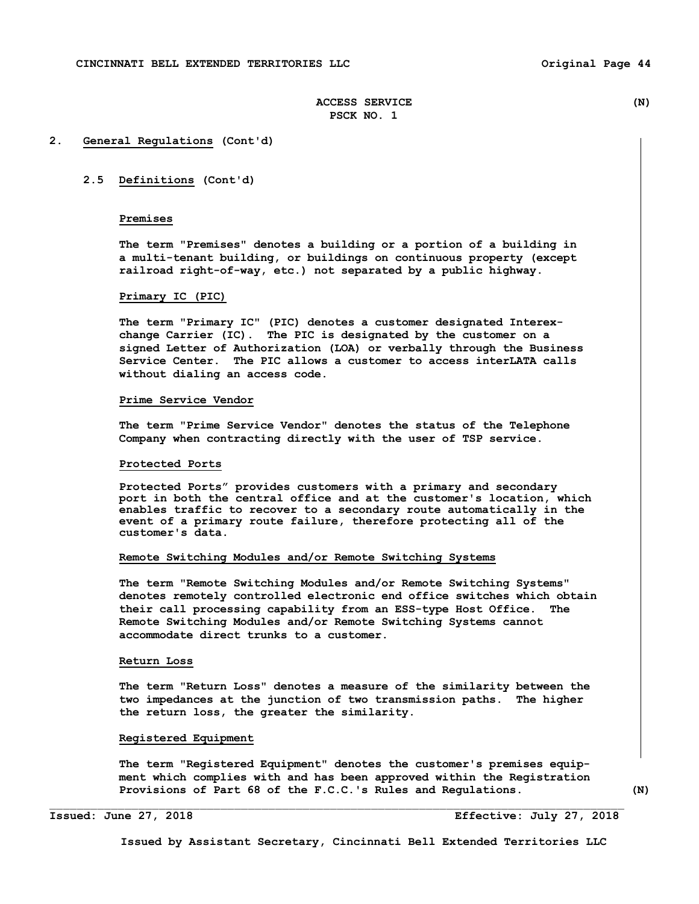ACCESS SERVICE (N)
PSCK NO. 1

## 2. General Regulations (Cont'd)

### 2.5 Definitions (Cont'd)

**Premises**

The term "Premises" denotes a building or a portion of a building in a multi-tenant building, or buildings on continuous property (except railroad right-of-way, etc.) not separated by a public highway.

**Primary IC (PIC)**

The term "Primary IC" (PIC) denotes a customer designated Interexchange Carrier (IC). The PIC is designated by the customer on a signed Letter of Authorization (LOA) or verbally through the Business Service Center. The PIC allows a customer to access interLATA calls without dialing an access code.

**Prime Service Vendor**

The term "Prime Service Vendor" denotes the status of the Telephone Company when contracting directly with the user of TSP service.

**Protected Ports**

Protected Ports" provides customers with a primary and secondary port in both the central office and at the customer's location, which enables traffic to recover to a secondary route automatically in the event of a primary route failure, therefore protecting all of the customer's data.

**Remote Switching Modules and/or Remote Switching Systems**

The term "Remote Switching Modules and/or Remote Switching Systems" denotes remotely controlled electronic end office switches which obtain their call processing capability from an ESS-type Host Office. The Remote Switching Modules and/or Remote Switching Systems cannot accommodate direct trunks to a customer.

**Return Loss**

The term "Return Loss" denotes a measure of the similarity between the two impedances at the junction of two transmission paths. The higher the return loss, the greater the similarity.

**Registered Equipment**

The term "Registered Equipment" denotes the customer's premises equipment which complies with and has been approved within the Registration Provisions of Part 68 of the F.C.C.'s Rules and Regulations. (N)

Issued: June 27, 2018 Effective: July 27, 2018

Issued by Assistant Secretary, Cincinnati Bell Extended Territories LLC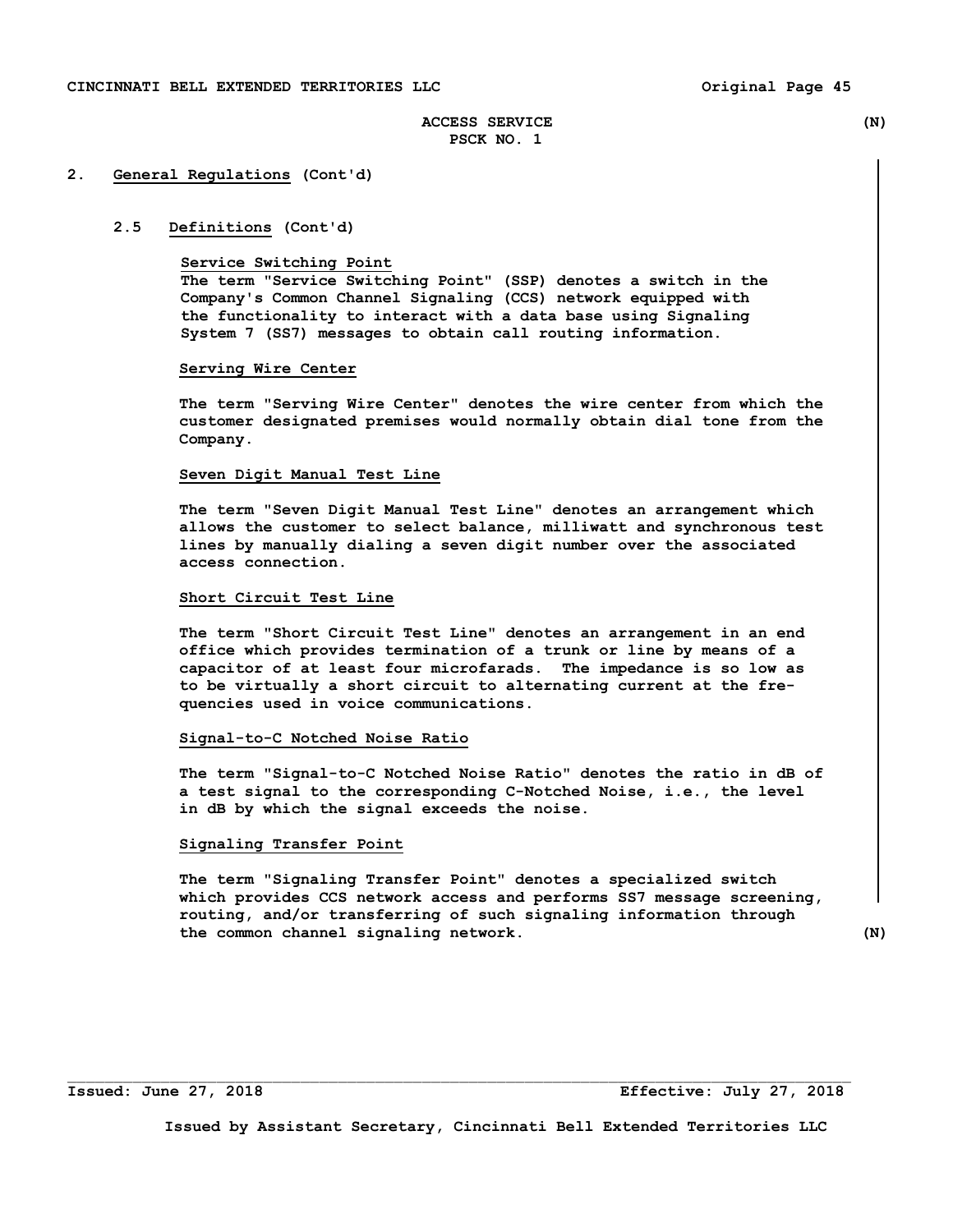## 2. General Regulations (Cont'd)

### 2.5 Definitions (Cont'd)

**Service Switching Point**

The term "Service Switching Point" (SSP) denotes a switch in the Company's Common Channel Signaling (CCS) network equipped with the functionality to interact with a data base using Signaling System 7 (SS7) messages to obtain call routing information.

**Serving Wire Center**

The term "Serving Wire Center" denotes the wire center from which the customer designated premises would normally obtain dial tone from the Company.

**Seven Digit Manual Test Line**

The term "Seven Digit Manual Test Line" denotes an arrangement which allows the customer to select balance, milliwatt and synchronous test lines by manually dialing a seven digit number over the associated access connection.

**Short Circuit Test Line**

The term "Short Circuit Test Line" denotes an arrangement in an end office which provides termination of a trunk or line by means of a capacitor of at least four microfarads. The impedance is so low as to be virtually a short circuit to alternating current at the frequencies used in voice communications.

**Signal-to-C Notched Noise Ratio**

The term "Signal-to-C Notched Noise Ratio" denotes the ratio in dB of a test signal to the corresponding C-Notched Noise, i.e., the level in dB by which the signal exceeds the noise.

**Signaling Transfer Point**

The term "Signaling Transfer Point" denotes a specialized switch which provides CCS network access and performs SS7 message screening, routing, and/or transferring of such signaling information through the common channel signaling network.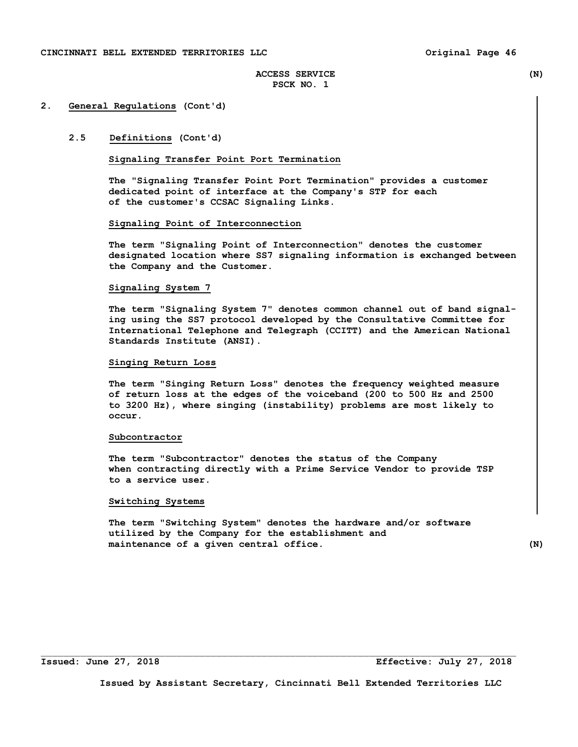## 2. General Regulations (Cont'd)

### 2.5 Definitions (Cont'd)

Signaling Transfer Point Port Termination

The "Signaling Transfer Point Port Termination" provides a customer dedicated point of interface at the Company's STP for each of the customer's CCSAC Signaling Links.

Signaling Point of Interconnection

The term "Signaling Point of Interconnection" denotes the customer designated location where SS7 signaling information is exchanged between the Company and the Customer.

Signaling System 7

The term "Signaling System 7" denotes common channel out of band signaling using the SS7 protocol developed by the Consultative Committee for International Telephone and Telegraph (CCITT) and the American National Standards Institute (ANSI).

Singing Return Loss

The term "Singing Return Loss" denotes the frequency weighted measure of return loss at the edges of the voiceband (200 to 500 Hz and 2500 to 3200 Hz), where singing (instability) problems are most likely to occur.

Subcontractor

The term "Subcontractor" denotes the status of the Company when contracting directly with a Prime Service Vendor to provide TSP to a service user.

Switching Systems

The term "Switching System" denotes the hardware and/or software utilized by the Company for the establishment and maintenance of a given central office. (N)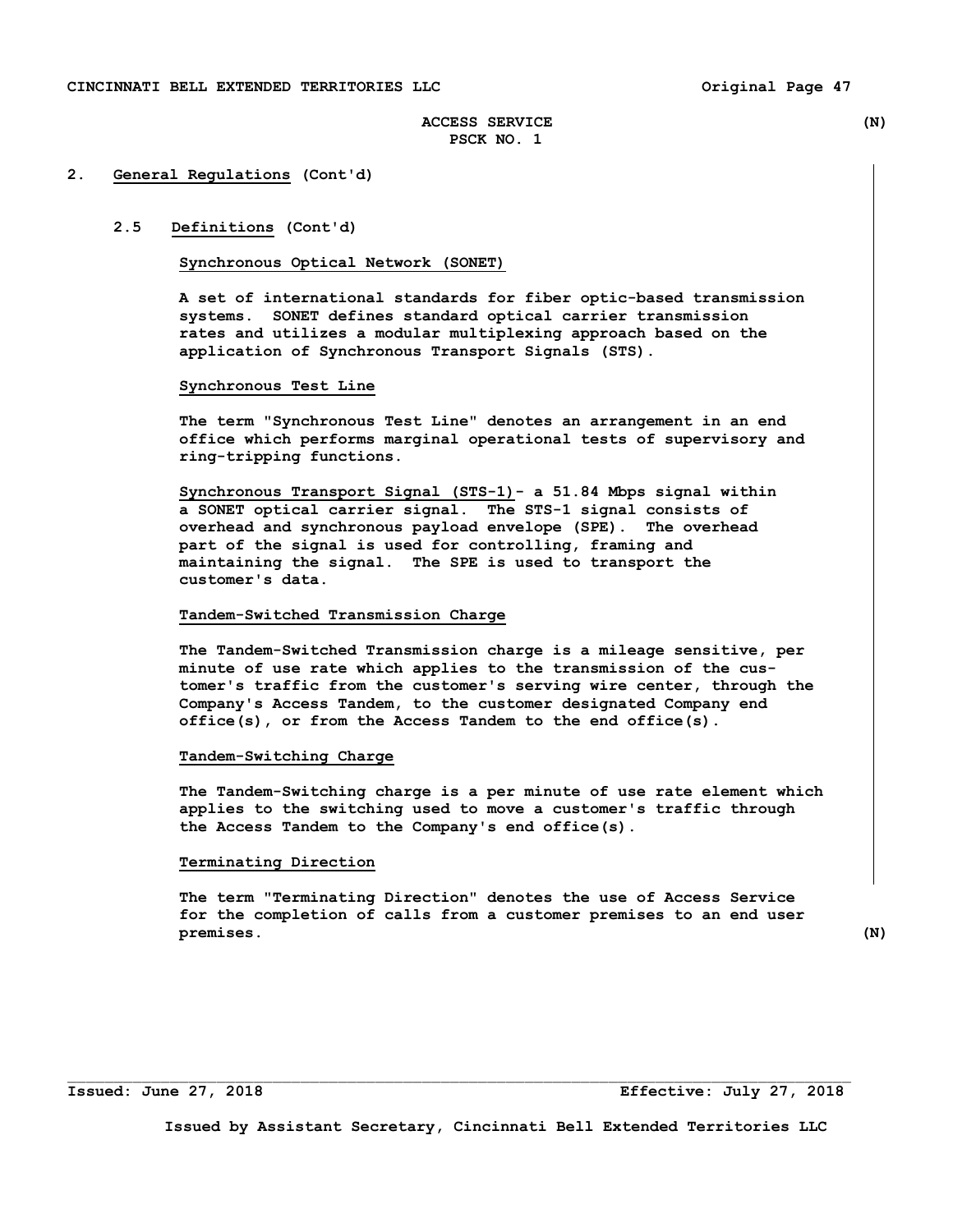## 2. General Regulations (Cont'd)

### 2.5 Definitions (Cont'd)

**Synchronous Optical Network (SONET)**

A set of international standards for fiber optic-based transmission systems. SONET defines standard optical carrier transmission rates and utilizes a modular multiplexing approach based on the application of Synchronous Transport Signals (STS).

**Synchronous Test Line**

The term "Synchronous Test Line" denotes an arrangement in an end office which performs marginal operational tests of supervisory and ring-tripping functions.

**Synchronous Transport Signal (STS-1)** - a 51.84 Mbps signal within a SONET optical carrier signal. The STS-1 signal consists of overhead and synchronous payload envelope (SPE). The overhead part of the signal is used for controlling, framing and maintaining the signal. The SPE is used to transport the customer's data.

**Tandem-Switched Transmission Charge**

The Tandem-Switched Transmission charge is a mileage sensitive, per minute of use rate which applies to the transmission of the customer's traffic from the customer's serving wire center, through the Company's Access Tandem, to the customer designated Company end office(s), or from the Access Tandem to the end office(s).

**Tandem-Switching Charge**

The Tandem-Switching charge is a per minute of use rate element which applies to the switching used to move a customer's traffic through the Access Tandem to the Company's end office(s).

**Terminating Direction**

The term "Terminating Direction" denotes the use of Access Service for the completion of calls from a customer premises to an end user premises. (N)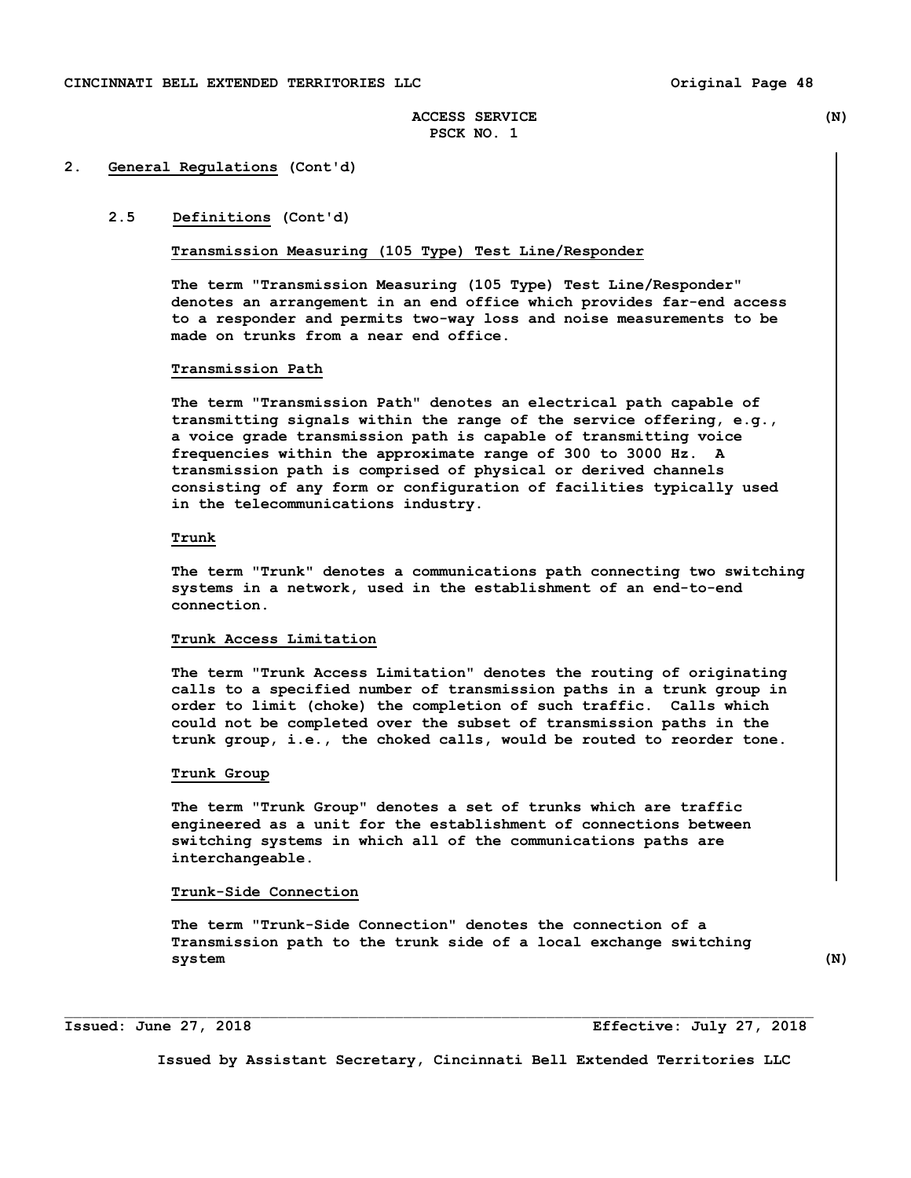ACCESS SERVICE (N)
PSCK NO. 1

## 2. General Regulations (Cont'd)

### 2.5 Definitions (Cont'd)

**Transmission Measuring (105 Type) Test Line/Responder**

The term "Transmission Measuring (105 Type) Test Line/Responder" denotes an arrangement in an end office which provides far-end access to a responder and permits two-way loss and noise measurements to be made on trunks from a near end office.

**Transmission Path**

The term "Transmission Path" denotes an electrical path capable of transmitting signals within the range of the service offering, e.g., a voice grade transmission path is capable of transmitting voice frequencies within the approximate range of 300 to 3000 Hz. A transmission path is comprised of physical or derived channels consisting of any form or configuration of facilities typically used in the telecommunications industry.

**Trunk**

The term "Trunk" denotes a communications path connecting two switching systems in a network, used in the establishment of an end-to-end connection.

**Trunk Access Limitation**

The term "Trunk Access Limitation" denotes the routing of originating calls to a specified number of transmission paths in a trunk group in order to limit (choke) the completion of such traffic. Calls which could not be completed over the subset of transmission paths in the trunk group, i.e., the choked calls, would be routed to reorder tone.

**Trunk Group**

The term "Trunk Group" denotes a set of trunks which are traffic engineered as a unit for the establishment of connections between switching systems in which all of the communications paths are interchangeable.

**Trunk-Side Connection**

The term "Trunk-Side Connection" denotes the connection of a Transmission path to the trunk side of a local exchange switching system (N)

Issued: June 27, 2018 Effective: July 27, 2018

Issued by Assistant Secretary, Cincinnati Bell Extended Territories LLC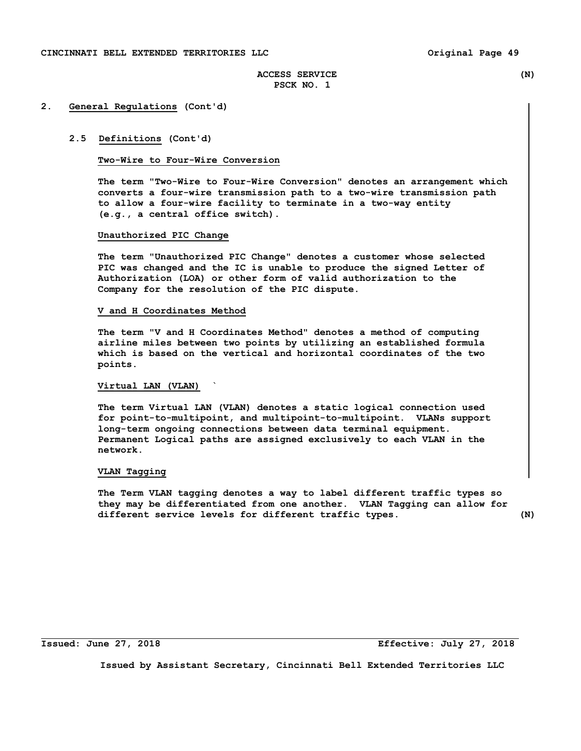## 2. General Regulations (Cont'd)

### 2.5 Definitions (Cont'd)

**Two-Wire to Four-Wire Conversion**

The term "Two-Wire to Four-Wire Conversion" denotes an arrangement which converts a four-wire transmission path to a two-wire transmission path to allow a four-wire facility to terminate in a two-way entity (e.g., a central office switch).

**Unauthorized PIC Change**

The term "Unauthorized PIC Change" denotes a customer whose selected PIC was changed and the IC is unable to produce the signed Letter of Authorization (LOA) or other form of valid authorization to the Company for the resolution of the PIC dispute.

**V and H Coordinates Method**

The term "V and H Coordinates Method" denotes a method of computing airline miles between two points by utilizing an established formula which is based on the vertical and horizontal coordinates of the two points.

**Virtual LAN (VLAN)** `

The term Virtual LAN (VLAN) denotes a static logical connection used for point-to-multipoint, and multipoint-to-multipoint. VLANs support long-term ongoing connections between data terminal equipment. Permanent Logical paths are assigned exclusively to each VLAN in the network.

**VLAN Tagging**

The Term VLAN tagging denotes a way to label different traffic types so they may be differentiated from one another. VLAN Tagging can allow for different service levels for different traffic types. (N)

Issued: June 27, 2018 Effective: July 27, 2018

Issued by Assistant Secretary, Cincinnati Bell Extended Territories LLC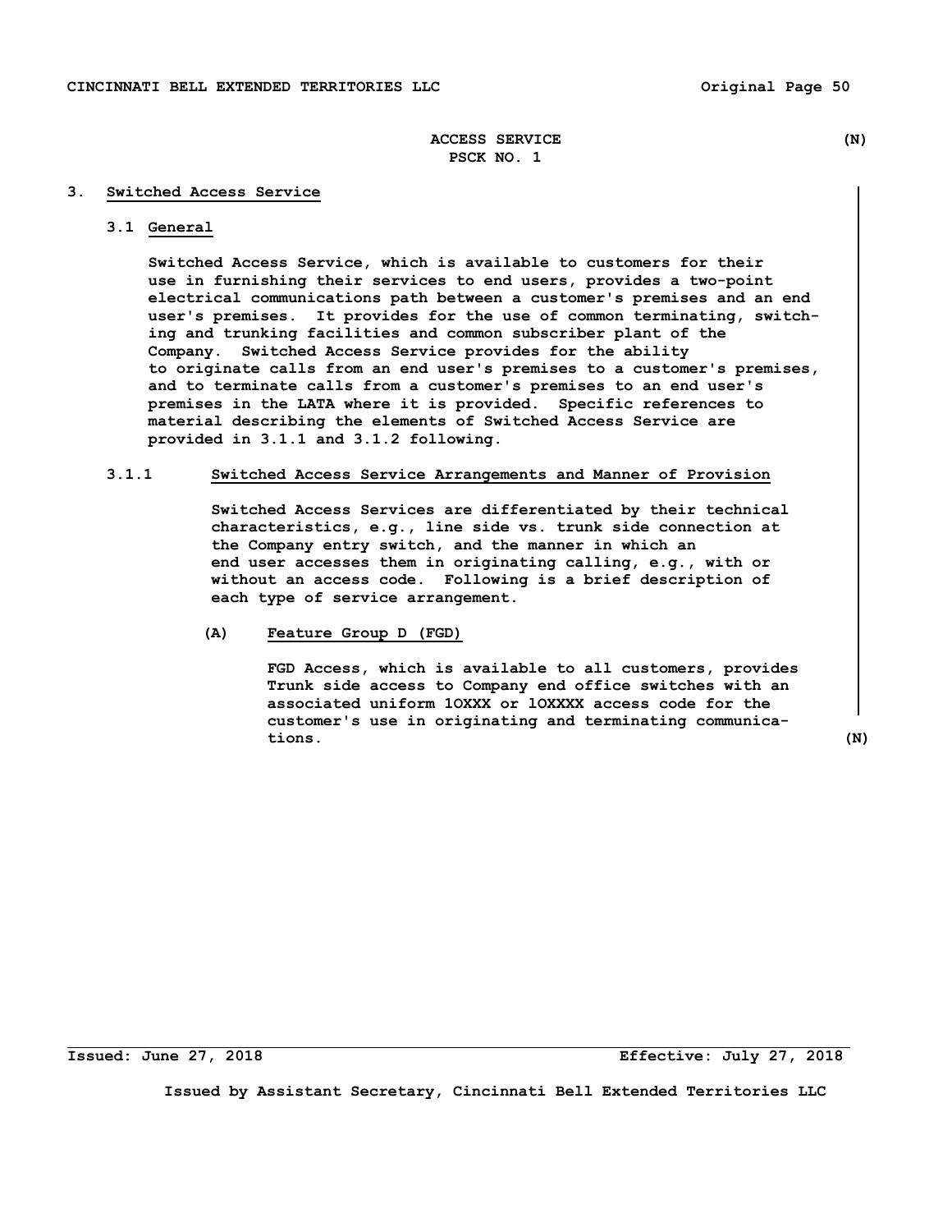ACCESS SERVICE (N)
PSCK NO. 1

## 3. Switched Access Service

### 3.1 General

Switched Access Service, which is available to customers for their use in furnishing their services to end users, provides a two-point electrical communications path between a customer's premises and an end user's premises. It provides for the use of common terminating, switching and trunking facilities and common subscriber plant of the Company. Switched Access Service provides for the ability to originate calls from an end user's premises to a customer's premises, and to terminate calls from a customer's premises to an end user's premises in the LATA where it is provided. Specific references to material describing the elements of Switched Access Service are provided in 3.1.1 and 3.1.2 following.

#### 3.1.1 Switched Access Service Arrangements and Manner of Provision

Switched Access Services are differentiated by their technical characteristics, e.g., line side vs. trunk side connection at the Company entry switch, and the manner in which an end user accesses them in originating calling, e.g., with or without an access code. Following is a brief description of each type of service arrangement.

(A) Feature Group D (FGD)

FGD Access, which is available to all customers, provides Trunk side access to Company end office switches with an associated uniform 1OXXX or 1OXXXX access code for the customer's use in originating and terminating communications. (N)

Issued: June 27, 2018 Effective: July 27, 2018

Issued by Assistant Secretary, Cincinnati Bell Extended Territories LLC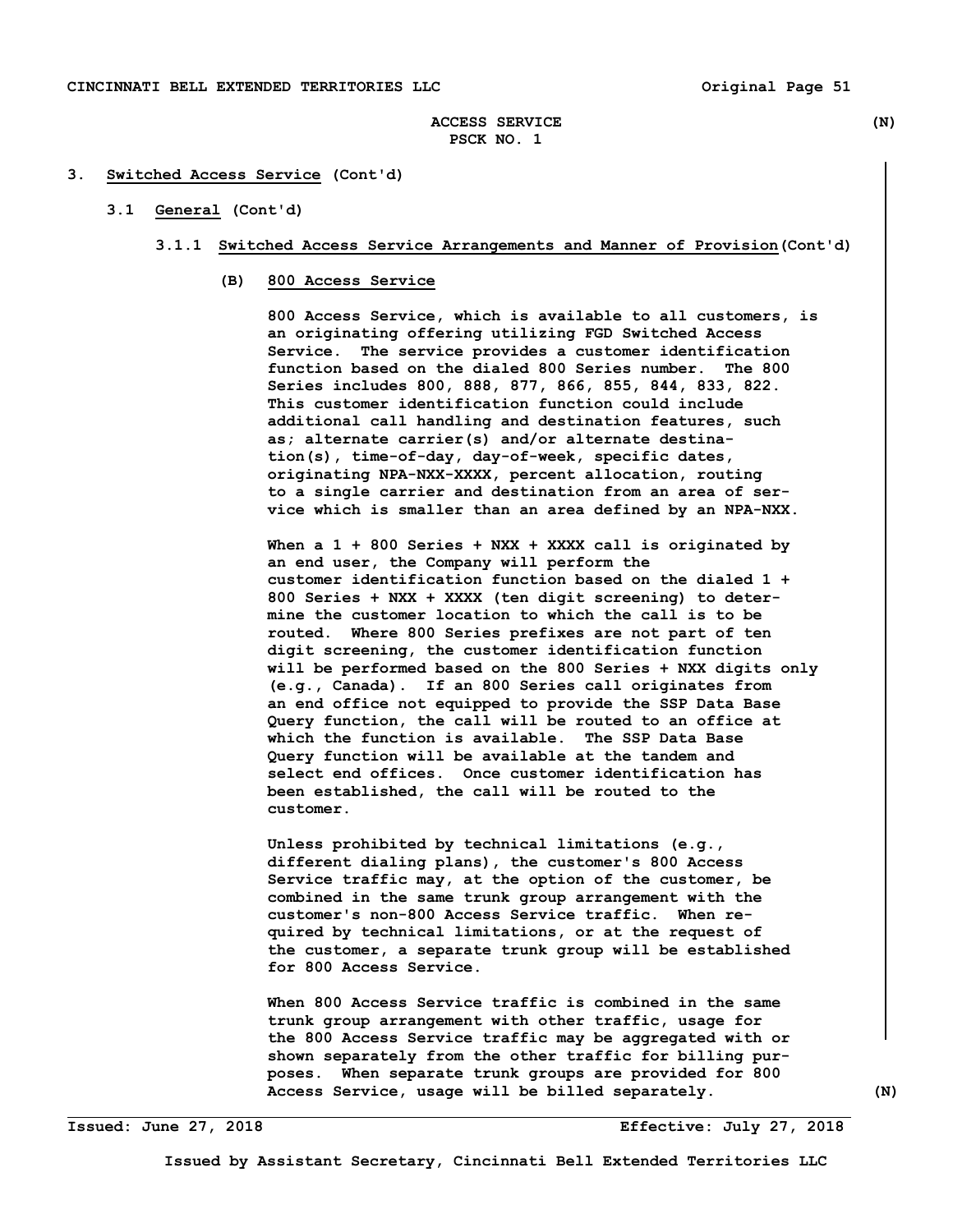ACCESS SERVICE (N)
PSCK NO. 1

## 3. Switched Access Service (Cont'd)

### 3.1 General (Cont'd)

#### 3.1.1 Switched Access Service Arrangements and Manner of Provision (Cont'd)

**(B) 800 Access Service**

800 Access Service, which is available to all customers, is an originating offering utilizing FGD Switched Access Service. The service provides a customer identification function based on the dialed 800 Series number. The 800 Series includes 800, 888, 877, 866, 855, 844, 833, 822. This customer identification function could include additional call handling and destination features, such as; alternate carrier(s) and/or alternate destination(s), time-of-day, day-of-week, specific dates, originating NPA-NXX-XXXX, percent allocation, routing to a single carrier and destination from an area of service which is smaller than an area defined by an NPA-NXX.

When a 1 + 800 Series + NXX + XXXX call is originated by an end user, the Company will perform the customer identification function based on the dialed 1 + 800 Series + NXX + XXXX (ten digit screening) to determine the customer location to which the call is to be routed. Where 800 Series prefixes are not part of ten digit screening, the customer identification function will be performed based on the 800 Series + NXX digits only (e.g., Canada). If an 800 Series call originates from an end office not equipped to provide the SSP Data Base Query function, the call will be routed to an office at which the function is available. The SSP Data Base Query function will be available at the tandem and select end offices. Once customer identification has been established, the call will be routed to the customer.

Unless prohibited by technical limitations (e.g., different dialing plans), the customer's 800 Access Service traffic may, at the option of the customer, be combined in the same trunk group arrangement with the customer's non-800 Access Service traffic. When required by technical limitations, or at the request of the customer, a separate trunk group will be established for 800 Access Service.

When 800 Access Service traffic is combined in the same trunk group arrangement with other traffic, usage for the 800 Access Service traffic may be aggregated with or shown separately from the other traffic for billing purposes. When separate trunk groups are provided for 800 Access Service, usage will be billed separately. (N)

Issued: June 27, 2018 Effective: July 27, 2018

Issued by Assistant Secretary, Cincinnati Bell Extended Territories LLC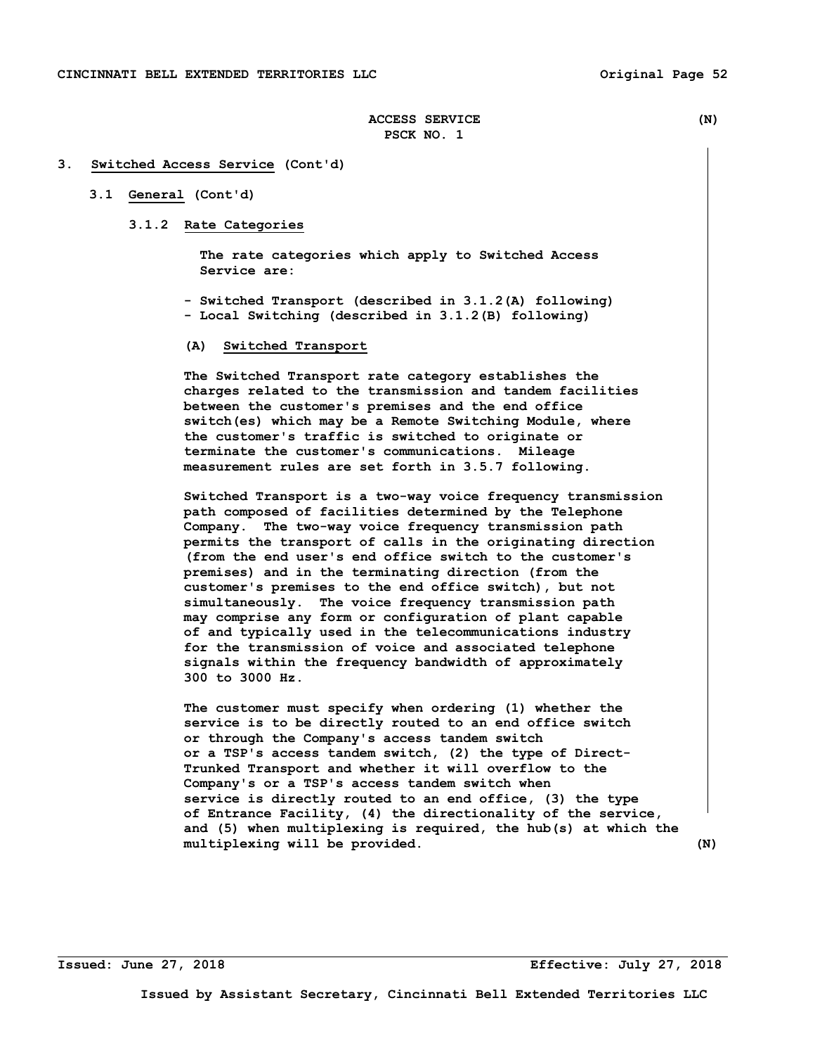ACCESS SERVICE (N)
PSCK NO. 1

## 3. Switched Access Service (Cont'd)

### 3.1 General (Cont'd)

#### 3.1.2 Rate Categories

The rate categories which apply to Switched Access Service are:

- Switched Transport (described in 3.1.2(A) following)
- Local Switching (described in 3.1.2(B) following)

**(A) Switched Transport**

The Switched Transport rate category establishes the charges related to the transmission and tandem facilities between the customer's premises and the end office switch(es) which may be a Remote Switching Module, where the customer's traffic is switched to originate or terminate the customer's communications. Mileage measurement rules are set forth in 3.5.7 following.

Switched Transport is a two-way voice frequency transmission path composed of facilities determined by the Telephone Company. The two-way voice frequency transmission path permits the transport of calls in the originating direction (from the end user's end office switch to the customer's premises) and in the terminating direction (from the customer's premises to the end office switch), but not simultaneously. The voice frequency transmission path may comprise any form or configuration of plant capable of and typically used in the telecommunications industry for the transmission of voice and associated telephone signals within the frequency bandwidth of approximately 300 to 3000 Hz.

The customer must specify when ordering (1) whether the service is to be directly routed to an end office switch or through the Company's access tandem switch or a TSP's access tandem switch, (2) the type of Direct-Trunked Transport and whether it will overflow to the Company's or a TSP's access tandem switch when service is directly routed to an end office, (3) the type of Entrance Facility, (4) the directionality of the service, and (5) when multiplexing is required, the hub(s) at which the multiplexing will be provided. (N)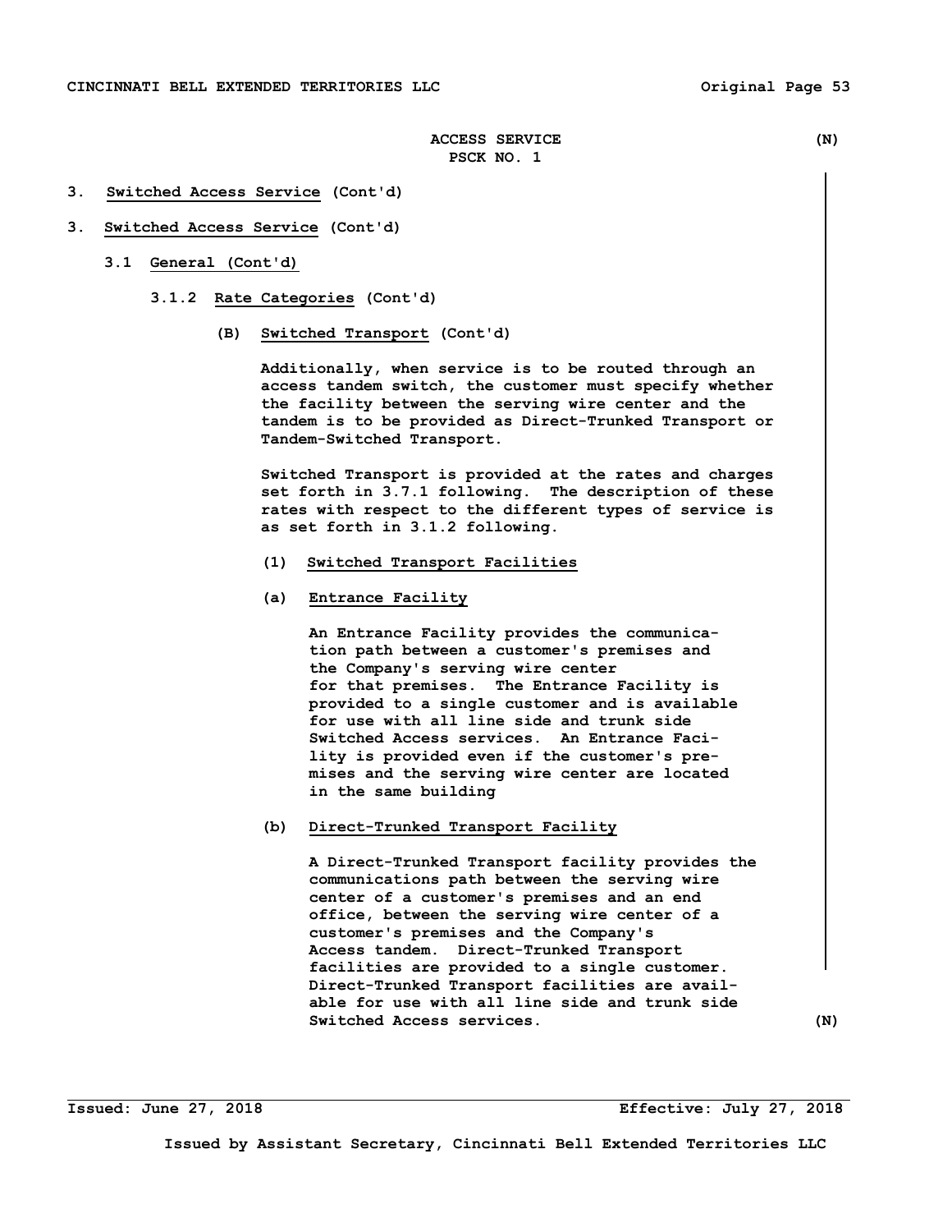ACCESS SERVICE (N)
PSCK NO. 1

3. Switched Access Service (Cont'd)

3. Switched Access Service (Cont'd)

3.1 General (Cont'd)

3.1.2 Rate Categories (Cont'd)

(B) Switched Transport (Cont'd)

Additionally, when service is to be routed through an access tandem switch, the customer must specify whether the facility between the serving wire center and the tandem is to be provided as Direct-Trunked Transport or Tandem-Switched Transport.

Switched Transport is provided at the rates and charges set forth in 3.7.1 following. The description of these rates with respect to the different types of service is as set forth in 3.1.2 following.

(1) Switched Transport Facilities

(a) Entrance Facility

An Entrance Facility provides the communication path between a customer's premises and the Company's serving wire center for that premises. The Entrance Facility is provided to a single customer and is available for use with all line side and trunk side Switched Access services. An Entrance Facility is provided even if the customer's premises and the serving wire center are located in the same building

(b) Direct-Trunked Transport Facility

A Direct-Trunked Transport facility provides the communications path between the serving wire center of a customer's premises and an end office, between the serving wire center of a customer's premises and the Company's Access tandem. Direct-Trunked Transport facilities are provided to a single customer. Direct-Trunked Transport facilities are available for use with all line side and trunk side Switched Access services. (N)

Issued: June 27, 2018 Effective: July 27, 2018

Issued by Assistant Secretary, Cincinnati Bell Extended Territories LLC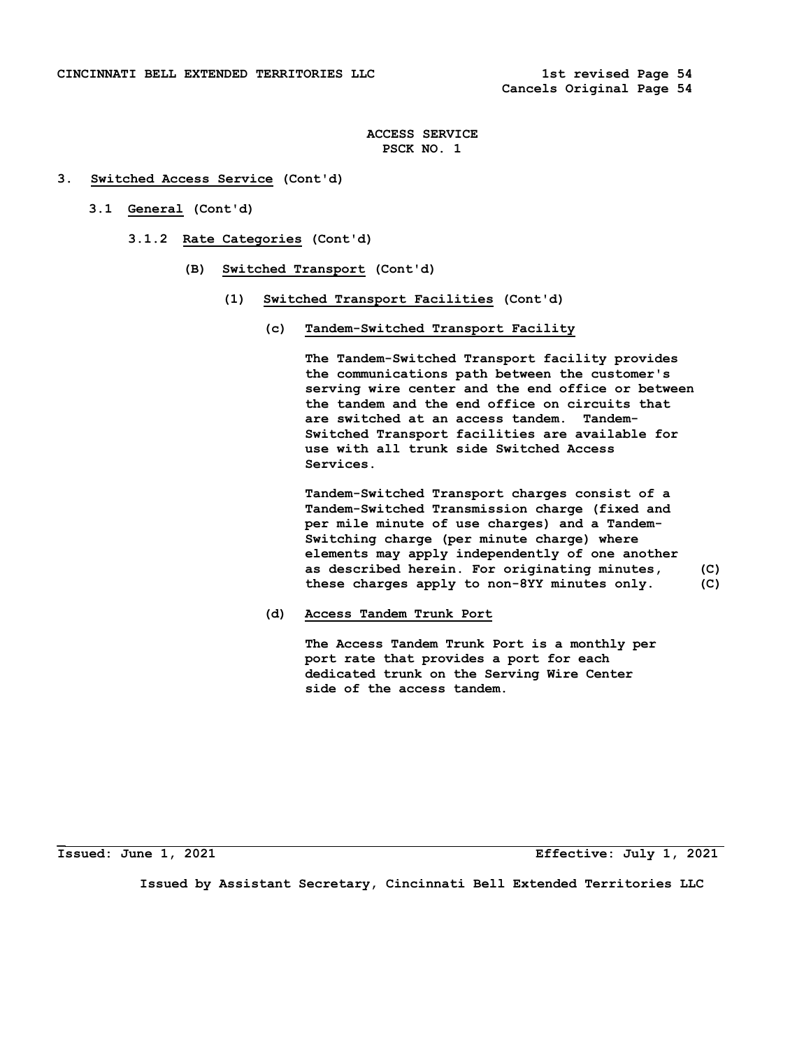# 3. Switched Access Service (Cont'd)

## 3.1 General (Cont'd)

### 3.1.2 Rate Categories (Cont'd)

#### (B) Switched Transport (Cont'd)

##### (1) Switched Transport Facilities (Cont'd)

**(c) Tandem-Switched Transport Facility**

The Tandem-Switched Transport facility provides the communications path between the customer's serving wire center and the end office or between the tandem and the end office on circuits that are switched at an access tandem. Tandem-Switched Transport facilities are available for use with all trunk side Switched Access Services.

Tandem-Switched Transport charges consist of a Tandem-Switched Transmission charge (fixed and per mile minute of use charges) and a Tandem-Switching charge (per minute charge) where elements may apply independently of one another as described herein. For originating minutes, these charges apply to non-8YY minutes only. (C)

**(d) Access Tandem Trunk Port**

The Access Tandem Trunk Port is a monthly per port rate that provides a port for each dedicated trunk on the Serving Wire Center side of the access tandem.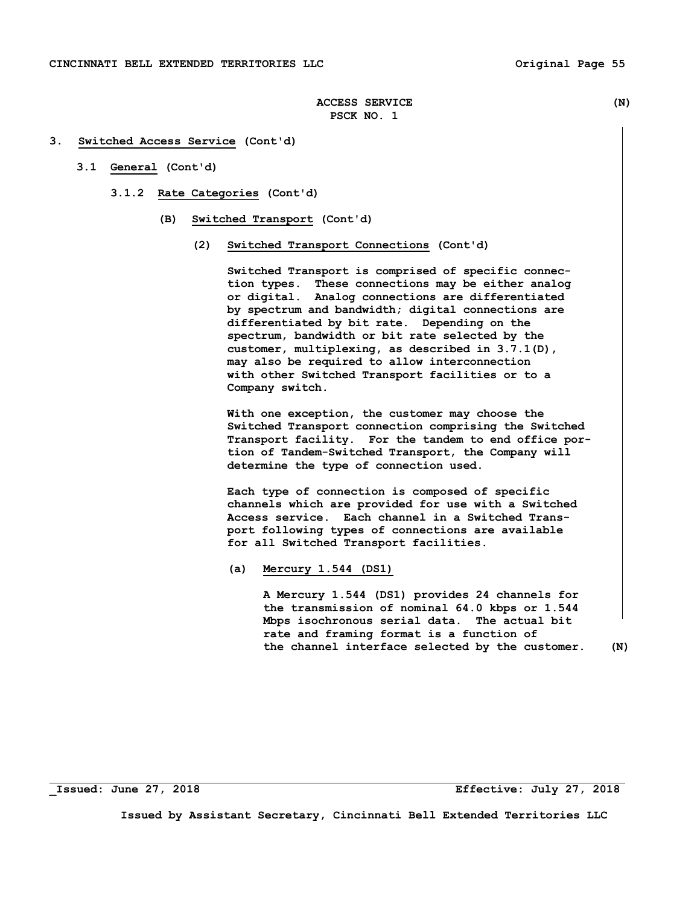**ACCESS SERVICE** **(N)**
**PSCK NO. 1**

**3. Switched Access Service (Cont'd)**

**3.1 General (Cont'd)**

**3.1.2 Rate Categories (Cont'd)**

**(B) Switched Transport (Cont'd)**

**(2) Switched Transport Connections (Cont'd)**

Switched Transport is comprised of specific connection types. These connections may be either analog or digital. Analog connections are differentiated by spectrum and bandwidth; digital connections are differentiated by bit rate. Depending on the spectrum, bandwidth or bit rate selected by the customer, multiplexing, as described in 3.7.1(D), may also be required to allow interconnection with other Switched Transport facilities or to a Company switch.

With one exception, the customer may choose the Switched Transport connection comprising the Switched Transport facility. For the tandem to end office portion of Tandem-Switched Transport, the Company will determine the type of connection used.

Each type of connection is composed of specific channels which are provided for use with a Switched Access service. Each channel in a Switched Transport following types of connections are available for all Switched Transport facilities.

**(a) Mercury 1.544 (DS1)**

A Mercury 1.544 (DS1) provides 24 channels for the transmission of nominal 64.0 kbps or 1.544 Mbps isochronous serial data. The actual bit rate and framing format is a function of the channel interface selected by the customer. **(N)**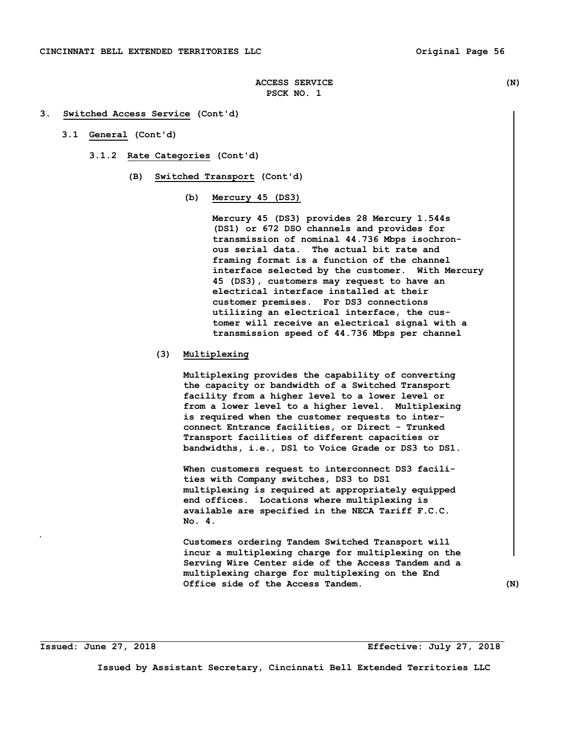ACCESS SERVICE (N)
PSCK NO. 1

3. **Switched Access Service** (Cont'd)

3.1 **General** (Cont'd)

3.1.2 **Rate Categories** (Cont'd)

(B) **Switched Transport** (Cont'd)

(b) **Mercury 45 (DS3)**

Mercury 45 (DS3) provides 28 Mercury 1.544s (DS1) or 672 DSO channels and provides for transmission of nominal 44.736 Mbps isochronous serial data. The actual bit rate and framing format is a function of the channel interface selected by the customer. With Mercury 45 (DS3), customers may request to have an electrical interface installed at their customer premises. For DS3 connections utilizing an electrical interface, the customer will receive an electrical signal with a transmission speed of 44.736 Mbps per channel

(3) **Multiplexing**

Multiplexing provides the capability of converting the capacity or bandwidth of a Switched Transport facility from a higher level to a lower level or from a lower level to a higher level. Multiplexing is required when the customer requests to interconnect Entrance facilities, or Direct - Trunked Transport facilities of different capacities or bandwidths, i.e., DS1 to Voice Grade or DS3 to DS1.

When customers request to interconnect DS3 facilities with Company switches, DS3 to DS1 multiplexing is required at appropriately equipped end offices. Locations where multiplexing is available are specified in the NECA Tariff F.C.C. No. 4.

Customers ordering Tandem Switched Transport will incur a multiplexing charge for multiplexing on the Serving Wire Center side of the Access Tandem and a multiplexing charge for multiplexing on the End Office side of the Access Tandem. (N)

Issued: June 27, 2018 Effective: July 27, 2018

Issued by Assistant Secretary, Cincinnati Bell Extended Territories LLC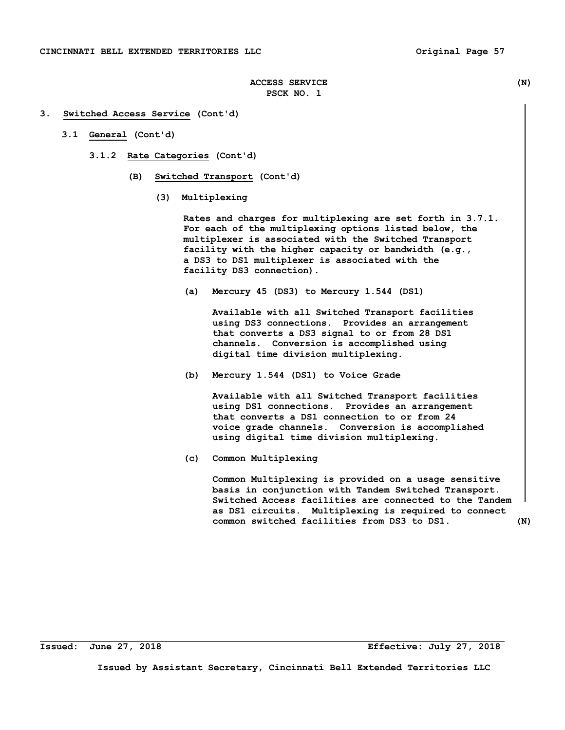ACCESS SERVICE (N)
PSCK NO. 1

3. **Switched Access Service** (Cont'd)

3.1 **General** (Cont'd)

3.1.2 **Rate Categories** (Cont'd)

(B) **Switched Transport** (Cont'd)

(3) **Multiplexing**

Rates and charges for multiplexing are set forth in 3.7.1. For each of the multiplexing options listed below, the multiplexer is associated with the Switched Transport facility with the higher capacity or bandwidth (e.g., a DS3 to DS1 multiplexer is associated with the facility DS3 connection).

(a) Mercury 45 (DS3) to Mercury 1.544 (DS1)

Available with all Switched Transport facilities using DS3 connections. Provides an arrangement that converts a DS3 signal to or from 28 DS1 channels. Conversion is accomplished using digital time division multiplexing.

(b) Mercury 1.544 (DS1) to Voice Grade

Available with all Switched Transport facilities using DS1 connections. Provides an arrangement that converts a DS1 connection to or from 24 voice grade channels. Conversion is accomplished using digital time division multiplexing.

(c) Common Multiplexing

Common Multiplexing is provided on a usage sensitive basis in conjunction with Tandem Switched Transport. Switched Access facilities are connected to the Tandem as DS1 circuits. Multiplexing is required to connect common switched facilities from DS3 to DS1. (N)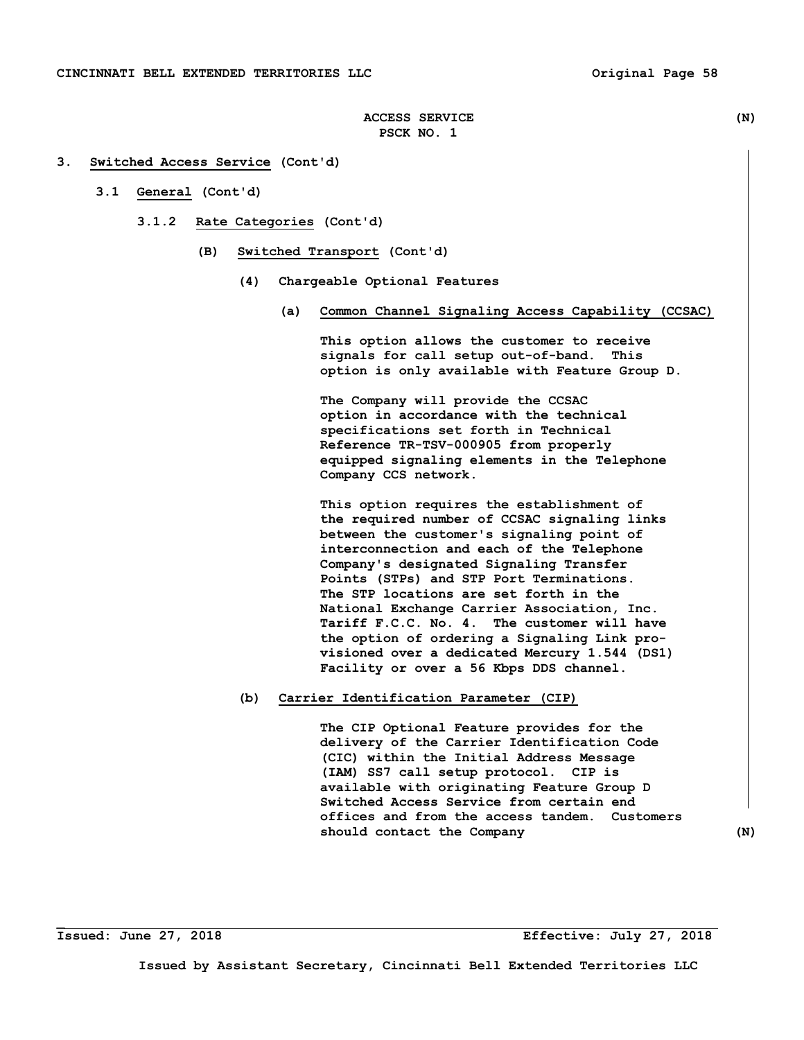ACCESS SERVICE (N)
PSCK NO. 1

3. **Switched Access Service** (Cont'd)

3.1 **General** (Cont'd)

3.1.2 **Rate Categories** (Cont'd)

(B) **Switched Transport** (Cont'd)

(4) **Chargeable Optional Features**

(a) **Common Channel Signaling Access Capability (CCSAC)**

This option allows the customer to receive signals for call setup out-of-band. This option is only available with Feature Group D.

The Company will provide the CCSAC option in accordance with the technical specifications set forth in Technical Reference TR-TSV-000905 from properly equipped signaling elements in the Telephone Company CCS network.

This option requires the establishment of the required number of CCSAC signaling links between the customer's signaling point of interconnection and each of the Telephone Company's designated Signaling Transfer Points (STPs) and STP Port Terminations. The STP locations are set forth in the National Exchange Carrier Association, Inc. Tariff F.C.C. No. 4. The customer will have the option of ordering a Signaling Link provisioned over a dedicated Mercury 1.544 (DS1) Facility or over a 56 Kbps DDS channel.

(b) **Carrier Identification Parameter (CIP)**

The CIP Optional Feature provides for the delivery of the Carrier Identification Code (CIC) within the Initial Address Message (IAM) SS7 call setup protocol. CIP is available with originating Feature Group D Switched Access Service from certain end offices and from the access tandem. Customers should contact the Company (N)

Issued: June 27, 2018 Effective: July 27, 2018

Issued by Assistant Secretary, Cincinnati Bell Extended Territories LLC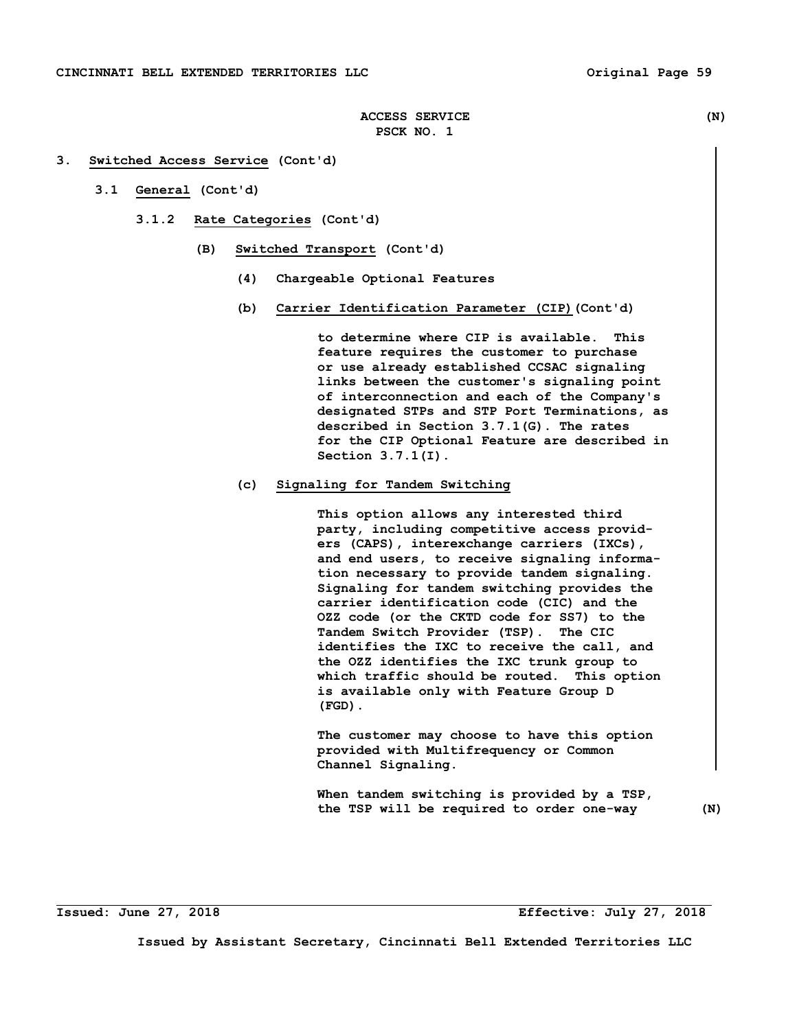ACCESS SERVICE (N)
PSCK NO. 1

3. **Switched Access Service** (Cont'd)

   3.1 **General** (Cont'd)

      3.1.2 **Rate Categories** (Cont'd)

         (B) **Switched Transport** (Cont'd)

            (4) **Chargeable Optional Features**

            (b) **Carrier Identification Parameter (CIP)** (Cont'd)

               to determine where CIP is available. This feature requires the customer to purchase or use already established CCSAC signaling links between the customer's signaling point of interconnection and each of the Company's designated STPs and STP Port Terminations, as described in Section 3.7.1(G). The rates for the CIP Optional Feature are described in Section 3.7.1(I).

            (c) **Signaling for Tandem Switching**

               This option allows any interested third party, including competitive access providers (CAPS), interexchange carriers (IXCs), and end users, to receive signaling information necessary to provide tandem signaling. Signaling for tandem switching provides the carrier identification code (CIC) and the OZZ code (or the CKTD code for SS7) to the Tandem Switch Provider (TSP). The CIC identifies the IXC to receive the call, and the OZZ identifies the IXC trunk group to which traffic should be routed. This option is available only with Feature Group D (FGD).

               The customer may choose to have this option provided with Multifrequency or Common Channel Signaling.

               When tandem switching is provided by a TSP, the TSP will be required to order one-way (N)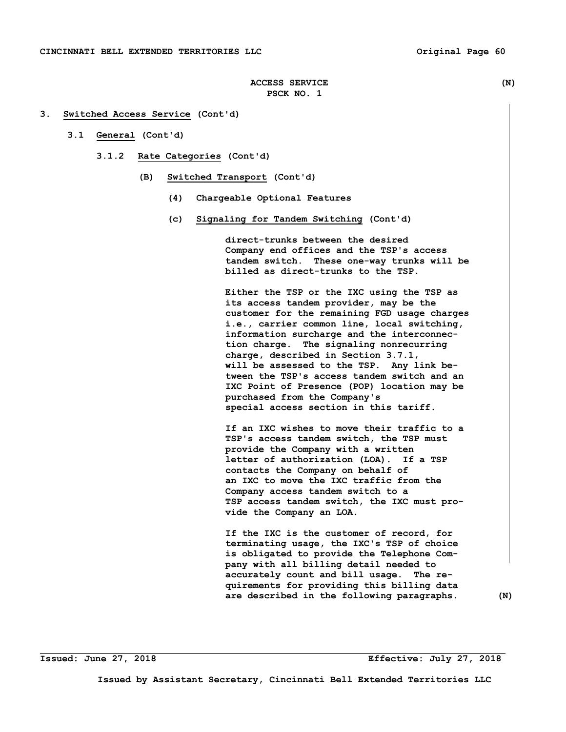ACCESS SERVICE (N)
PSCK NO. 1

3. **Switched Access Service** (Cont'd)

3.1 **General** (Cont'd)

3.1.2 **Rate Categories** (Cont'd)

(B) **Switched Transport** (Cont'd)

(4) Chargeable Optional Features

(c) **Signaling for Tandem Switching** (Cont'd)

direct-trunks between the desired Company end offices and the TSP's access tandem switch. These one-way trunks will be billed as direct-trunks to the TSP.

Either the TSP or the IXC using the TSP as its access tandem provider, may be the customer for the remaining FGD usage charges i.e., carrier common line, local switching, information surcharge and the interconnection charge. The signaling nonrecurring charge, described in Section 3.7.1, will be assessed to the TSP. Any link between the TSP's access tandem switch and an IXC Point of Presence (POP) location may be purchased from the Company's special access section in this tariff.

If an IXC wishes to move their traffic to a TSP's access tandem switch, the TSP must provide the Company with a written letter of authorization (LOA). If a TSP contacts the Company on behalf of an IXC to move the IXC traffic from the Company access tandem switch to a TSP access tandem switch, the IXC must provide the Company an LOA.

If the IXC is the customer of record, for terminating usage, the IXC's TSP of choice is obligated to provide the Telephone Company with all billing detail needed to accurately count and bill usage. The requirements for providing this billing data are described in the following paragraphs. (N)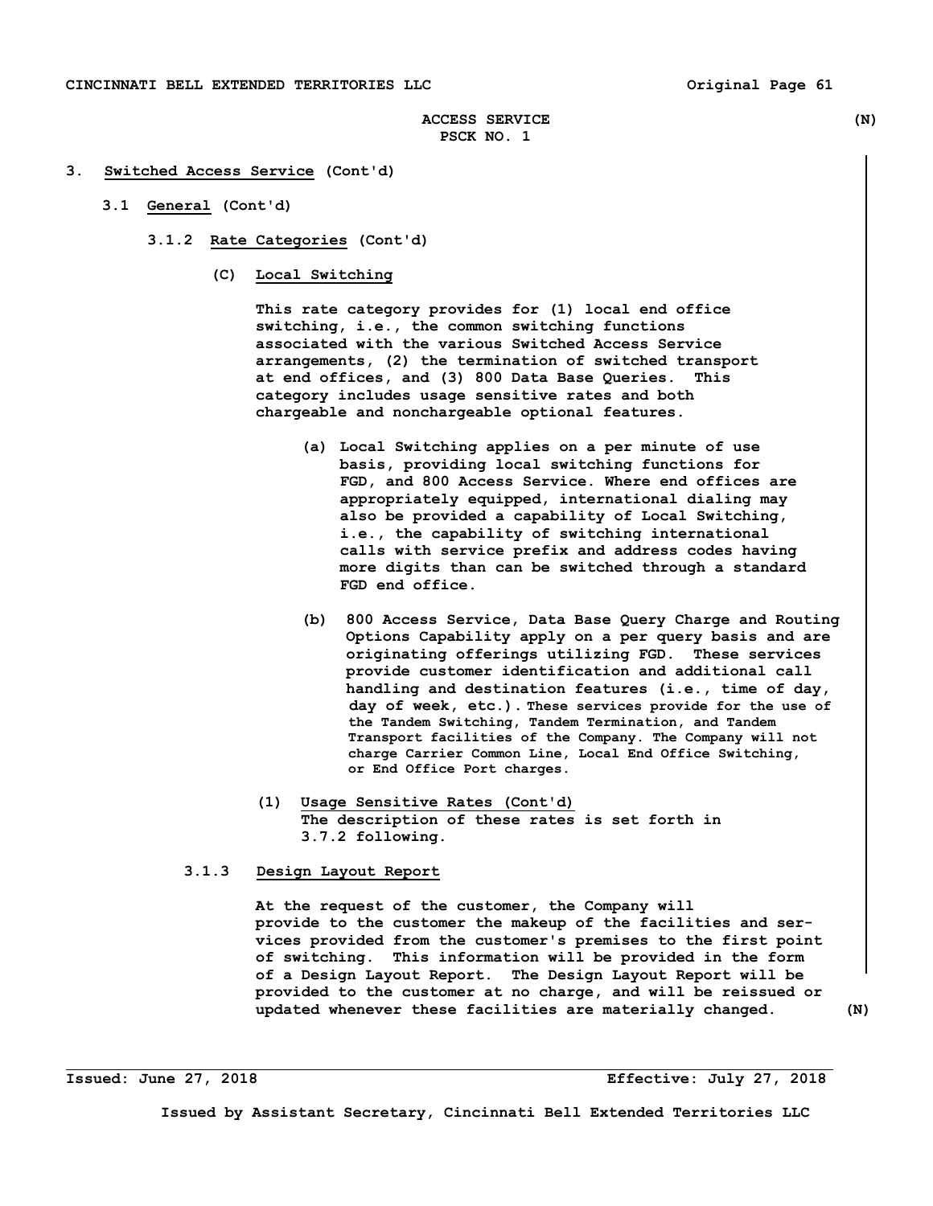ACCESS SERVICE (N)
PSCK NO. 1

3. Switched Access Service (Cont'd)

3.1 General (Cont'd)

3.1.2 Rate Categories (Cont'd)

(C) Local Switching

This rate category provides for (1) local end office switching, i.e., the common switching functions associated with the various Switched Access Service arrangements, (2) the termination of switched transport at end offices, and (3) 800 Data Base Queries. This category includes usage sensitive rates and both chargeable and nonchargeable optional features.

(a) Local Switching applies on a per minute of use basis, providing local switching functions for FGD, and 800 Access Service. Where end offices are appropriately equipped, international dialing may also be provided a capability of Local Switching, i.e., the capability of switching international calls with service prefix and address codes having more digits than can be switched through a standard FGD end office.

(b) 800 Access Service, Data Base Query Charge and Routing Options Capability apply on a per query basis and are originating offerings utilizing FGD. These services provide customer identification and additional call handling and destination features (i.e., time of day, day of week, etc.). These services provide for the use of the Tandem Switching, Tandem Termination, and Tandem Transport facilities of the Company. The Company will not charge Carrier Common Line, Local End Office Switching, or End Office Port charges.

(1) Usage Sensitive Rates (Cont'd)
The description of these rates is set forth in 3.7.2 following.

3.1.3 Design Layout Report

At the request of the customer, the Company will provide to the customer the makeup of the facilities and services provided from the customer's premises to the first point of switching. This information will be provided in the form of a Design Layout Report. The Design Layout Report will be provided to the customer at no charge, and will be reissued or updated whenever these facilities are materially changed. (N)

Issued: June 27, 2018 Effective: July 27, 2018

Issued by Assistant Secretary, Cincinnati Bell Extended Territories LLC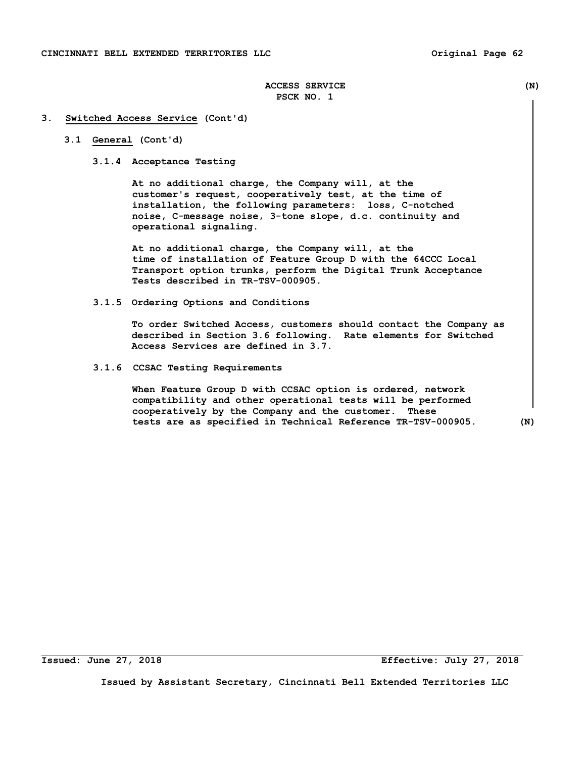# 3. Switched Access Service (Cont'd)

## 3.1 General (Cont'd)

### 3.1.4 Acceptance Testing

At no additional charge, the Company will, at the customer's request, cooperatively test, at the time of installation, the following parameters: loss, C-notched noise, C-message noise, 3-tone slope, d.c. continuity and operational signaling.

At no additional charge, the Company will, at the time of installation of Feature Group D with the 64CCC Local Transport option trunks, perform the Digital Trunk Acceptance Tests described in TR-TSV-000905.

### 3.1.5 Ordering Options and Conditions

To order Switched Access, customers should contact the Company as described in Section 3.6 following. Rate elements for Switched Access Services are defined in 3.7.

### 3.1.6 CCSAC Testing Requirements

When Feature Group D with CCSAC option is ordered, network compatibility and other operational tests will be performed cooperatively by the Company and the customer. These tests are as specified in Technical Reference TR-TSV-000905.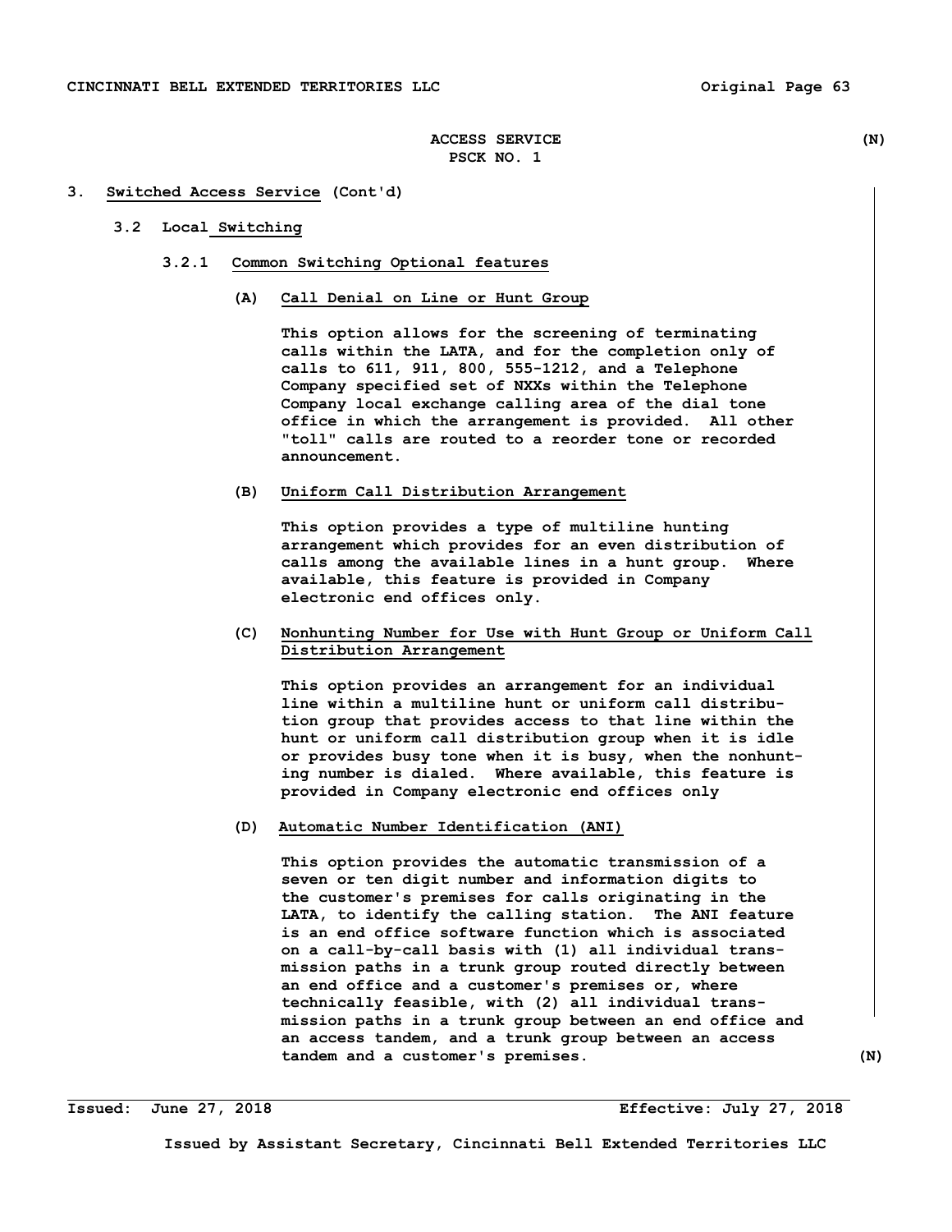## ACCESS SERVICE (N)

## PSCK NO. 1

## 3. Switched Access Service (Cont'd)

### 3.2 Local Switching

#### 3.2.1 Common Switching Optional features

**(A) Call Denial on Line or Hunt Group**

This option allows for the screening of terminating calls within the LATA, and for the completion only of calls to 611, 911, 800, 555-1212, and a Telephone Company specified set of NXXs within the Telephone Company local exchange calling area of the dial tone office in which the arrangement is provided. All other "toll" calls are routed to a reorder tone or recorded announcement.

**(B) Uniform Call Distribution Arrangement**

This option provides a type of multiline hunting arrangement which provides for an even distribution of calls among the available lines in a hunt group. Where available, this feature is provided in Company electronic end offices only.

**(C) Nonhunting Number for Use with Hunt Group or Uniform Call Distribution Arrangement**

This option provides an arrangement for an individual line within a multiline hunt or uniform call distribution group that provides access to that line within the hunt or uniform call distribution group when it is idle or provides busy tone when it is busy, when the nonhunting number is dialed. Where available, this feature is provided in Company electronic end offices only

**(D) Automatic Number Identification (ANI)**

This option provides the automatic transmission of a seven or ten digit number and information digits to the customer's premises for calls originating in the LATA, to identify the calling station. The ANI feature is an end office software function which is associated on a call-by-call basis with (1) all individual transmission paths in a trunk group routed directly between an end office and a customer's premises or, where technically feasible, with (2) all individual transmission paths in a trunk group between an end office and an access tandem, and a trunk group between an access tandem and a customer's premises. (N)

Issued: June 27, 2018 Effective: July 27, 2018

Issued by Assistant Secretary, Cincinnati Bell Extended Territories LLC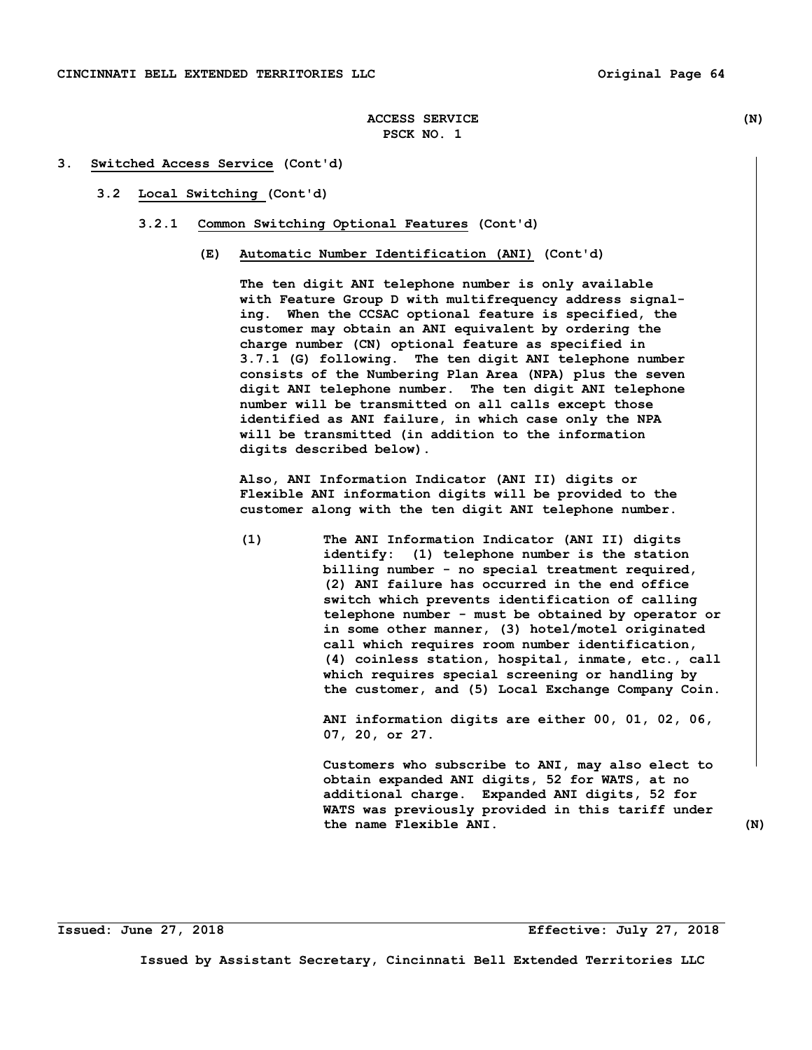ACCESS SERVICE (N)
PSCK NO. 1

## 3. Switched Access Service (Cont'd)

### 3.2 Local Switching (Cont'd)

#### 3.2.1 Common Switching Optional Features (Cont'd)

**(E) Automatic Number Identification (ANI) (Cont'd)**

The ten digit ANI telephone number is only available with Feature Group D with multifrequency address signaling. When the CCSAC optional feature is specified, the customer may obtain an ANI equivalent by ordering the charge number (CN) optional feature as specified in 3.7.1 (G) following. The ten digit ANI telephone number consists of the Numbering Plan Area (NPA) plus the seven digit ANI telephone number. The ten digit ANI telephone number will be transmitted on all calls except those identified as ANI failure, in which case only the NPA will be transmitted (in addition to the information digits described below).

Also, ANI Information Indicator (ANI II) digits or Flexible ANI information digits will be provided to the customer along with the ten digit ANI telephone number.

(1) The ANI Information Indicator (ANI II) digits identify: (1) telephone number is the station billing number - no special treatment required, (2) ANI failure has occurred in the end office switch which prevents identification of calling telephone number - must be obtained by operator or in some other manner, (3) hotel/motel originated call which requires room number identification, (4) coinless station, hospital, inmate, etc., call which requires special screening or handling by the customer, and (5) Local Exchange Company Coin.

ANI information digits are either 00, 01, 02, 06, 07, 20, or 27.

Customers who subscribe to ANI, may also elect to obtain expanded ANI digits, 52 for WATS, at no additional charge. Expanded ANI digits, 52 for WATS was previously provided in this tariff under the name Flexible ANI. (N)

Issued: June 27, 2018 Effective: July 27, 2018

Issued by Assistant Secretary, Cincinnati Bell Extended Territories LLC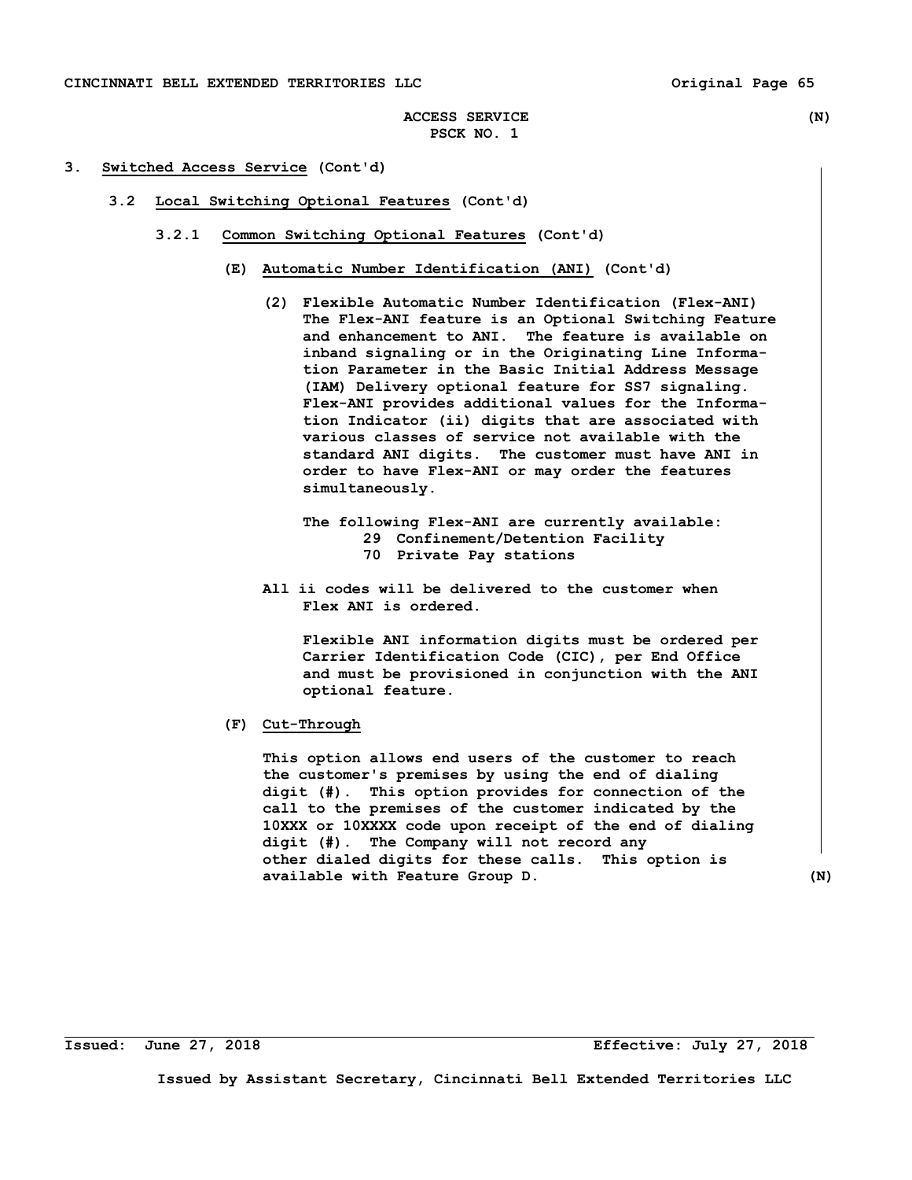ACCESS SERVICE (N)
PSCK NO. 1

3. **Switched Access Service** (Cont'd)

3.2 **Local Switching Optional Features** (Cont'd)

3.2.1 **Common Switching Optional Features** (Cont'd)

(E) **Automatic Number Identification (ANI)** (Cont'd)

(2) Flexible Automatic Number Identification (Flex-ANI) The Flex-ANI feature is an Optional Switching Feature and enhancement to ANI. The feature is available on inband signaling or in the Originating Line Information Parameter in the Basic Initial Address Message (IAM) Delivery optional feature for SS7 signaling. Flex-ANI provides additional values for the Information Indicator (ii) digits that are associated with various classes of service not available with the standard ANI digits. The customer must have ANI in order to have Flex-ANI or may order the features simultaneously.

The following Flex-ANI are currently available:
- 29 Confinement/Detention Facility
- 70 Private Pay stations

All ii codes will be delivered to the customer when Flex ANI is ordered.

Flexible ANI information digits must be ordered per Carrier Identification Code (CIC), per End Office and must be provisioned in conjunction with the ANI optional feature.

(F) **Cut-Through**

This option allows end users of the customer to reach the customer's premises by using the end of dialing digit (#). This option provides for connection of the call to the premises of the customer indicated by the 10XXX or 10XXXX code upon receipt of the end of dialing digit (#). The Company will not record any other dialed digits for these calls. This option is available with Feature Group D. (N)

Issued: June 27, 2018 Effective: July 27, 2018

Issued by Assistant Secretary, Cincinnati Bell Extended Territories LLC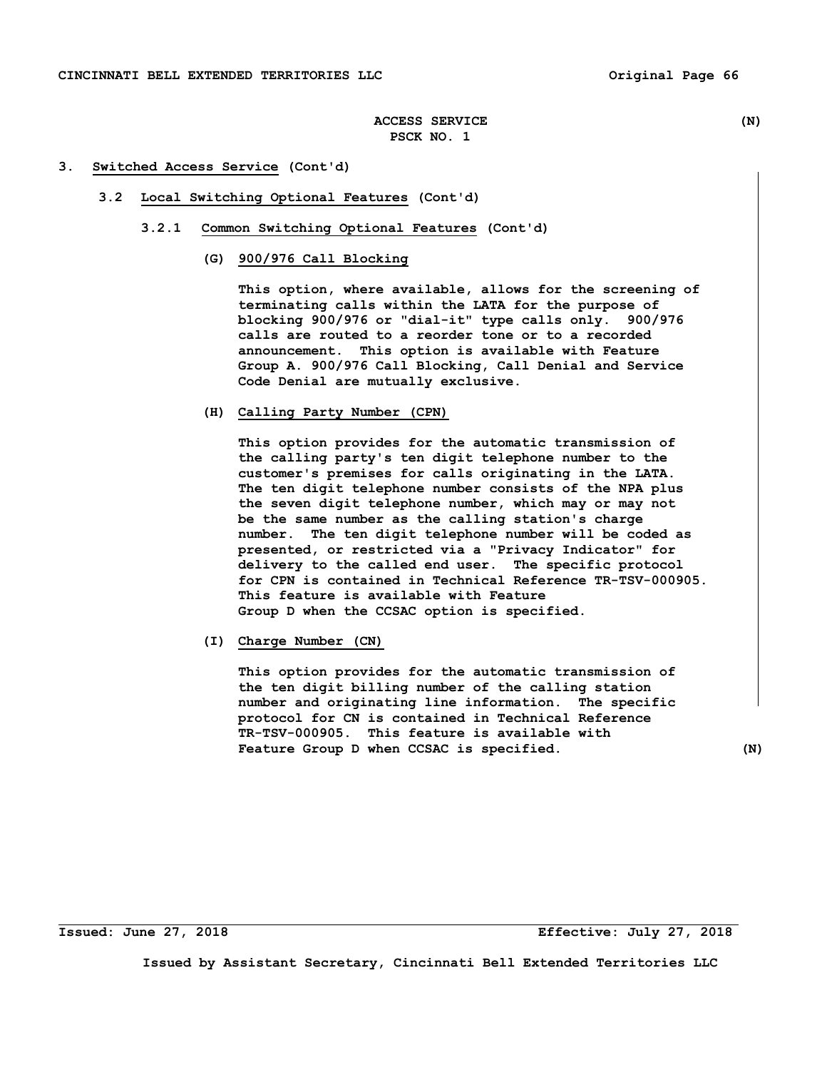ACCESS SERVICE (N)
PSCK NO. 1

3. Switched Access Service (Cont'd)

3.2 Local Switching Optional Features (Cont'd)

3.2.1 Common Switching Optional Features (Cont'd)

(G) 900/976 Call Blocking

This option, where available, allows for the screening of terminating calls within the LATA for the purpose of blocking 900/976 or "dial-it" type calls only. 900/976 calls are routed to a reorder tone or to a recorded announcement. This option is available with Feature Group A. 900/976 Call Blocking, Call Denial and Service Code Denial are mutually exclusive.

(H) Calling Party Number (CPN)

This option provides for the automatic transmission of the calling party's ten digit telephone number to the customer's premises for calls originating in the LATA. The ten digit telephone number consists of the NPA plus the seven digit telephone number, which may or may not be the same number as the calling station's charge number. The ten digit telephone number will be coded as presented, or restricted via a "Privacy Indicator" for delivery to the called end user. The specific protocol for CPN is contained in Technical Reference TR-TSV-000905. This feature is available with Feature Group D when the CCSAC option is specified.

(I) Charge Number (CN)

This option provides for the automatic transmission of the ten digit billing number of the calling station number and originating line information. The specific protocol for CN is contained in Technical Reference TR-TSV-000905. This feature is available with Feature Group D when CCSAC is specified. (N)

Issued: June 27, 2018 Effective: July 27, 2018

Issued by Assistant Secretary, Cincinnati Bell Extended Territories LLC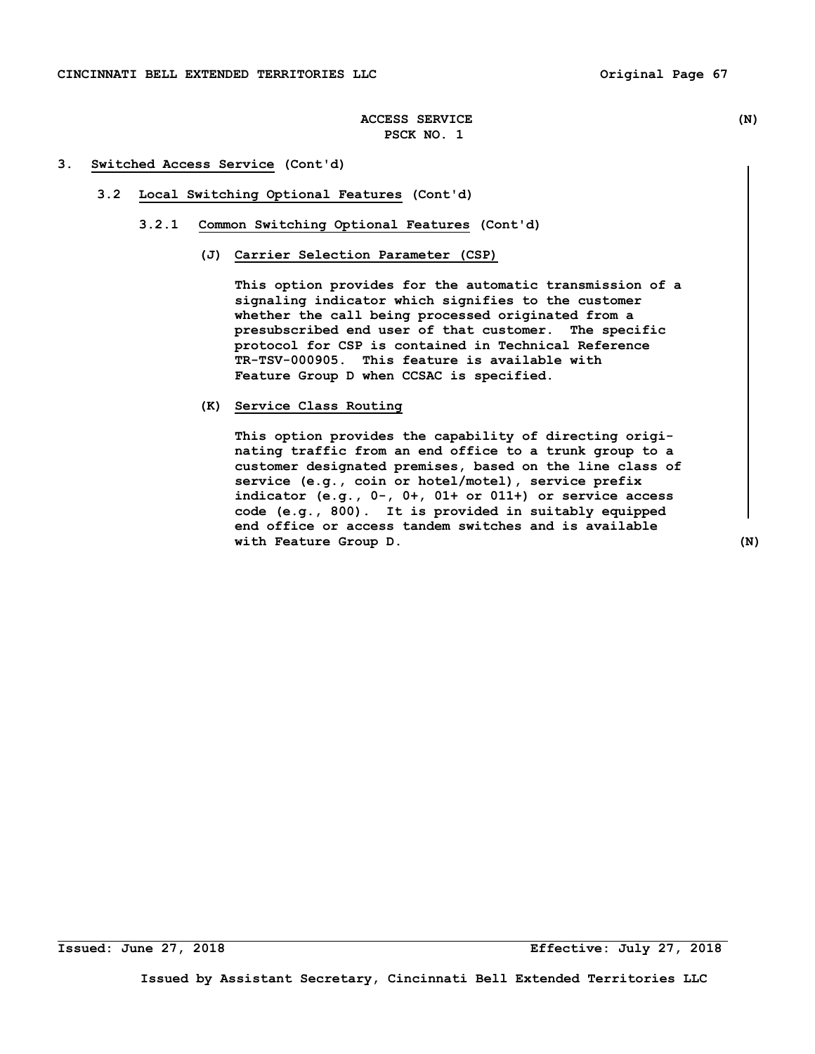ACCESS SERVICE (N)
PSCK NO. 1

## 3. Switched Access Service (Cont'd)

### 3.2 Local Switching Optional Features (Cont'd)

#### 3.2.1 Common Switching Optional Features (Cont'd)

**(J) Carrier Selection Parameter (CSP)**

This option provides for the automatic transmission of a signaling indicator which signifies to the customer whether the call being processed originated from a presubscribed end user of that customer. The specific protocol for CSP is contained in Technical Reference TR-TSV-000905. This feature is available with Feature Group D when CCSAC is specified.

**(K) Service Class Routing**

This option provides the capability of directing originating traffic from an end office to a trunk group to a customer designated premises, based on the line class of service (e.g., coin or hotel/motel), service prefix indicator (e.g., 0-, 0+, 01+ or 011+) or service access code (e.g., 800). It is provided in suitably equipped end office or access tandem switches and is available with Feature Group D. (N)

Issued: June 27, 2018 Effective: July 27, 2018

Issued by Assistant Secretary, Cincinnati Bell Extended Territories LLC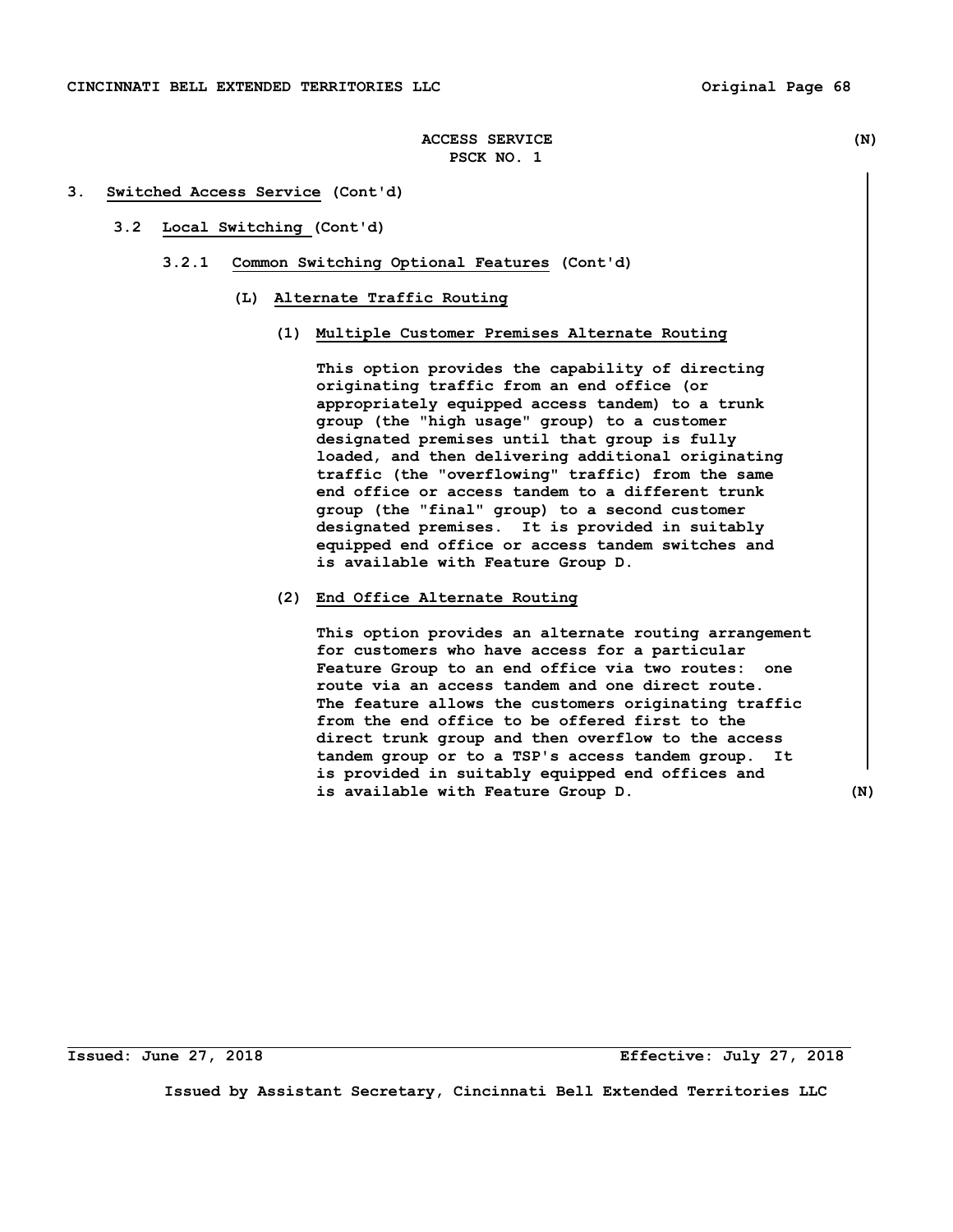ACCESS SERVICE (N)
PSCK NO. 1

3. **Switched Access Service** (Cont'd)

3.2 **Local Switching** (Cont'd)

3.2.1 **Common Switching Optional Features** (Cont'd)

(L) **Alternate Traffic Routing**

(1) **Multiple Customer Premises Alternate Routing**

This option provides the capability of directing originating traffic from an end office (or appropriately equipped access tandem) to a trunk group (the "high usage" group) to a customer designated premises until that group is fully loaded, and then delivering additional originating traffic (the "overflowing" traffic) from the same end office or access tandem to a different trunk group (the "final" group) to a second customer designated premises. It is provided in suitably equipped end office or access tandem switches and is available with Feature Group D.

(2) **End Office Alternate Routing**

This option provides an alternate routing arrangement for customers who have access for a particular Feature Group to an end office via two routes: one route via an access tandem and one direct route. The feature allows the customers originating traffic from the end office to be offered first to the direct trunk group and then overflow to the access tandem group or to a TSP's access tandem group. It is provided in suitably equipped end offices and is available with Feature Group D. (N)

Issued: June 27, 2018 Effective: July 27, 2018

Issued by Assistant Secretary, Cincinnati Bell Extended Territories LLC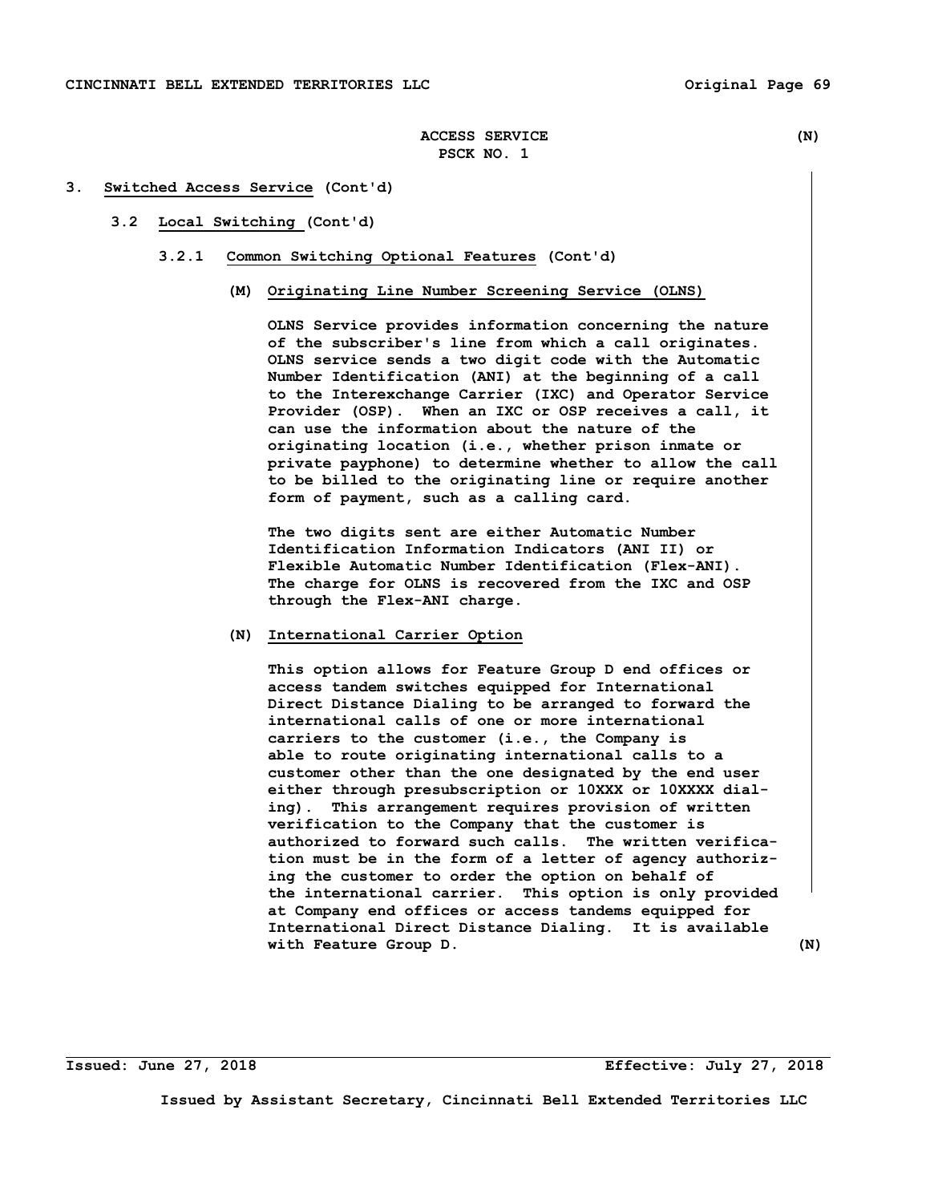ACCESS SERVICE (N)
PSCK NO. 1

# 3. Switched Access Service (Cont'd)

## 3.2 Local Switching (Cont'd)

### 3.2.1 Common Switching Optional Features (Cont'd)

**(M) Originating Line Number Screening Service (OLNS)**

OLNS Service provides information concerning the nature of the subscriber's line from which a call originates. OLNS service sends a two digit code with the Automatic Number Identification (ANI) at the beginning of a call to the Interexchange Carrier (IXC) and Operator Service Provider (OSP). When an IXC or OSP receives a call, it can use the information about the nature of the originating location (i.e., whether prison inmate or private payphone) to determine whether to allow the call to be billed to the originating line or require another form of payment, such as a calling card.

The two digits sent are either Automatic Number Identification Information Indicators (ANI II) or Flexible Automatic Number Identification (Flex-ANI). The charge for OLNS is recovered from the IXC and OSP through the Flex-ANI charge.

**(N) International Carrier Option**

This option allows for Feature Group D end offices or access tandem switches equipped for International Direct Distance Dialing to be arranged to forward the international calls of one or more international carriers to the customer (i.e., the Company is able to route originating international calls to a customer other than the one designated by the end user either through presubscription or 10XXX or 10XXXX dialing). This arrangement requires provision of written verification to the Company that the customer is authorized to forward such calls. The written verification must be in the form of a letter of agency authorizing the customer to order the option on behalf of the international carrier. This option is only provided at Company end offices or access tandems equipped for International Direct Distance Dialing. It is available with Feature Group D. (N)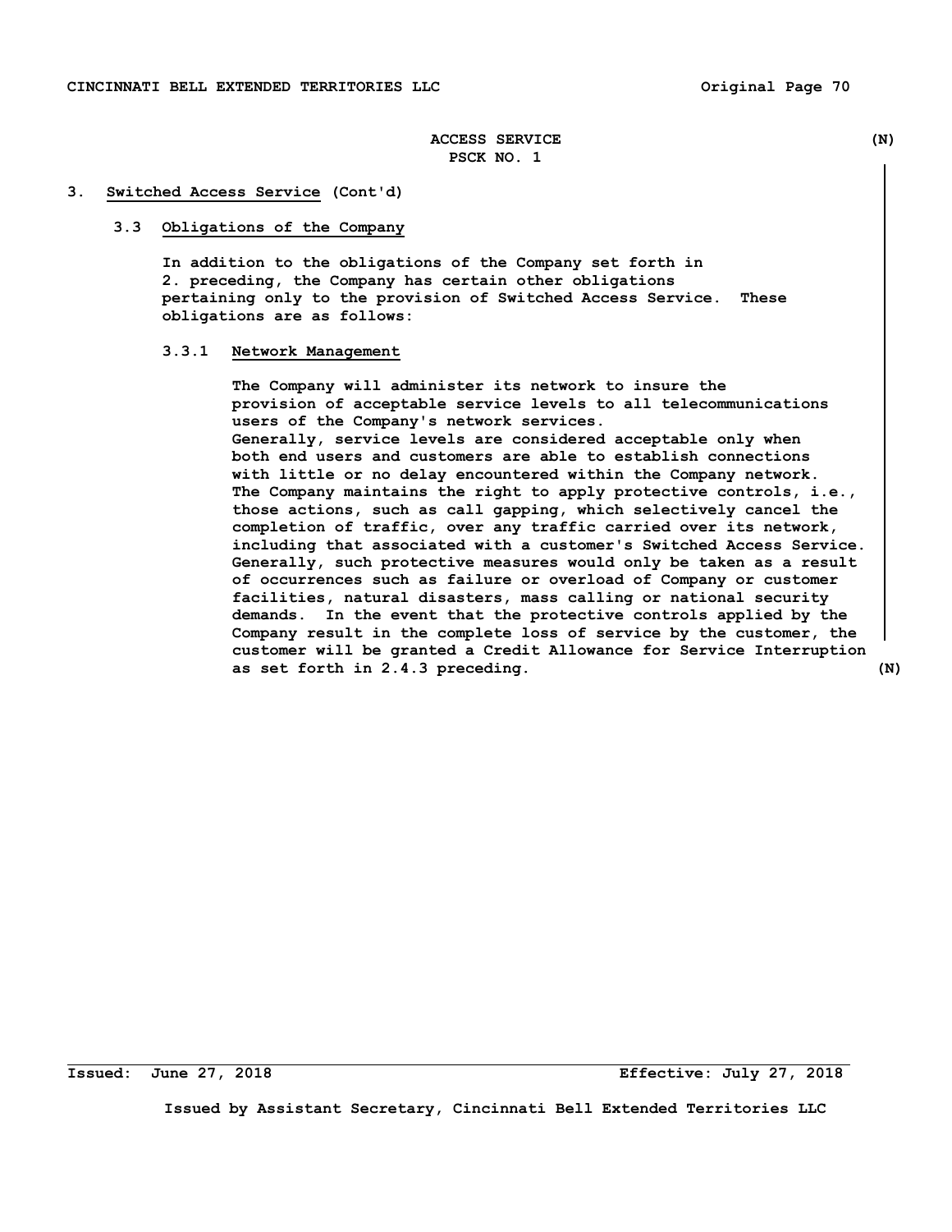ACCESS SERVICE (N)
PSCK NO. 1

## 3. Switched Access Service (Cont'd)

### 3.3 Obligations of the Company

In addition to the obligations of the Company set forth in 2. preceding, the Company has certain other obligations pertaining only to the provision of Switched Access Service. These obligations are as follows:

#### 3.3.1 Network Management

The Company will administer its network to insure the provision of acceptable service levels to all telecommunications users of the Company's network services.
Generally, service levels are considered acceptable only when both end users and customers are able to establish connections with little or no delay encountered within the Company network. The Company maintains the right to apply protective controls, i.e., those actions, such as call gapping, which selectively cancel the completion of traffic, over any traffic carried over its network, including that associated with a customer's Switched Access Service. Generally, such protective measures would only be taken as a result of occurrences such as failure or overload of Company or customer facilities, natural disasters, mass calling or national security demands. In the event that the protective controls applied by the Company result in the complete loss of service by the customer, the customer will be granted a Credit Allowance for Service Interruption as set forth in 2.4.3 preceding. (N)

Issued: June 27, 2018 Effective: July 27, 2018

Issued by Assistant Secretary, Cincinnati Bell Extended Territories LLC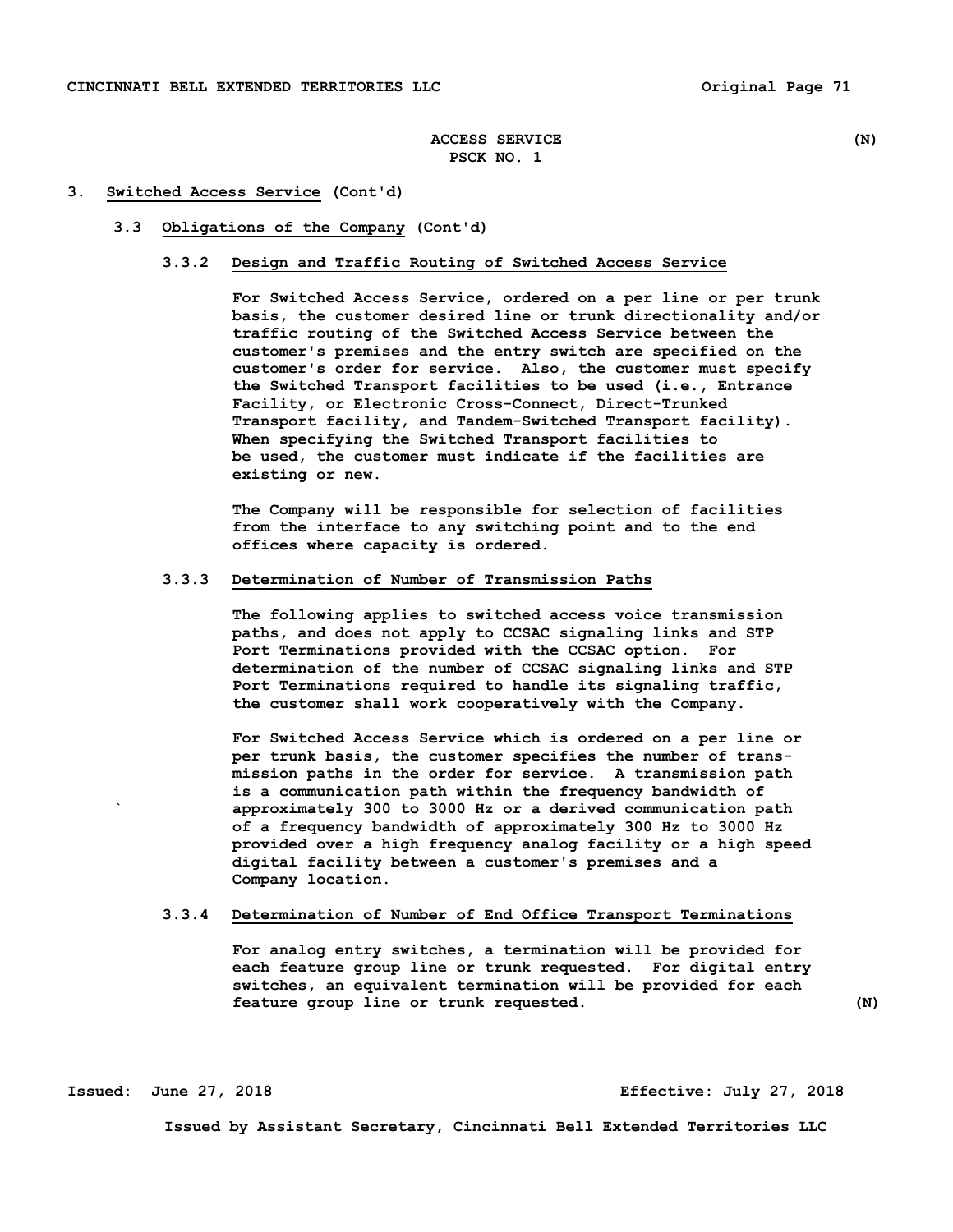ACCESS SERVICE (N)
PSCK NO. 1

3. Switched Access Service (Cont'd)

3.3 Obligations of the Company (Cont'd)

3.3.2 Design and Traffic Routing of Switched Access Service

For Switched Access Service, ordered on a per line or per trunk basis, the customer desired line or trunk directionality and/or traffic routing of the Switched Access Service between the customer's premises and the entry switch are specified on the customer's order for service. Also, the customer must specify the Switched Transport facilities to be used (i.e., Entrance Facility, or Electronic Cross-Connect, Direct-Trunked Transport facility, and Tandem-Switched Transport facility). When specifying the Switched Transport facilities to be used, the customer must indicate if the facilities are existing or new.

The Company will be responsible for selection of facilities from the interface to any switching point and to the end offices where capacity is ordered.

3.3.3 Determination of Number of Transmission Paths

The following applies to switched access voice transmission paths, and does not apply to CCSAC signaling links and STP Port Terminations provided with the CCSAC option. For determination of the number of CCSAC signaling links and STP Port Terminations required to handle its signaling traffic, the customer shall work cooperatively with the Company.

For Switched Access Service which is ordered on a per line or per trunk basis, the customer specifies the number of transmission paths in the order for service. A transmission path is a communication path within the frequency bandwidth of approximately 300 to 3000 Hz or a derived communication path of a frequency bandwidth of approximately 300 Hz to 3000 Hz provided over a high frequency analog facility or a high speed digital facility between a customer's premises and a Company location.

3.3.4 Determination of Number of End Office Transport Terminations

For analog entry switches, a termination will be provided for each feature group line or trunk requested. For digital entry switches, an equivalent termination will be provided for each feature group line or trunk requested. (N)

Issued: June 27, 2018 Effective: July 27, 2018

Issued by Assistant Secretary, Cincinnati Bell Extended Territories LLC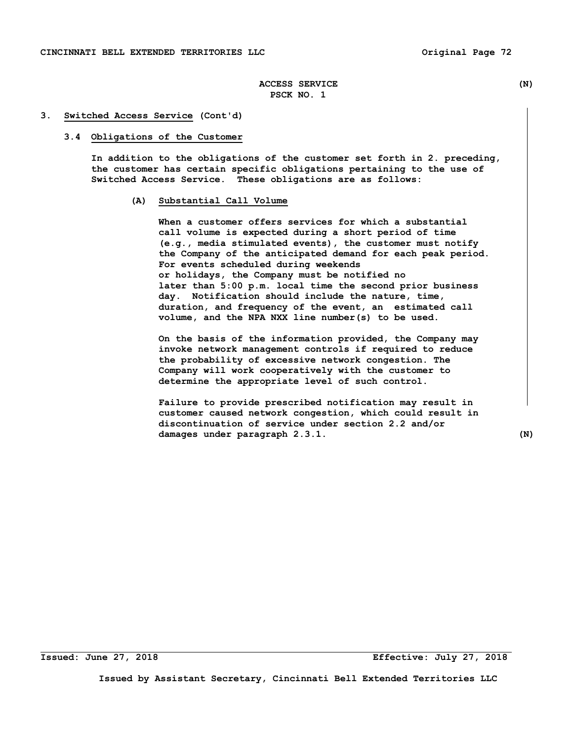ACCESS SERVICE (N)
PSCK NO. 1

## 3. Switched Access Service (Cont'd)

### 3.4 Obligations of the Customer

In addition to the obligations of the customer set forth in 2. preceding, the customer has certain specific obligations pertaining to the use of Switched Access Service. These obligations are as follows:

**(A) Substantial Call Volume**

When a customer offers services for which a substantial call volume is expected during a short period of time (e.g., media stimulated events), the customer must notify the Company of the anticipated demand for each peak period. For events scheduled during weekends or holidays, the Company must be notified no later than 5:00 p.m. local time the second prior business day. Notification should include the nature, time, duration, and frequency of the event, an estimated call volume, and the NPA NXX line number(s) to be used.

On the basis of the information provided, the Company may invoke network management controls if required to reduce the probability of excessive network congestion. The Company will work cooperatively with the customer to determine the appropriate level of such control.

Failure to provide prescribed notification may result in customer caused network congestion, which could result in discontinuation of service under section 2.2 and/or damages under paragraph 2.3.1. (N)

Issued: June 27, 2018 Effective: July 27, 2018

Issued by Assistant Secretary, Cincinnati Bell Extended Territories LLC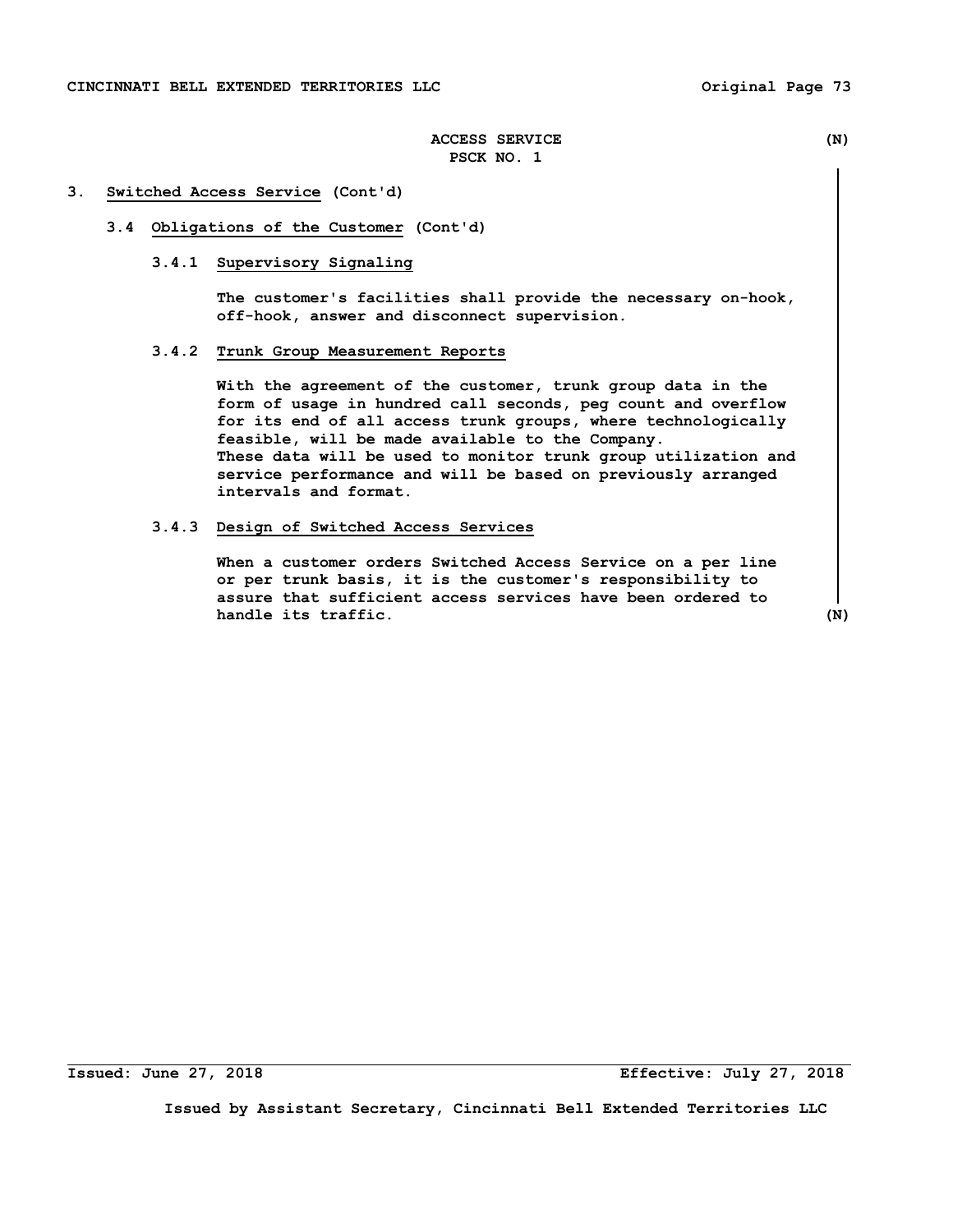ACCESS SERVICE (N)
PSCK NO. 1

## 3. Switched Access Service (Cont'd)

### 3.4 Obligations of the Customer (Cont'd)

#### 3.4.1 Supervisory Signaling

The customer's facilities shall provide the necessary on-hook, off-hook, answer and disconnect supervision.

#### 3.4.2 Trunk Group Measurement Reports

With the agreement of the customer, trunk group data in the form of usage in hundred call seconds, peg count and overflow for its end of all access trunk groups, where technologically feasible, will be made available to the Company.
These data will be used to monitor trunk group utilization and service performance and will be based on previously arranged intervals and format.

#### 3.4.3 Design of Switched Access Services

When a customer orders Switched Access Service on a per line or per trunk basis, it is the customer's responsibility to assure that sufficient access services have been ordered to handle its traffic. (N)

Issued: June 27, 2018 Effective: July 27, 2018

Issued by Assistant Secretary, Cincinnati Bell Extended Territories LLC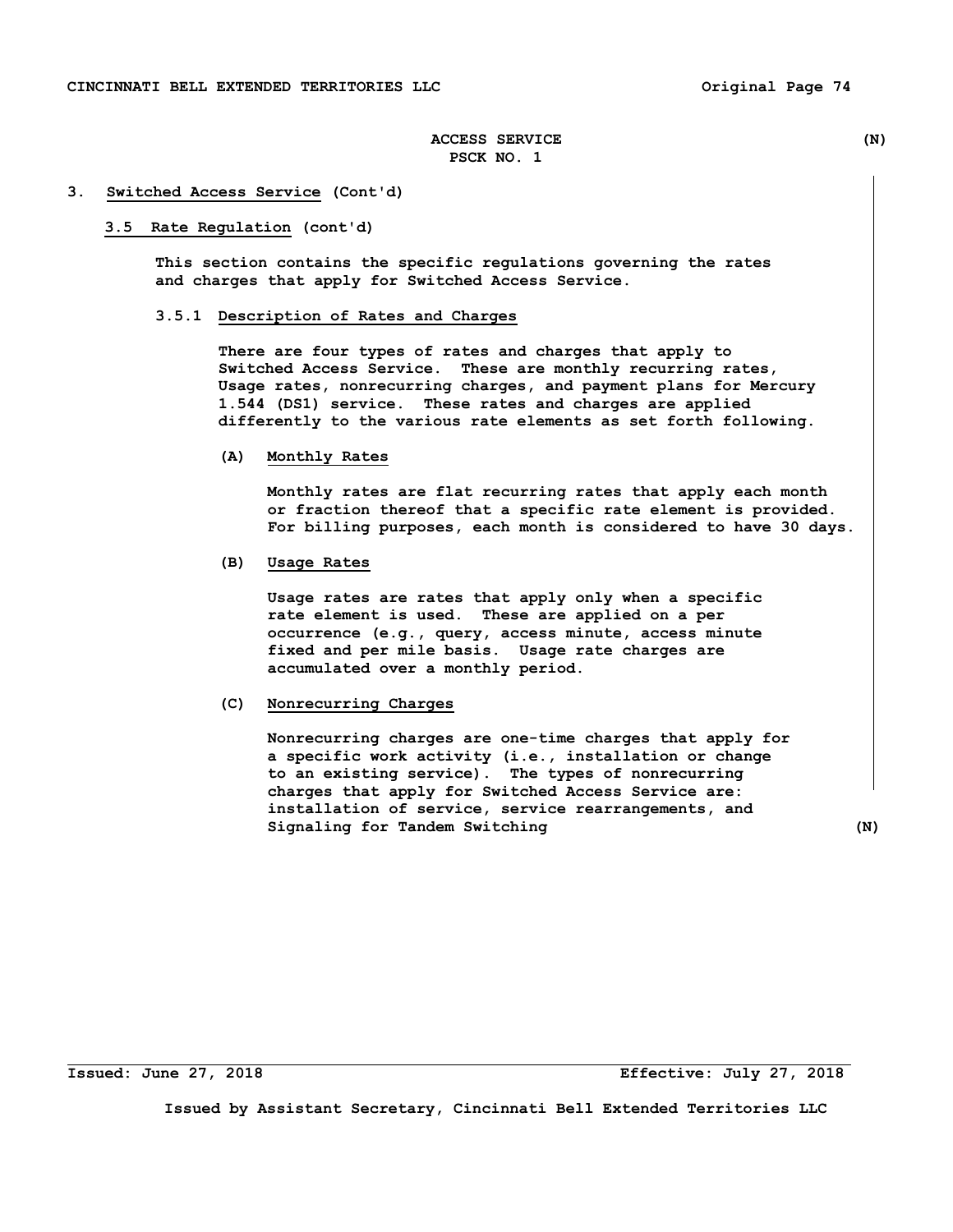ACCESS SERVICE (N)
PSCK NO. 1

## 3. Switched Access Service (Cont'd)

### 3.5 Rate Regulation (cont'd)

This section contains the specific regulations governing the rates and charges that apply for Switched Access Service.

#### 3.5.1 Description of Rates and Charges

There are four types of rates and charges that apply to Switched Access Service. These are monthly recurring rates, Usage rates, nonrecurring charges, and payment plans for Mercury 1.544 (DS1) service. These rates and charges are applied differently to the various rate elements as set forth following.

**(A) Monthly Rates**

Monthly rates are flat recurring rates that apply each month or fraction thereof that a specific rate element is provided. For billing purposes, each month is considered to have 30 days.

**(B) Usage Rates**

Usage rates are rates that apply only when a specific rate element is used. These are applied on a per occurrence (e.g., query, access minute, access minute fixed and per mile basis. Usage rate charges are accumulated over a monthly period.

**(C) Nonrecurring Charges**

Nonrecurring charges are one-time charges that apply for a specific work activity (i.e., installation or change to an existing service). The types of nonrecurring charges that apply for Switched Access Service are: installation of service, service rearrangements, and Signaling for Tandem Switching (N)

Issued: June 27, 2018 Effective: July 27, 2018

Issued by Assistant Secretary, Cincinnati Bell Extended Territories LLC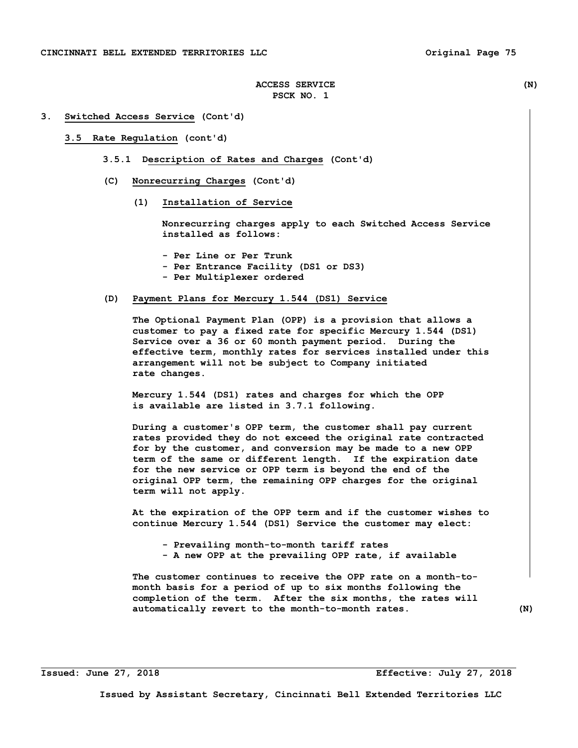ACCESS SERVICE (N)
PSCK NO. 1

## 3. Switched Access Service (Cont'd)

### 3.5 Rate Regulation (cont'd)

#### 3.5.1 Description of Rates and Charges (Cont'd)

**(C) Nonrecurring Charges (Cont'd)**

**(1) Installation of Service**

Nonrecurring charges apply to each Switched Access Service installed as follows:

- Per Line or Per Trunk
- Per Entrance Facility (DS1 or DS3)
- Per Multiplexer ordered

**(D) Payment Plans for Mercury 1.544 (DS1) Service**

The Optional Payment Plan (OPP) is a provision that allows a customer to pay a fixed rate for specific Mercury 1.544 (DS1) Service over a 36 or 60 month payment period. During the effective term, monthly rates for services installed under this arrangement will not be subject to Company initiated rate changes.

Mercury 1.544 (DS1) rates and charges for which the OPP is available are listed in 3.7.1 following.

During a customer's OPP term, the customer shall pay current rates provided they do not exceed the original rate contracted for by the customer, and conversion may be made to a new OPP term of the same or different length. If the expiration date for the new service or OPP term is beyond the end of the original OPP term, the remaining OPP charges for the original term will not apply.

At the expiration of the OPP term and if the customer wishes to continue Mercury 1.544 (DS1) Service the customer may elect:

- Prevailing month-to-month tariff rates
- A new OPP at the prevailing OPP rate, if available

The customer continues to receive the OPP rate on a month-to-month basis for a period of up to six months following the completion of the term. After the six months, the rates will automatically revert to the month-to-month rates. (N)

Issued: June 27, 2018 Effective: July 27, 2018

Issued by Assistant Secretary, Cincinnati Bell Extended Territories LLC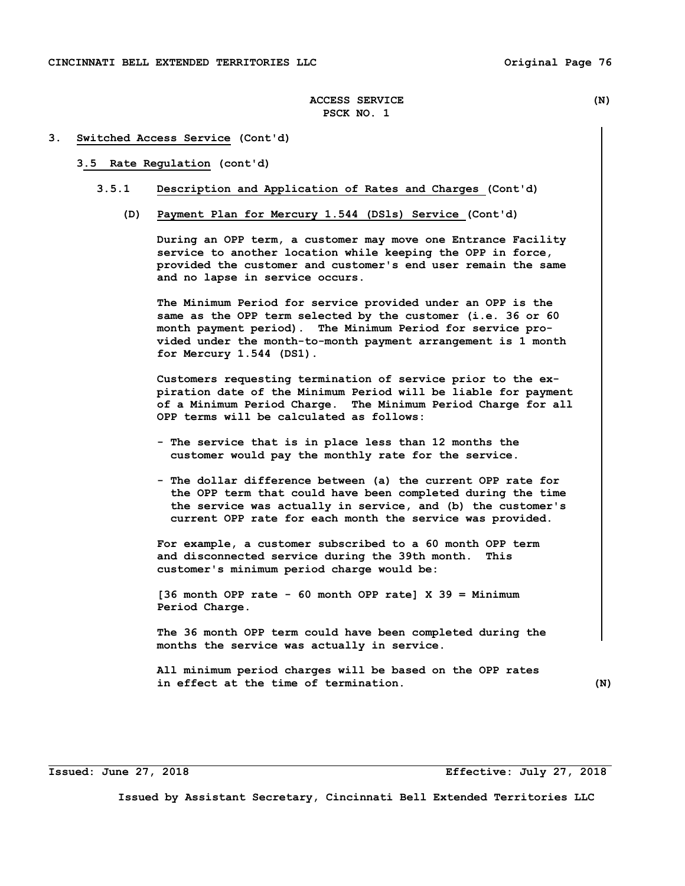ACCESS SERVICE (N)
PSCK NO. 1

## 3. Switched Access Service (Cont'd)

### 3.5 Rate Regulation (cont'd)

#### 3.5.1 Description and Application of Rates and Charges (Cont'd)

**(D) Payment Plan for Mercury 1.544 (DS1s) Service (Cont'd)**

During an OPP term, a customer may move one Entrance Facility service to another location while keeping the OPP in force, provided the customer and customer's end user remain the same and no lapse in service occurs.

The Minimum Period for service provided under an OPP is the same as the OPP term selected by the customer (i.e. 36 or 60 month payment period). The Minimum Period for service provided under the month-to-month payment arrangement is 1 month for Mercury 1.544 (DS1).

Customers requesting termination of service prior to the expiration date of the Minimum Period will be liable for payment of a Minimum Period Charge. The Minimum Period Charge for all OPP terms will be calculated as follows:

- The service that is in place less than 12 months the customer would pay the monthly rate for the service.
- The dollar difference between (a) the current OPP rate for the OPP term that could have been completed during the time the service was actually in service, and (b) the customer's current OPP rate for each month the service was provided.

For example, a customer subscribed to a 60 month OPP term and disconnected service during the 39th month. This customer's minimum period charge would be:

[36 month OPP rate - 60 month OPP rate] X 39 = Minimum Period Charge.

The 36 month OPP term could have been completed during the months the service was actually in service.

All minimum period charges will be based on the OPP rates in effect at the time of termination. (N)

Issued: June 27, 2018 Effective: July 27, 2018

Issued by Assistant Secretary, Cincinnati Bell Extended Territories LLC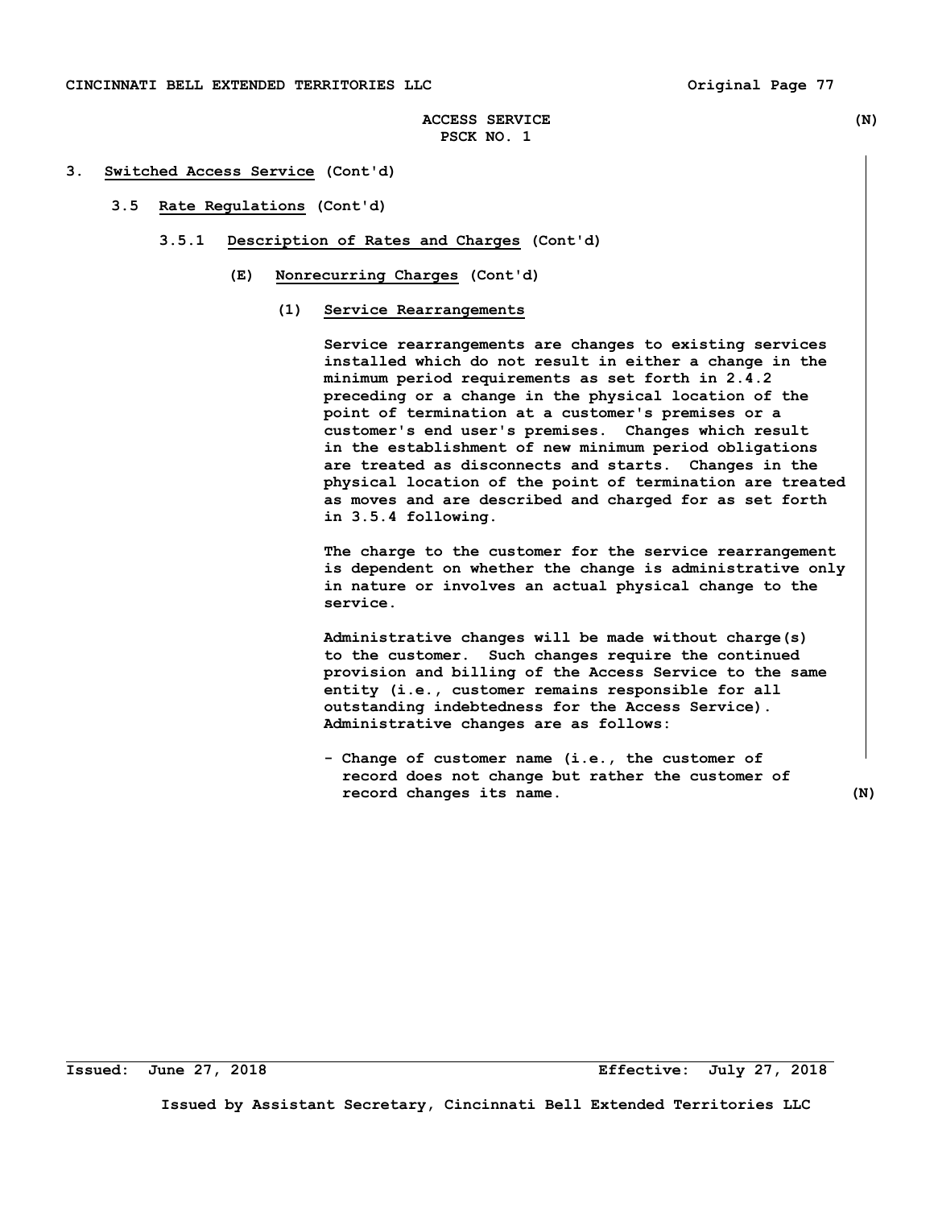3. Switched Access Service (Cont'd)

3.5 Rate Regulations (Cont'd)

3.5.1 Description of Rates and Charges (Cont'd)

(E) Nonrecurring Charges (Cont'd)

(1) Service Rearrangements

Service rearrangements are changes to existing services installed which do not result in either a change in the minimum period requirements as set forth in 2.4.2 preceding or a change in the physical location of the point of termination at a customer's premises or a customer's end user's premises. Changes which result in the establishment of new minimum period obligations are treated as disconnects and starts. Changes in the physical location of the point of termination are treated as moves and are described and charged for as set forth in 3.5.4 following.

The charge to the customer for the service rearrangement is dependent on whether the change is administrative only in nature or involves an actual physical change to the service.

Administrative changes will be made without charge(s) to the customer. Such changes require the continued provision and billing of the Access Service to the same entity (i.e., customer remains responsible for all outstanding indebtedness for the Access Service). Administrative changes are as follows:

- Change of customer name (i.e., the customer of record does not change but rather the customer of record changes its name.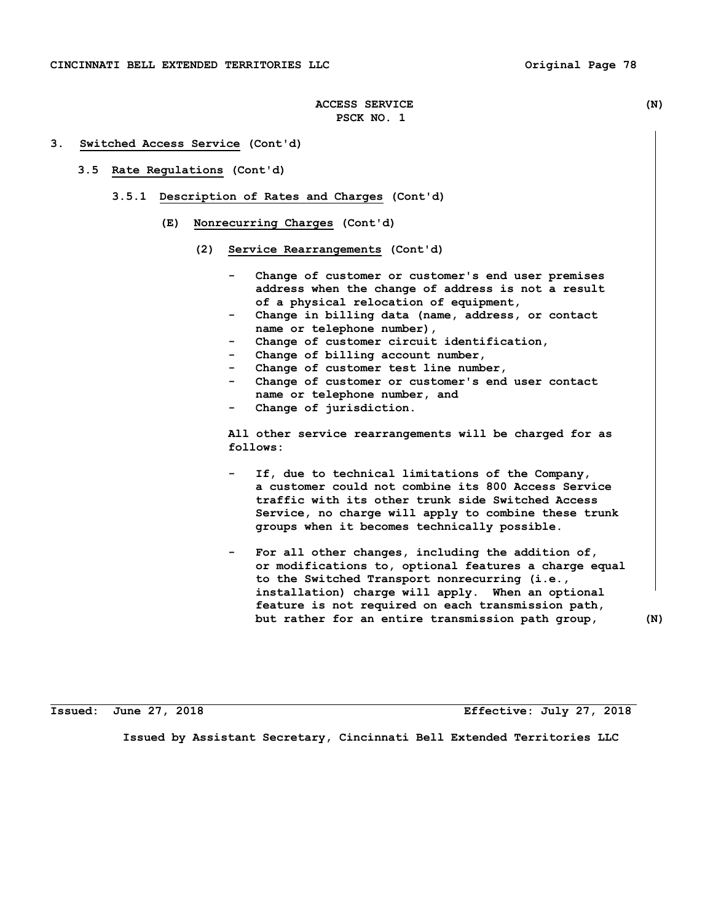ACCESS SERVICE (N)
PSCK NO. 1

3. **Switched Access Service** (Cont'd)

3.5 **Rate Regulations** (Cont'd)

3.5.1 **Description of Rates and Charges** (Cont'd)

(E) **Nonrecurring Charges** (Cont'd)

(2) **Service Rearrangements** (Cont'd)

- Change of customer or customer's end user premises address when the change of address is not a result of a physical relocation of equipment,
- Change in billing data (name, address, or contact name or telephone number),
- Change of customer circuit identification,
- Change of billing account number,
- Change of customer test line number,
- Change of customer or customer's end user contact name or telephone number, and
- Change of jurisdiction.

All other service rearrangements will be charged for as follows:

- If, due to technical limitations of the Company, a customer could not combine its 800 Access Service traffic with its other trunk side Switched Access Service, no charge will apply to combine these trunk groups when it becomes technically possible.

- For all other changes, including the addition of, or modifications to, optional features a charge equal to the Switched Transport nonrecurring (i.e., installation) charge will apply. When an optional feature is not required on each transmission path, but rather for an entire transmission path group, (N)

Issued: June 27, 2018 Effective: July 27, 2018

Issued by Assistant Secretary, Cincinnati Bell Extended Territories LLC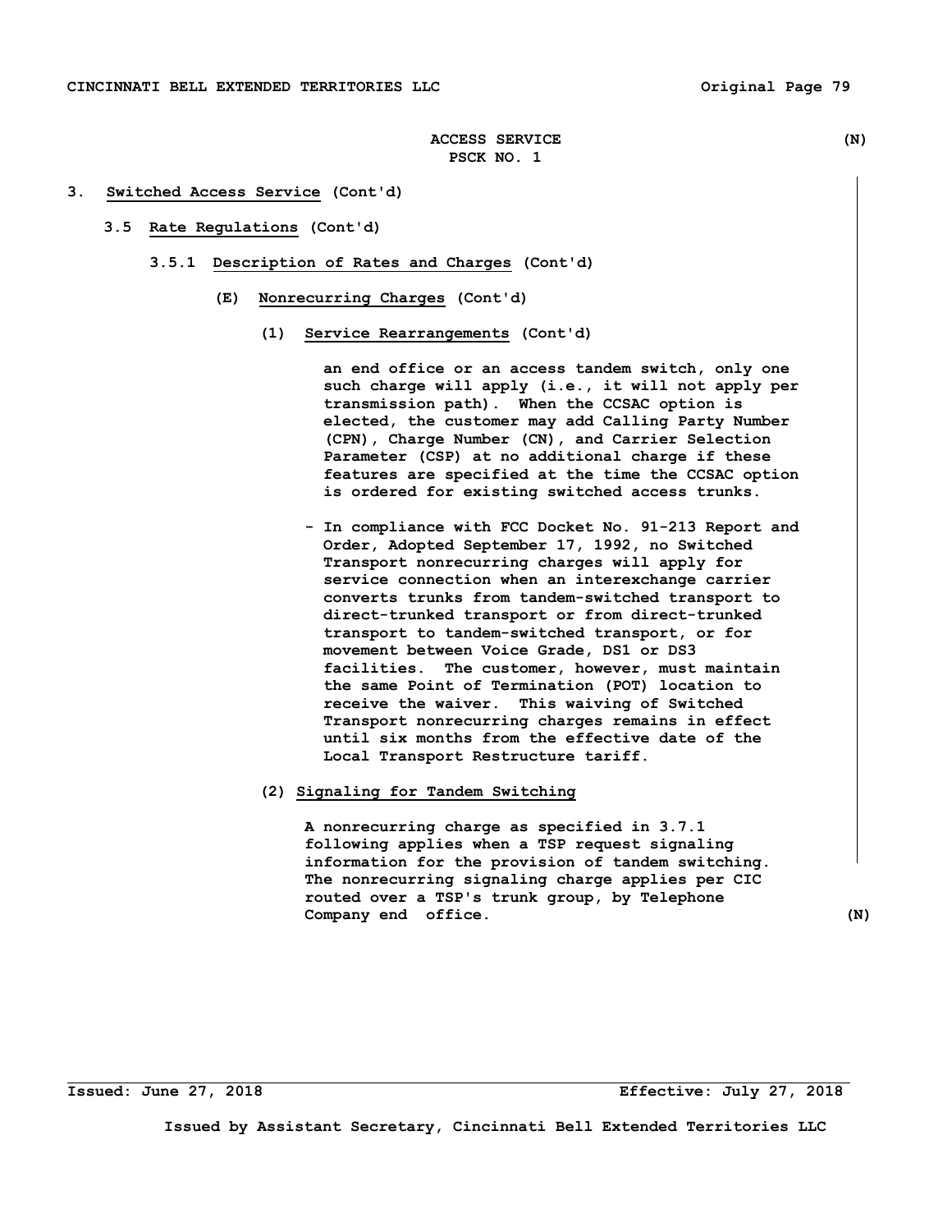ACCESS SERVICE (N)
PSCK NO. 1

3. **Switched Access Service** (Cont'd)

3.5 **Rate Regulations** (Cont'd)

3.5.1 **Description of Rates and Charges** (Cont'd)

(E) **Nonrecurring Charges** (Cont'd)

(1) **Service Rearrangements** (Cont'd)

an end office or an access tandem switch, only one such charge will apply (i.e., it will not apply per transmission path). When the CCSAC option is elected, the customer may add Calling Party Number (CPN), Charge Number (CN), and Carrier Selection Parameter (CSP) at no additional charge if these features are specified at the time the CCSAC option is ordered for existing switched access trunks.

- In compliance with FCC Docket No. 91-213 Report and Order, Adopted September 17, 1992, no Switched Transport nonrecurring charges will apply for service connection when an interexchange carrier converts trunks from tandem-switched transport to direct-trunked transport or from direct-trunked transport to tandem-switched transport, or for movement between Voice Grade, DS1 or DS3 facilities. The customer, however, must maintain the same Point of Termination (POT) location to receive the waiver. This waiving of Switched Transport nonrecurring charges remains in effect until six months from the effective date of the Local Transport Restructure tariff.

(2) **Signaling for Tandem Switching**

A nonrecurring charge as specified in 3.7.1 following applies when a TSP request signaling information for the provision of tandem switching. The nonrecurring signaling charge applies per CIC routed over a TSP's trunk group, by Telephone Company end office. (N)

Issued: June 27, 2018 Effective: July 27, 2018

Issued by Assistant Secretary, Cincinnati Bell Extended Territories LLC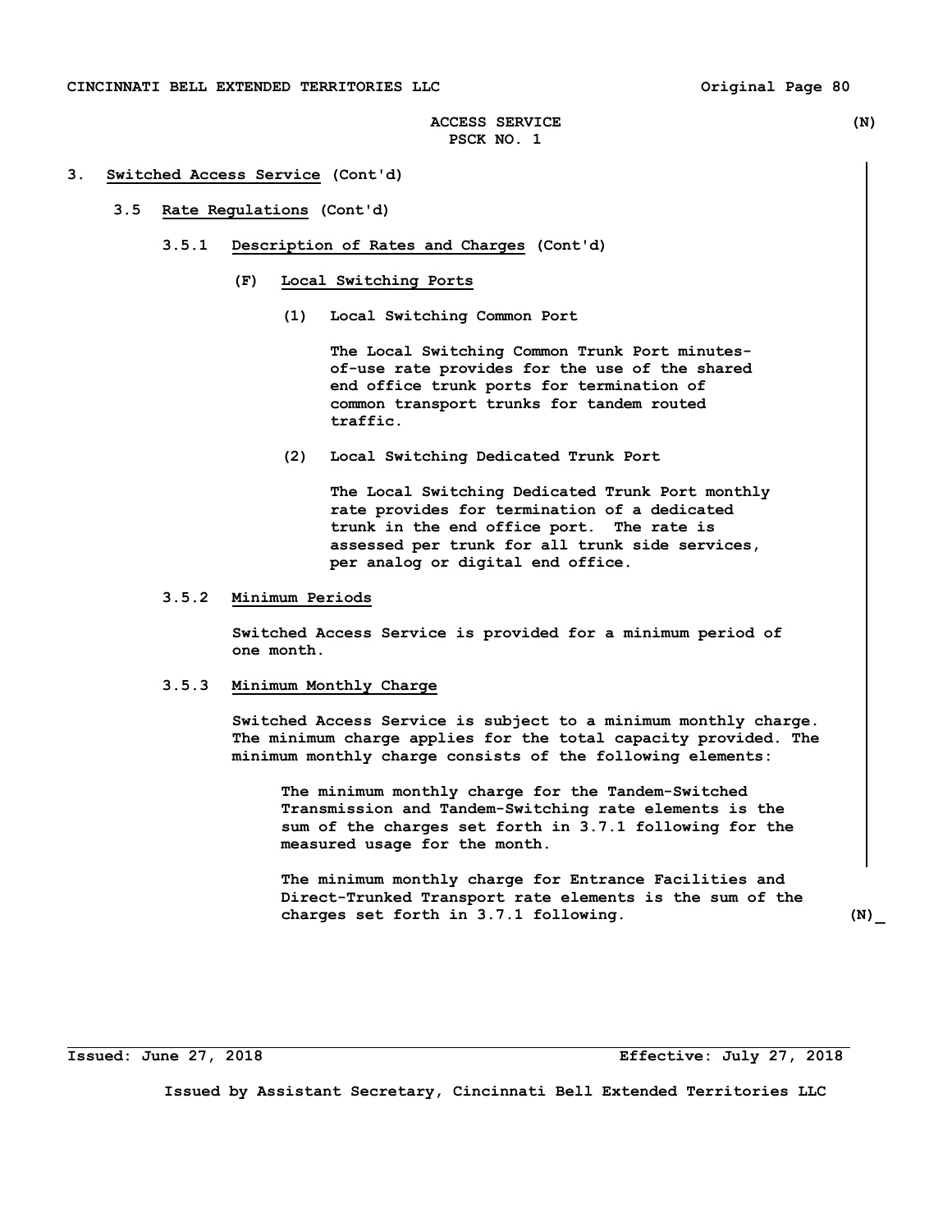ACCESS SERVICE (N)
PSCK NO. 1

3. **Switched Access Service** (Cont'd)

   3.5 **Rate Regulations** (Cont'd)

   3.5.1 **Description of Rates and Charges** (Cont'd)

   (F) **Local Switching Ports**

   (1) Local Switching Common Port

   The Local Switching Common Trunk Port minutes-of-use rate provides for the use of the shared end office trunk ports for termination of common transport trunks for tandem routed traffic.

   (2) Local Switching Dedicated Trunk Port

   The Local Switching Dedicated Trunk Port monthly rate provides for termination of a dedicated trunk in the end office port. The rate is assessed per trunk for all trunk side services, per analog or digital end office.

   3.5.2 **Minimum Periods**

   Switched Access Service is provided for a minimum period of one month.

   3.5.3 **Minimum Monthly Charge**

   Switched Access Service is subject to a minimum monthly charge. The minimum charge applies for the total capacity provided. The minimum monthly charge consists of the following elements:

   The minimum monthly charge for the Tandem-Switched Transmission and Tandem-Switching rate elements is the sum of the charges set forth in 3.7.1 following for the measured usage for the month.

   The minimum monthly charge for Entrance Facilities and Direct-Trunked Transport rate elements is the sum of the charges set forth in 3.7.1 following. (N)

Issued: June 27, 2018 Effective: July 27, 2018

Issued by Assistant Secretary, Cincinnati Bell Extended Territories LLC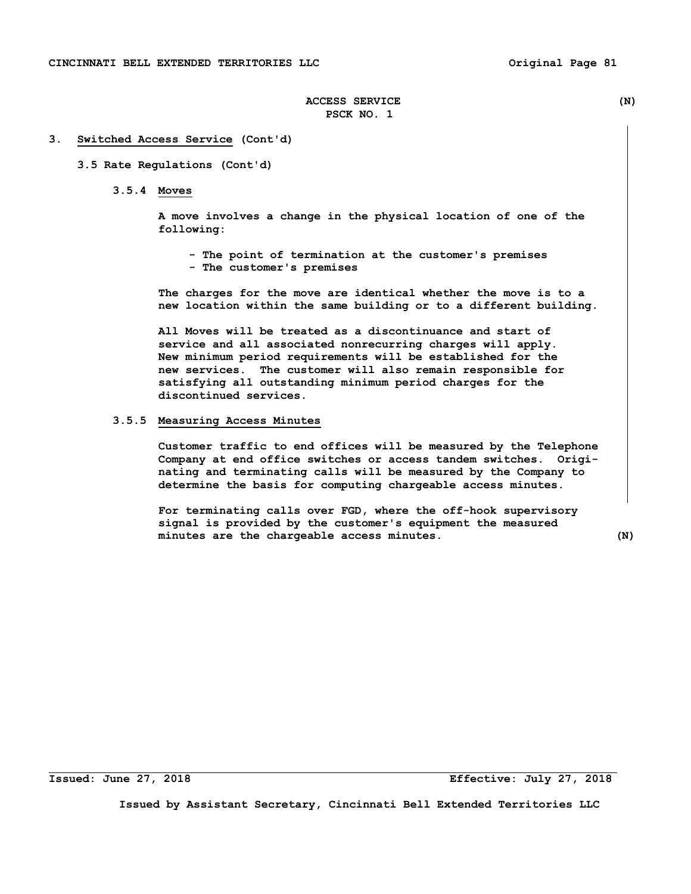## 3. Switched Access Service (Cont'd)

### 3.5 Rate Regulations (Cont'd)

#### 3.5.4 Moves

A move involves a change in the physical location of one of the following:

- The point of termination at the customer's premises
- The customer's premises

The charges for the move are identical whether the move is to a new location within the same building or to a different building.

All Moves will be treated as a discontinuance and start of service and all associated nonrecurring charges will apply. New minimum period requirements will be established for the new services. The customer will also remain responsible for satisfying all outstanding minimum period charges for the discontinued services.

#### 3.5.5 Measuring Access Minutes

Customer traffic to end offices will be measured by the Telephone Company at end office switches or access tandem switches. Originating and terminating calls will be measured by the Company to determine the basis for computing chargeable access minutes.

For terminating calls over FGD, where the off-hook supervisory signal is provided by the customer's equipment the measured minutes are the chargeable access minutes.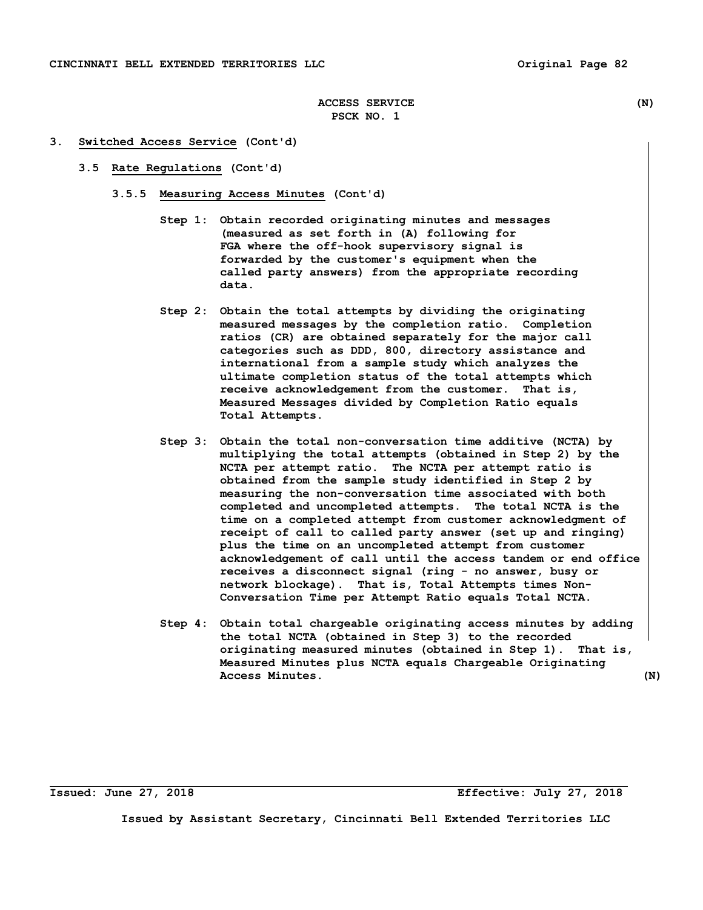ACCESS SERVICE (N)
PSCK NO. 1

3. Switched Access Service (Cont'd)

3.5 Rate Regulations (Cont'd)

3.5.5 Measuring Access Minutes (Cont'd)

Step 1: Obtain recorded originating minutes and messages (measured as set forth in (A) following for FGA where the off-hook supervisory signal is forwarded by the customer's equipment when the called party answers) from the appropriate recording data.

Step 2: Obtain the total attempts by dividing the originating measured messages by the completion ratio. Completion ratios (CR) are obtained separately for the major call categories such as DDD, 800, directory assistance and international from a sample study which analyzes the ultimate completion status of the total attempts which receive acknowledgement from the customer. That is, Measured Messages divided by Completion Ratio equals Total Attempts.

Step 3: Obtain the total non-conversation time additive (NCTA) by multiplying the total attempts (obtained in Step 2) by the NCTA per attempt ratio. The NCTA per attempt ratio is obtained from the sample study identified in Step 2 by measuring the non-conversation time associated with both completed and uncompleted attempts. The total NCTA is the time on a completed attempt from customer acknowledgment of receipt of call to called party answer (set up and ringing) plus the time on an uncompleted attempt from customer acknowledgement of call until the access tandem or end office receives a disconnect signal (ring - no answer, busy or network blockage). That is, Total Attempts times Non-Conversation Time per Attempt Ratio equals Total NCTA.

Step 4: Obtain total chargeable originating access minutes by adding the total NCTA (obtained in Step 3) to the recorded originating measured minutes (obtained in Step 1). That is, Measured Minutes plus NCTA equals Chargeable Originating Access Minutes. (N)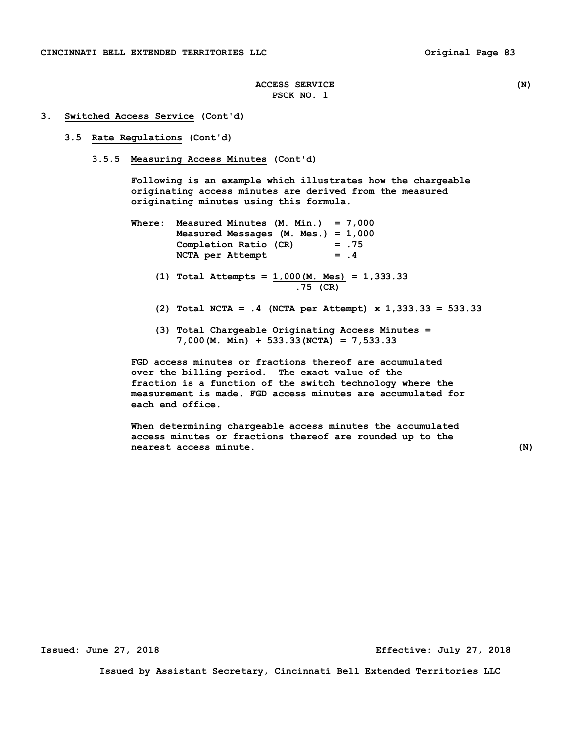ACCESS SERVICE (N)
PSCK NO. 1

3. Switched Access Service (Cont'd)

3.5 Rate Regulations (Cont'd)

3.5.5 Measuring Access Minutes (Cont'd)

Following is an example which illustrates how the chargeable originating access minutes are derived from the measured originating minutes using this formula.

Where: Measured Minutes (M. Min.) = 7,000
Measured Messages (M. Mes.) = 1,000
Completion Ratio (CR) = .75
NCTA per Attempt = .4

(1) Total Attempts = $\frac{1{,}000\text{(M. Mes)}}{.75\text{ (CR)}}$ = 1,333.33

(2) Total NCTA = .4 (NCTA per Attempt) x 1,333.33 = 533.33

(3) Total Chargeable Originating Access Minutes = 7,000(M. Min) + 533.33(NCTA) = 7,533.33

FGD access minutes or fractions thereof are accumulated over the billing period. The exact value of the fraction is a function of the switch technology where the measurement is made. FGD access minutes are accumulated for each end office.

When determining chargeable access minutes the accumulated access minutes or fractions thereof are rounded up to the nearest access minute. (N)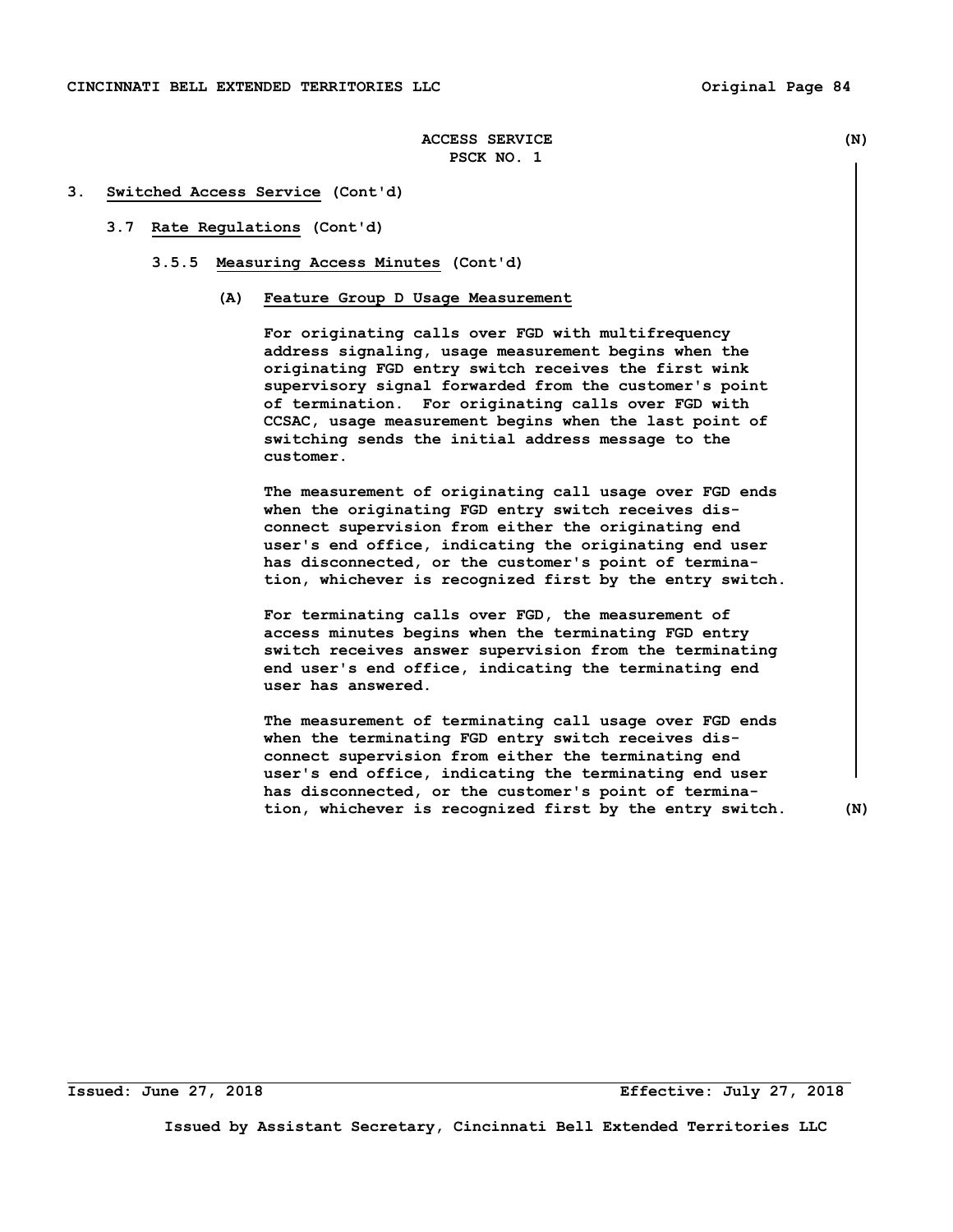ACCESS SERVICE (N)
PSCK NO. 1

## 3. Switched Access Service (Cont'd)

### 3.7 Rate Regulations (Cont'd)

#### 3.5.5 Measuring Access Minutes (Cont'd)

**(A) Feature Group D Usage Measurement**

For originating calls over FGD with multifrequency address signaling, usage measurement begins when the originating FGD entry switch receives the first wink supervisory signal forwarded from the customer's point of termination. For originating calls over FGD with CCSAC, usage measurement begins when the last point of switching sends the initial address message to the customer.

The measurement of originating call usage over FGD ends when the originating FGD entry switch receives disconnect supervision from either the originating end user's end office, indicating the originating end user has disconnected, or the customer's point of termination, whichever is recognized first by the entry switch.

For terminating calls over FGD, the measurement of access minutes begins when the terminating FGD entry switch receives answer supervision from the terminating end user's end office, indicating the terminating end user has answered.

The measurement of terminating call usage over FGD ends when the terminating FGD entry switch receives disconnect supervision from either the terminating end user's end office, indicating the terminating end user has disconnected, or the customer's point of termination, whichever is recognized first by the entry switch. (N)

Issued: June 27, 2018 Effective: July 27, 2018

Issued by Assistant Secretary, Cincinnati Bell Extended Territories LLC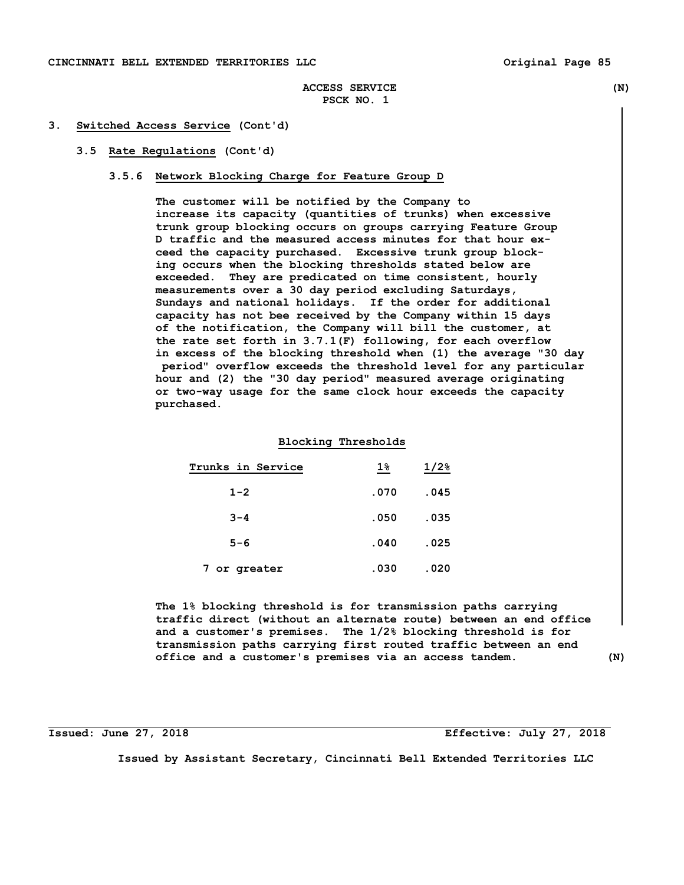ACCESS SERVICE (N)
PSCK NO. 1

# 3. Switched Access Service (Cont'd)

## 3.5 Rate Regulations (Cont'd)

### 3.5.6 Network Blocking Charge for Feature Group D

The customer will be notified by the Company to increase its capacity (quantities of trunks) when excessive trunk group blocking occurs on groups carrying Feature Group D traffic and the measured access minutes for that hour exceed the capacity purchased. Excessive trunk group blocking occurs when the blocking thresholds stated below are exceeded. They are predicated on time consistent, hourly measurements over a 30 day period excluding Saturdays, Sundays and national holidays. If the order for additional capacity has not bee received by the Company within 15 days of the notification, the Company will bill the customer, at the rate set forth in 3.7.1(F) following, for each overflow in excess of the blocking threshold when (1) the average "30 day period" overflow exceeds the threshold level for any particular hour and (2) the "30 day period" measured average originating or two-way usage for the same clock hour exceeds the capacity purchased.

**Blocking Thresholds**

| Trunks in Service | 1% | 1/2% |
|---|---|---|
| 1-2 | .070 | .045 |
| 3-4 | .050 | .035 |
| 5-6 | .040 | .025 |
| 7 or greater | .030 | .020 |

The 1% blocking threshold is for transmission paths carrying traffic direct (without an alternate route) between an end office and a customer's premises. The 1/2% blocking threshold is for transmission paths carrying first routed traffic between an end office and a customer's premises via an access tandem. (N)

Issued: June 27, 2018 Effective: July 27, 2018

Issued by Assistant Secretary, Cincinnati Bell Extended Territories LLC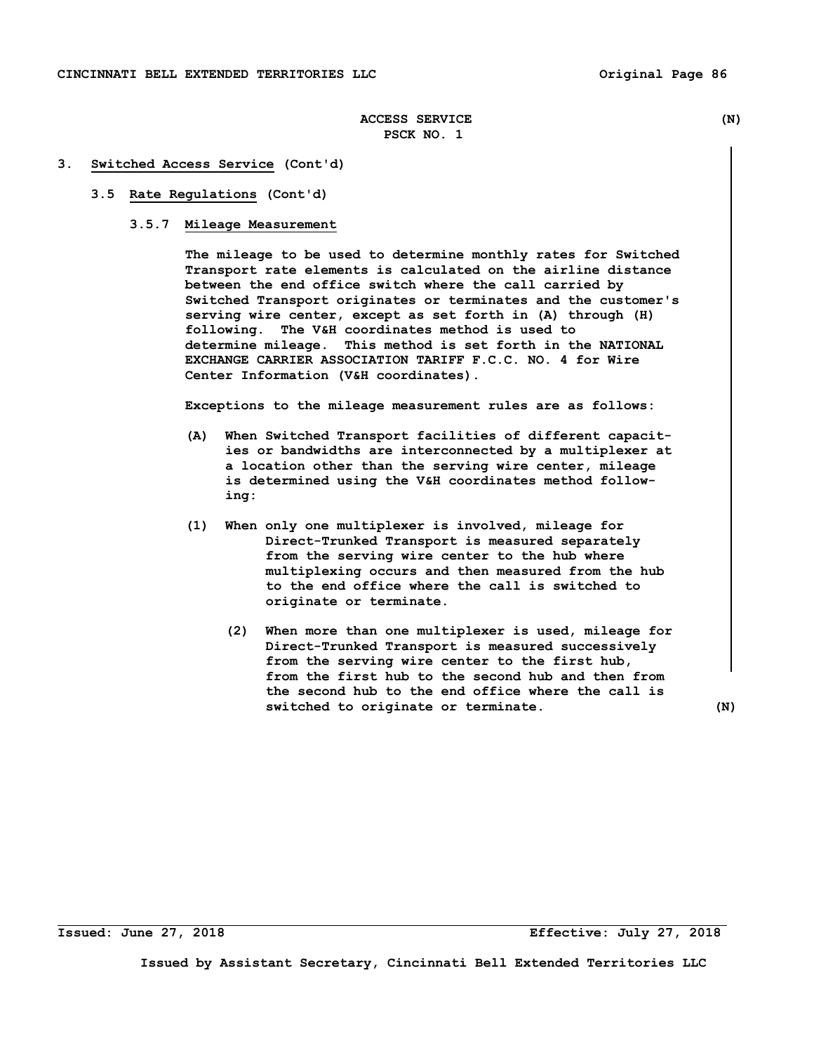ACCESS SERVICE (N)
PSCK NO. 1

3. <u>Switched Access Service</u> (Cont'd)

3.5 <u>Rate Regulations</u> (Cont'd)

3.5.7 <u>Mileage Measurement</u>

The mileage to be used to determine monthly rates for Switched Transport rate elements is calculated on the airline distance between the end office switch where the call carried by Switched Transport originates or terminates and the customer's serving wire center, except as set forth in (A) through (H) following. The V&H coordinates method is used to determine mileage. This method is set forth in the NATIONAL EXCHANGE CARRIER ASSOCIATION TARIFF F.C.C. NO. 4 for Wire Center Information (V&H coordinates).

Exceptions to the mileage measurement rules are as follows:

(A) When Switched Transport facilities of different capacities or bandwidths are interconnected by a multiplexer at a location other than the serving wire center, mileage is determined using the V&H coordinates method following:

(1) When only one multiplexer is involved, mileage for Direct-Trunked Transport is measured separately from the serving wire center to the hub where multiplexing occurs and then measured from the hub to the end office where the call is switched to originate or terminate.

(2) When more than one multiplexer is used, mileage for Direct-Trunked Transport is measured successively from the serving wire center to the first hub, from the first hub to the second hub and then from the second hub to the end office where the call is switched to originate or terminate. (N)

Issued: June 27, 2018 Effective: July 27, 2018

Issued by Assistant Secretary, Cincinnati Bell Extended Territories LLC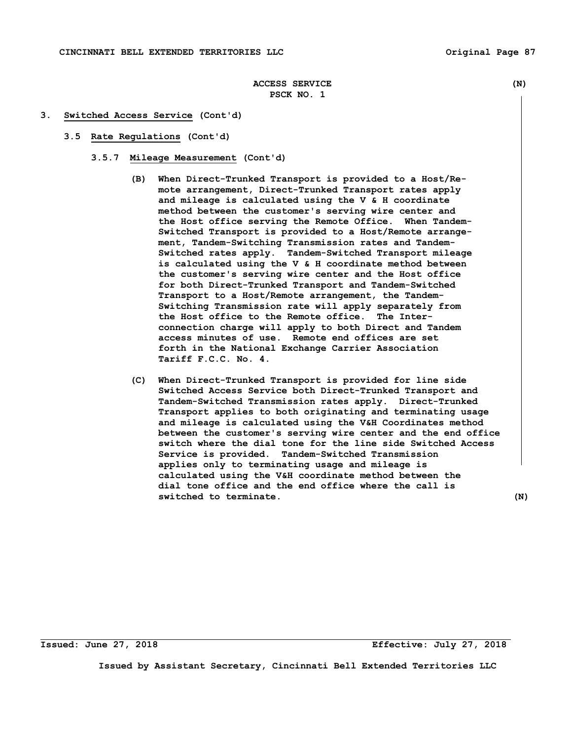ACCESS SERVICE (N)
PSCK NO. 1

## 3. Switched Access Service (Cont'd)

### 3.5 Rate Regulations (Cont'd)

#### 3.5.7 Mileage Measurement (Cont'd)

(B) When Direct-Trunked Transport is provided to a Host/Remote arrangement, Direct-Trunked Transport rates apply and mileage is calculated using the V & H coordinate method between the customer's serving wire center and the Host office serving the Remote Office. When Tandem-Switched Transport is provided to a Host/Remote arrangement, Tandem-Switching Transmission rates and Tandem-Switched rates apply. Tandem-Switched Transport mileage is calculated using the V & H coordinate method between the customer's serving wire center and the Host office for both Direct-Trunked Transport and Tandem-Switched Transport to a Host/Remote arrangement, the Tandem-Switching Transmission rate will apply separately from the Host office to the Remote office. The Interconnection charge will apply to both Direct and Tandem access minutes of use. Remote end offices are set forth in the National Exchange Carrier Association Tariff F.C.C. No. 4.

(C) When Direct-Trunked Transport is provided for line side Switched Access Service both Direct-Trunked Transport and Tandem-Switched Transmission rates apply. Direct-Trunked Transport applies to both originating and terminating usage and mileage is calculated using the V&H Coordinates method between the customer's serving wire center and the end office switch where the dial tone for the line side Switched Access Service is provided. Tandem-Switched Transmission applies only to terminating usage and mileage is calculated using the V&H coordinate method between the dial tone office and the end office where the call is switched to terminate. (N)

Issued: June 27, 2018 Effective: July 27, 2018

Issued by Assistant Secretary, Cincinnati Bell Extended Territories LLC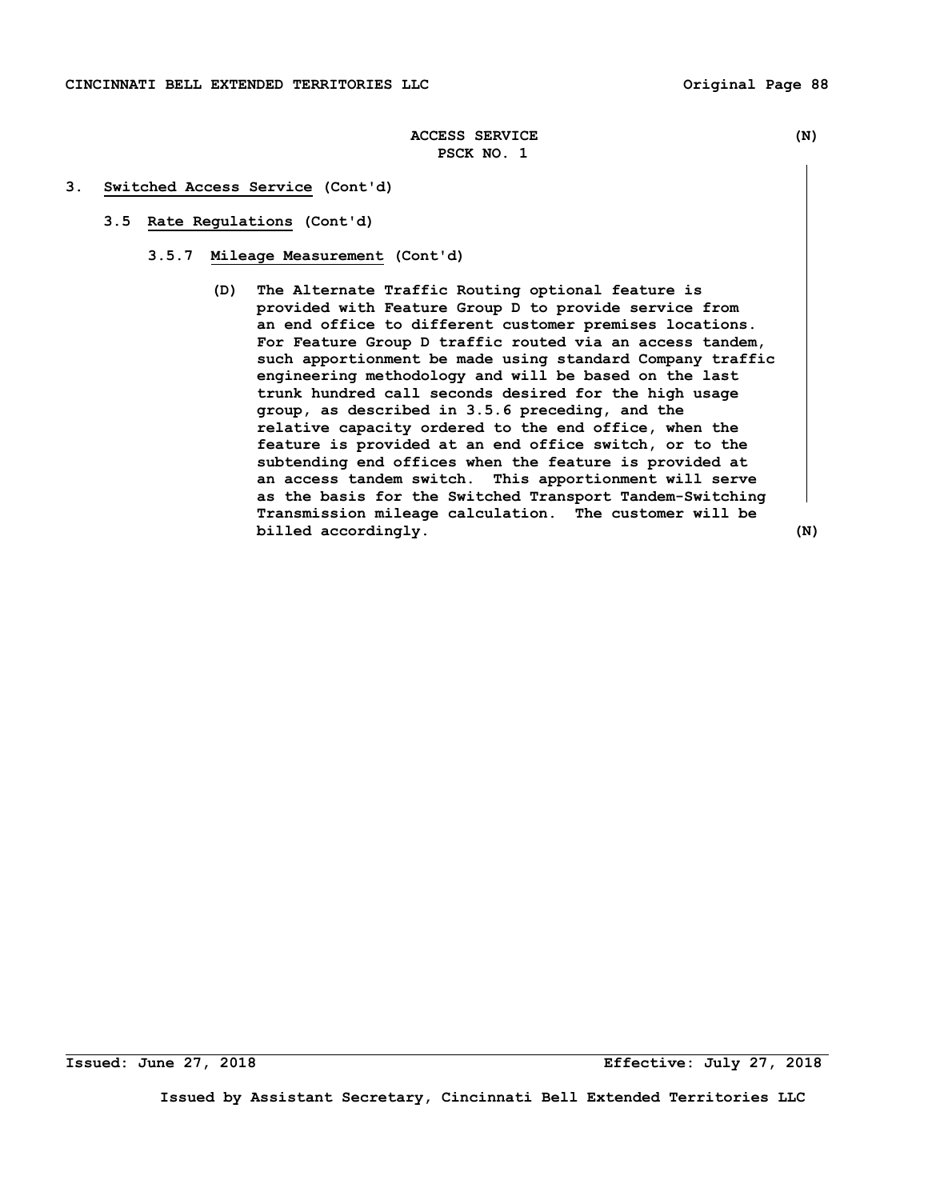ACCESS SERVICE (N)
PSCK NO. 1

3. Switched Access Service (Cont'd)

3.5 Rate Regulations (Cont'd)

3.5.7 Mileage Measurement (Cont'd)

(D) The Alternate Traffic Routing optional feature is provided with Feature Group D to provide service from an end office to different customer premises locations. For Feature Group D traffic routed via an access tandem, such apportionment be made using standard Company traffic engineering methodology and will be based on the last trunk hundred call seconds desired for the high usage group, as described in 3.5.6 preceding, and the relative capacity ordered to the end office, when the feature is provided at an end office switch, or to the subtending end offices when the feature is provided at an access tandem switch. This apportionment will serve as the basis for the Switched Transport Tandem-Switching Transmission mileage calculation. The customer will be billed accordingly. (N)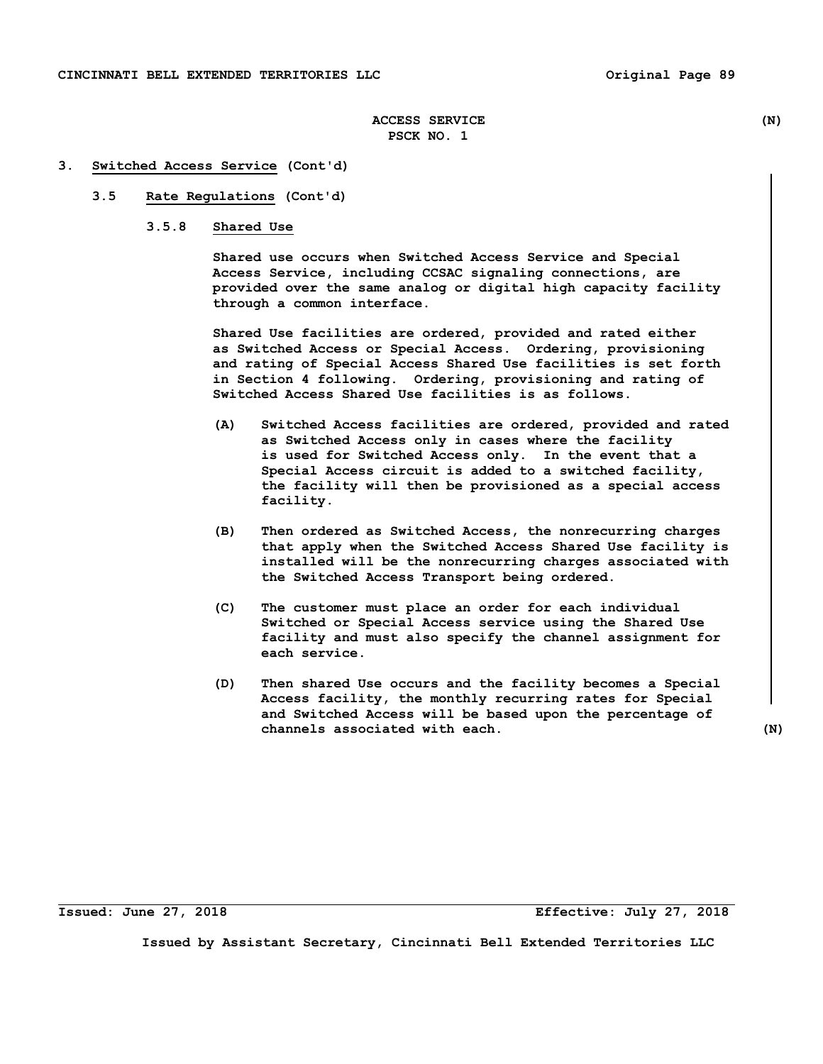ACCESS SERVICE (N)
PSCK NO. 1

## 3. Switched Access Service (Cont'd)

### 3.5 Rate Regulations (Cont'd)

#### 3.5.8 Shared Use

Shared use occurs when Switched Access Service and Special Access Service, including CCSAC signaling connections, are provided over the same analog or digital high capacity facility through a common interface.

Shared Use facilities are ordered, provided and rated either as Switched Access or Special Access. Ordering, provisioning and rating of Special Access Shared Use facilities is set forth in Section 4 following. Ordering, provisioning and rating of Switched Access Shared Use facilities is as follows.

(A) Switched Access facilities are ordered, provided and rated as Switched Access only in cases where the facility is used for Switched Access only. In the event that a Special Access circuit is added to a switched facility, the facility will then be provisioned as a special access facility.

(B) Then ordered as Switched Access, the nonrecurring charges that apply when the Switched Access Shared Use facility is installed will be the nonrecurring charges associated with the Switched Access Transport being ordered.

(C) The customer must place an order for each individual Switched or Special Access service using the Shared Use facility and must also specify the channel assignment for each service.

(D) Then shared Use occurs and the facility becomes a Special Access facility, the monthly recurring rates for Special and Switched Access will be based upon the percentage of channels associated with each. (N)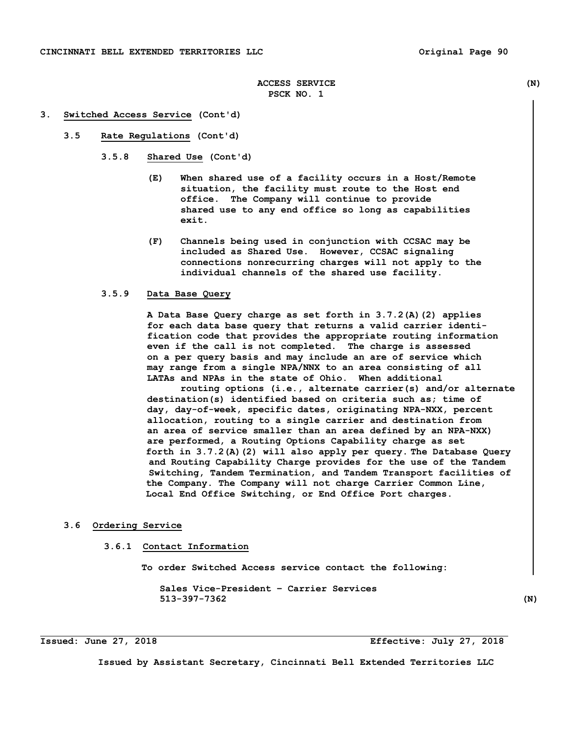ACCESS SERVICE (N)
PSCK NO. 1

3. **Switched Access Service** (Cont'd)

3.5 **Rate Regulations** (Cont'd)

3.5.8 **Shared Use** (Cont'd)

(E) When shared use of a facility occurs in a Host/Remote situation, the facility must route to the Host end office. The Company will continue to provide shared use to any end office so long as capabilities exit.

(F) Channels being used in conjunction with CCSAC may be included as Shared Use. However, CCSAC signaling connections nonrecurring charges will not apply to the individual channels of the shared use facility.

3.5.9 **Data Base Query**

A Data Base Query charge as set forth in 3.7.2(A)(2) applies for each data base query that returns a valid carrier identification code that provides the appropriate routing information even if the call is not completed. The charge is assessed on a per query basis and may include an are of service which may range from a single NPA/NNX to an area consisting of all LATAs and NPAs in the state of Ohio. When additional routing options (i.e., alternate carrier(s) and/or alternate destination(s) identified based on criteria such as; time of day, day-of-week, specific dates, originating NPA-NXX, percent allocation, routing to a single carrier and destination from an area of service smaller than an area defined by an NPA-NXX) are performed, a Routing Options Capability charge as set forth in 3.7.2(A)(2) will also apply per query. The Database Query and Routing Capability Charge provides for the use of the Tandem Switching, Tandem Termination, and Tandem Transport facilities of the Company. The Company will not charge Carrier Common Line, Local End Office Switching, or End Office Port charges.

3.6 **Ordering Service**

3.6.1 **Contact Information**

To order Switched Access service contact the following:

Sales Vice-President – Carrier Services
513-397-7362 (N)

Issued: June 27, 2018 Effective: July 27, 2018

Issued by Assistant Secretary, Cincinnati Bell Extended Territories LLC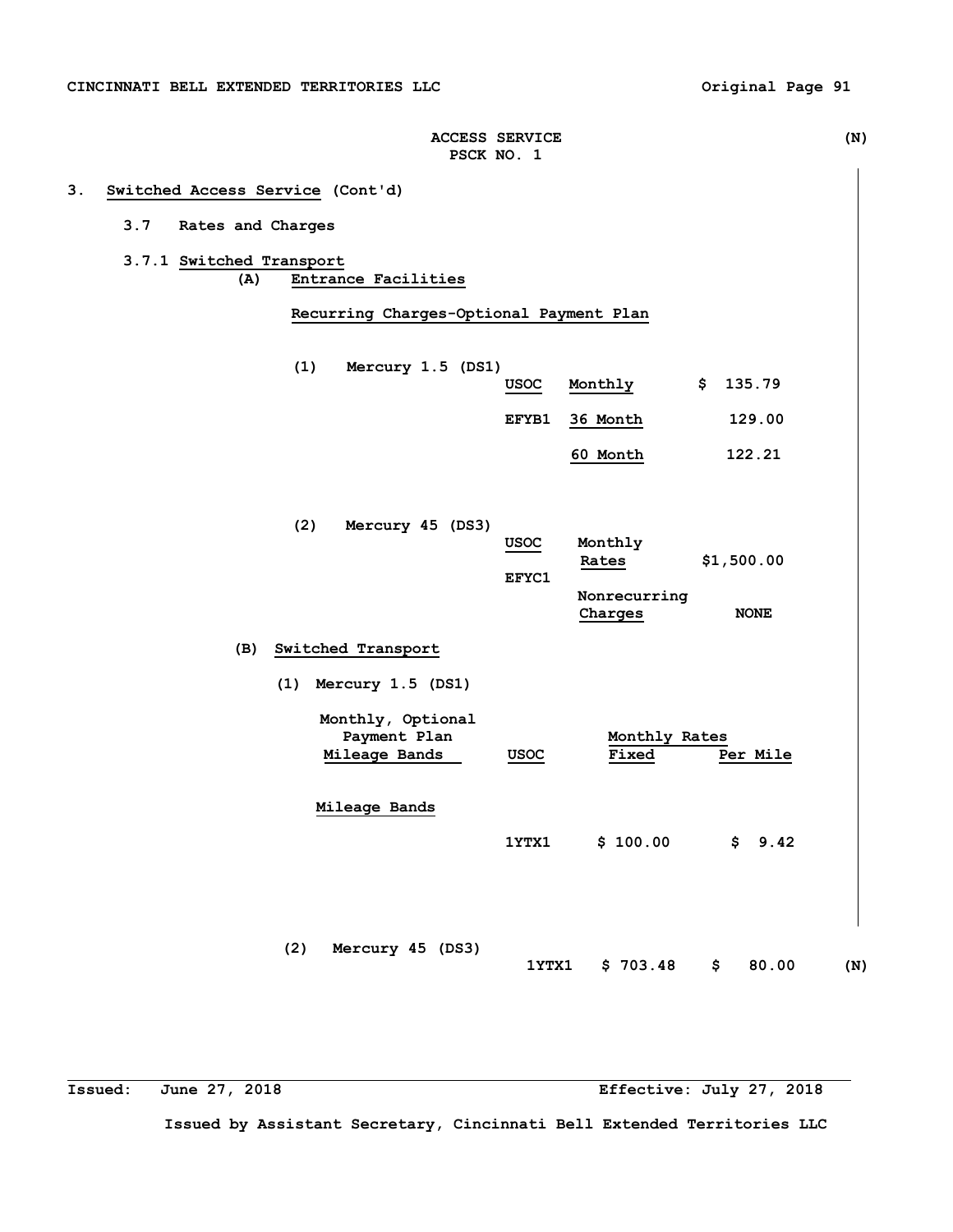ACCESS SERVICE (N)
PSCK NO. 1

3. **Switched Access Service** (Cont'd)

3.7 Rates and Charges

3.7.1 **Switched Transport**

(A) **Entrance Facilities**

**Recurring Charges-Optional Payment Plan**

(1) Mercury 1.5 (DS1)

| USOC | | |
|---|---|---|
| | Monthly | $ 135.79 |
| EFYB1 | 36 Month | 129.00 |
| | 60 Month | 122.21 |

(2) Mercury 45 (DS3)

| USOC | | |
|---|---|---|
| EFYC1 | Monthly Rates | $1,500.00 |
| | Nonrecurring Charges | NONE |

(B) **Switched Transport**

(1) Mercury 1.5 (DS1)

| Monthly, Optional Payment Plan Mileage Bands | USOC | Monthly Rates Fixed | Monthly Rates Per Mile |
|---|---|---|---|
| Mileage Bands | | | |
| | 1YTX1 | $ 100.00 | $ 9.42 |

(2) Mercury 45 (DS3)

| | USOC | Fixed | Per Mile |
|---|---|---|---|
| | 1YTX1 | $ 703.48 | $ 80.00 |

(N)

Issued: June 27, 2018 Effective: July 27, 2018

Issued by Assistant Secretary, Cincinnati Bell Extended Territories LLC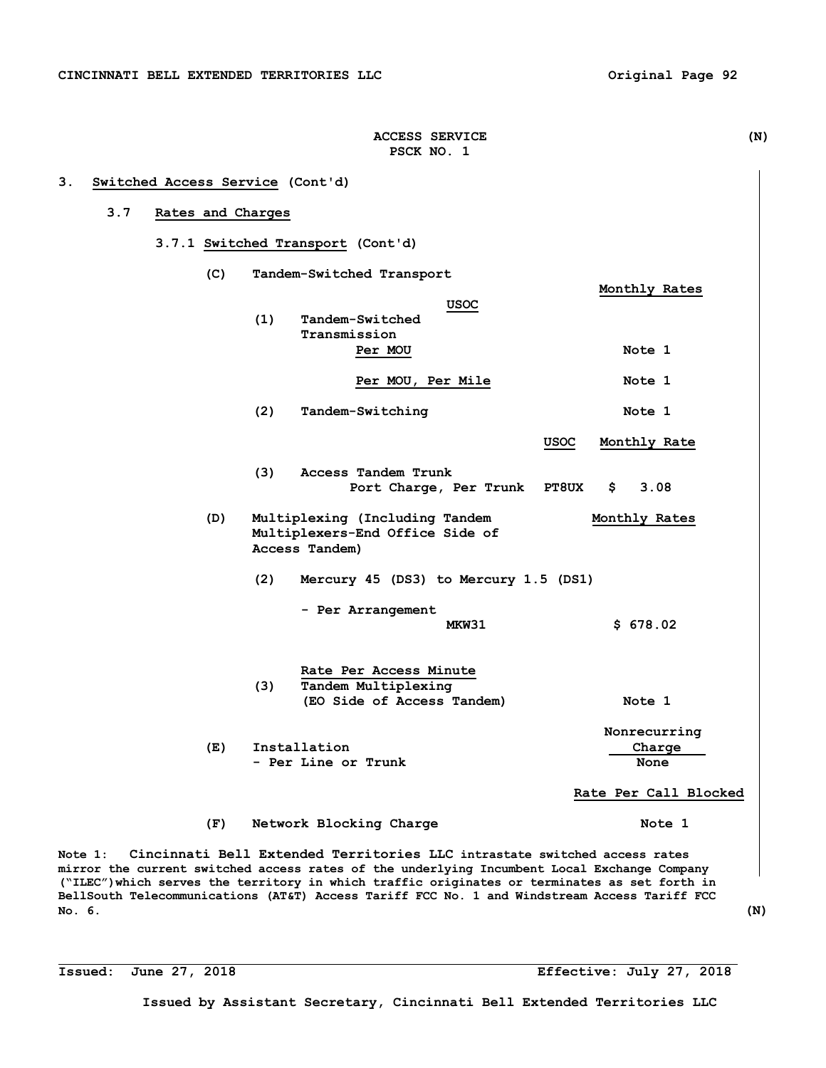ACCESS SERVICE (N)
PSCK NO. 1

3. **Switched Access Service** (Cont'd)

3.7 **Rates and Charges**

3.7.1 **Switched Transport** (Cont'd)

(C) Tandem-Switched Transport

| | USOC | Monthly Rates |
|---|---|---|
| (1) Tandem-Switched Transmission | | |
| Per MOU | | Note 1 |
| Per MOU, Per Mile | | Note 1 |
| (2) Tandem-Switching | | Note 1 |

| | USOC | Monthly Rate |
|---|---|---|
| (3) Access Tandem Trunk Port Charge, Per Trunk | PT8UX | $ 3.08 |

(D) Multiplexing (Including Tandem Multiplexers-End Office Side of Access Tandem)

| | USOC | Monthly Rates |
|---|---|---|
| (2) Mercury 45 (DS3) to Mercury 1.5 (DS1) | | |
| - Per Arrangement | MKW31 | $ 678.02 |

| | Rate Per Access Minute |
|---|---|
| (3) Tandem Multiplexing (EO Side of Access Tandem) | Note 1 |

| | Nonrecurring Charge |
|---|---|
| (E) Installation - Per Line or Trunk | None |

| | Rate Per Call Blocked |
|---|---|
| (F) Network Blocking Charge | Note 1 |

Note 1: Cincinnati Bell Extended Territories LLC intrastate switched access rates mirror the current switched access rates of the underlying Incumbent Local Exchange Company ("ILEC")which serves the territory in which traffic originates or terminates as set forth in BellSouth Telecommunications (AT&T) Access Tariff FCC No. 1 and Windstream Access Tariff FCC No. 6. (N)

Issued: June 27, 2018 Effective: July 27, 2018

Issued by Assistant Secretary, Cincinnati Bell Extended Territories LLC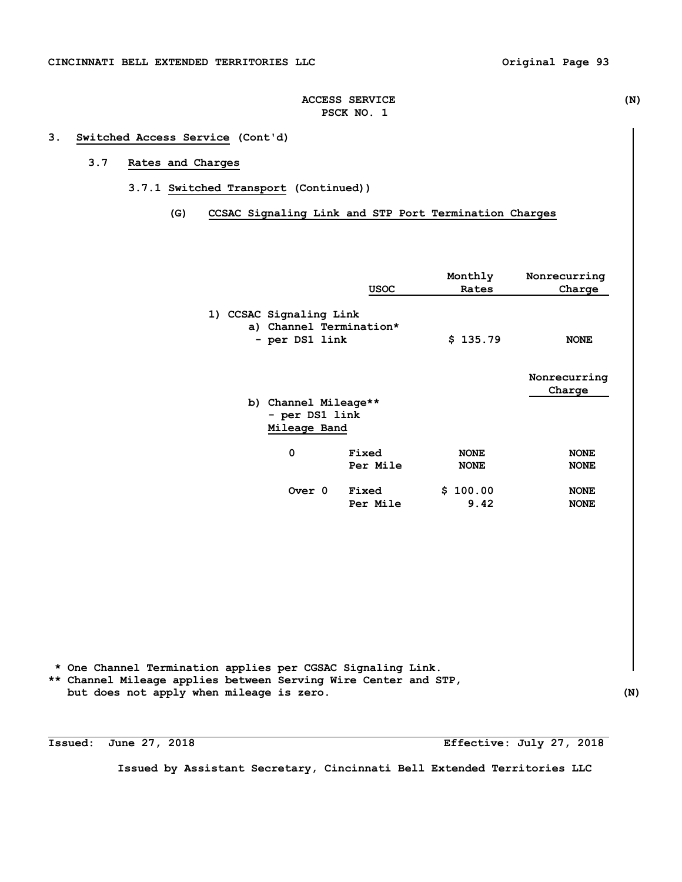ACCESS SERVICE (N)
PSCK NO. 1

## 3. Switched Access Service (Cont'd)

### 3.7 Rates and Charges

#### 3.7.1 Switched Transport (Continued))

##### (G) CCSAC Signaling Link and STP Port Termination Charges

| | USOC | Monthly Rates | Nonrecurring Charge |
|---|---|---|---|
| 1) CCSAC Signaling Link | | | |
| a) Channel Termination* | | | |
| - per DS1 link | | $ 135.79 | NONE |

| b) Channel Mileage** - per DS1 link Mileage Band | | | Nonrecurring Charge |
|---|---|---|---|
| 0 | Fixed | NONE | NONE |
| | Per Mile | NONE | NONE |
| Over 0 | Fixed | $ 100.00 | NONE |
| | Per Mile | 9.42 | NONE |

\* One Channel Termination applies per CGSAC Signaling Link.

\*\* Channel Mileage applies between Serving Wire Center and STP, but does not apply when mileage is zero. (N)

Issued: June 27, 2018 Effective: July 27, 2018

Issued by Assistant Secretary, Cincinnati Bell Extended Territories LLC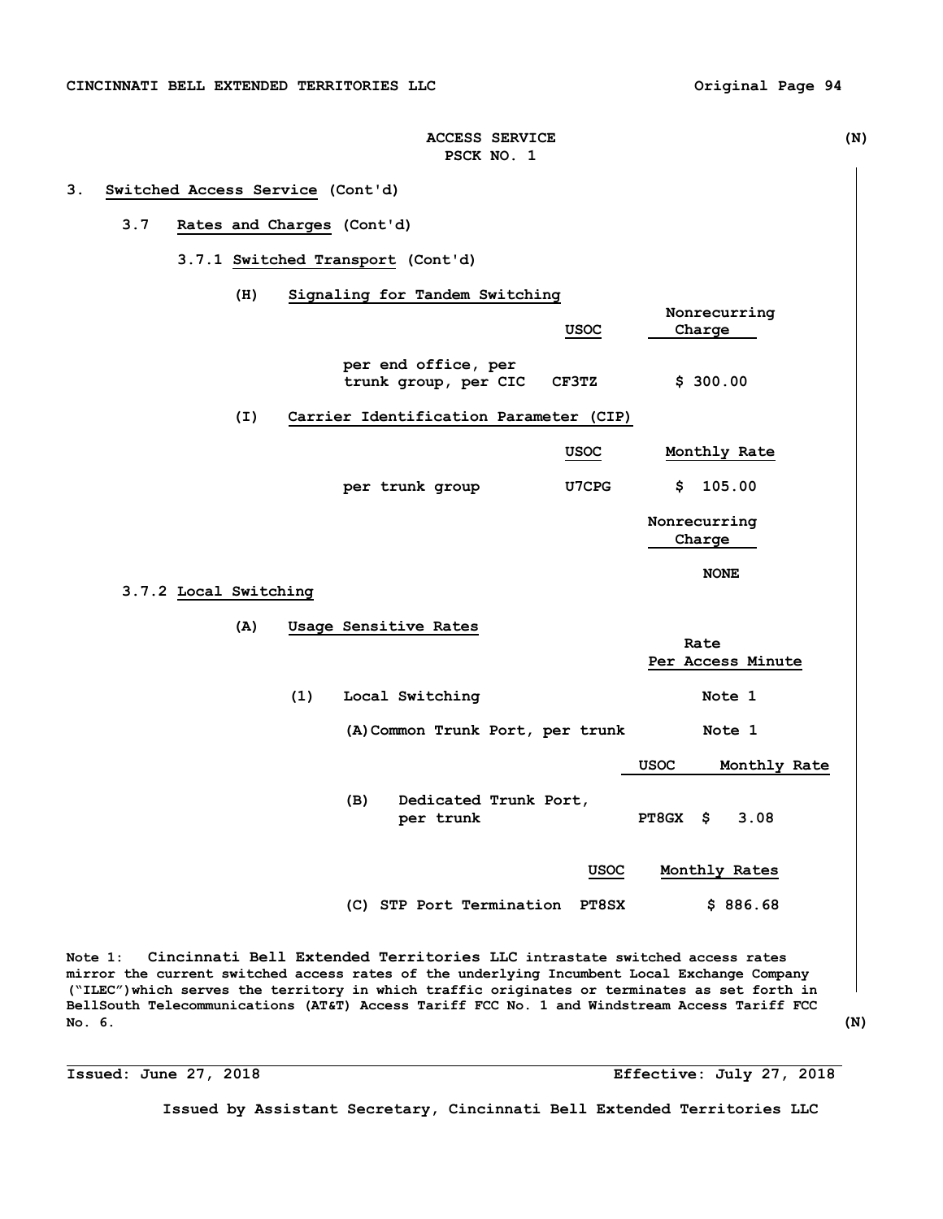ACCESS SERVICE (N)
PSCK NO. 1

3. **Switched Access Service** (Cont'd)

**3.7 Rates and Charges** (Cont'd)

**3.7.1 Switched Transport** (Cont'd)

**(H) Signaling for Tandem Switching**

| | USOC | Nonrecurring Charge |
|---|---|---|
| per end office, per trunk group, per CIC | CF3TZ | $ 300.00 |

**(I) Carrier Identification Parameter (CIP)**

| | USOC | Monthly Rate |
|---|---|---|
| per trunk group | U7CPG | $ 105.00 |

| Nonrecurring Charge |
|---|
| NONE |

**3.7.2 Local Switching**

**(A) Usage Sensitive Rates**

| | Rate Per Access Minute |
|---|---|
| (1) Local Switching | Note 1 |
| (A) Common Trunk Port, per trunk | Note 1 |

| | USOC | Monthly Rate |
|---|---|---|
| (B) Dedicated Trunk Port, per trunk | PT8GX | $ 3.08 |

| | USOC | Monthly Rates |
|---|---|---|
| (C) STP Port Termination | PT8SX | $ 886.68 |

Note 1: Cincinnati Bell Extended Territories LLC intrastate switched access rates mirror the current switched access rates of the underlying Incumbent Local Exchange Company ("ILEC") which serves the territory in which traffic originates or terminates as set forth in BellSouth Telecommunications (AT&T) Access Tariff FCC No. 1 and Windstream Access Tariff FCC No. 6. (N)

Issued: June 27, 2018 Effective: July 27, 2018

Issued by Assistant Secretary, Cincinnati Bell Extended Territories LLC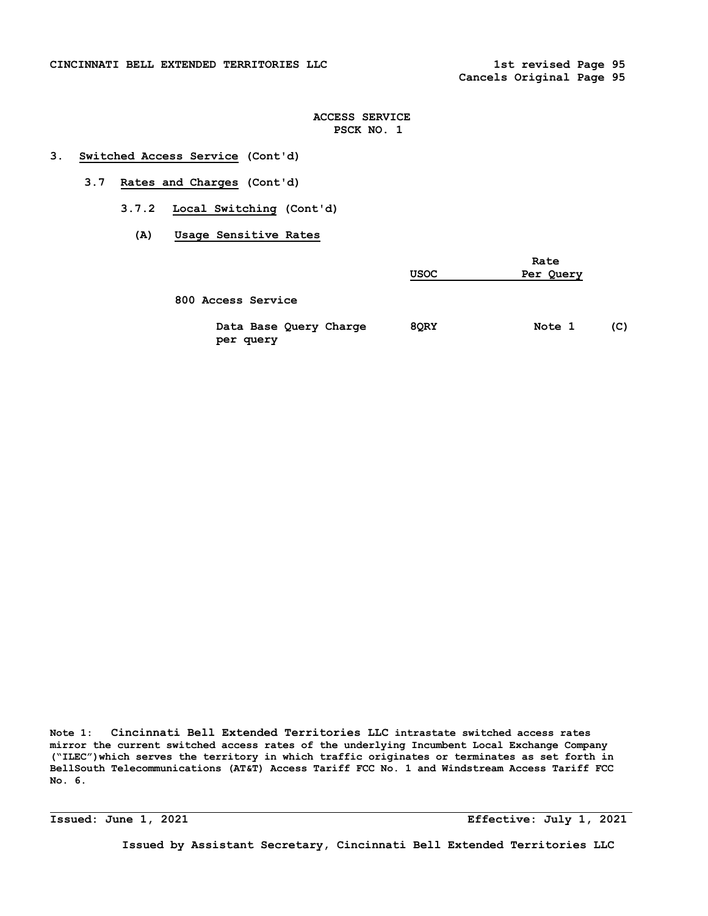ACCESS SERVICE
PSCK NO. 1

# 3. Switched Access Service (Cont'd)

## 3.7 Rates and Charges (Cont'd)

### 3.7.2 Local Switching (Cont'd)

#### (A) Usage Sensitive Rates

| | USOC | Rate Per Query | |
|---|---|---|---|
| 800 Access Service | | | |
| Data Base Query Charge per query | 8QRY | Note 1 | (C) |

Note 1: Cincinnati Bell Extended Territories LLC intrastate switched access rates mirror the current switched access rates of the underlying Incumbent Local Exchange Company ("ILEC")which serves the territory in which traffic originates or terminates as set forth in BellSouth Telecommunications (AT&T) Access Tariff FCC No. 1 and Windstream Access Tariff FCC No. 6.

Issued: June 1, 2021 Effective: July 1, 2021

Issued by Assistant Secretary, Cincinnati Bell Extended Territories LLC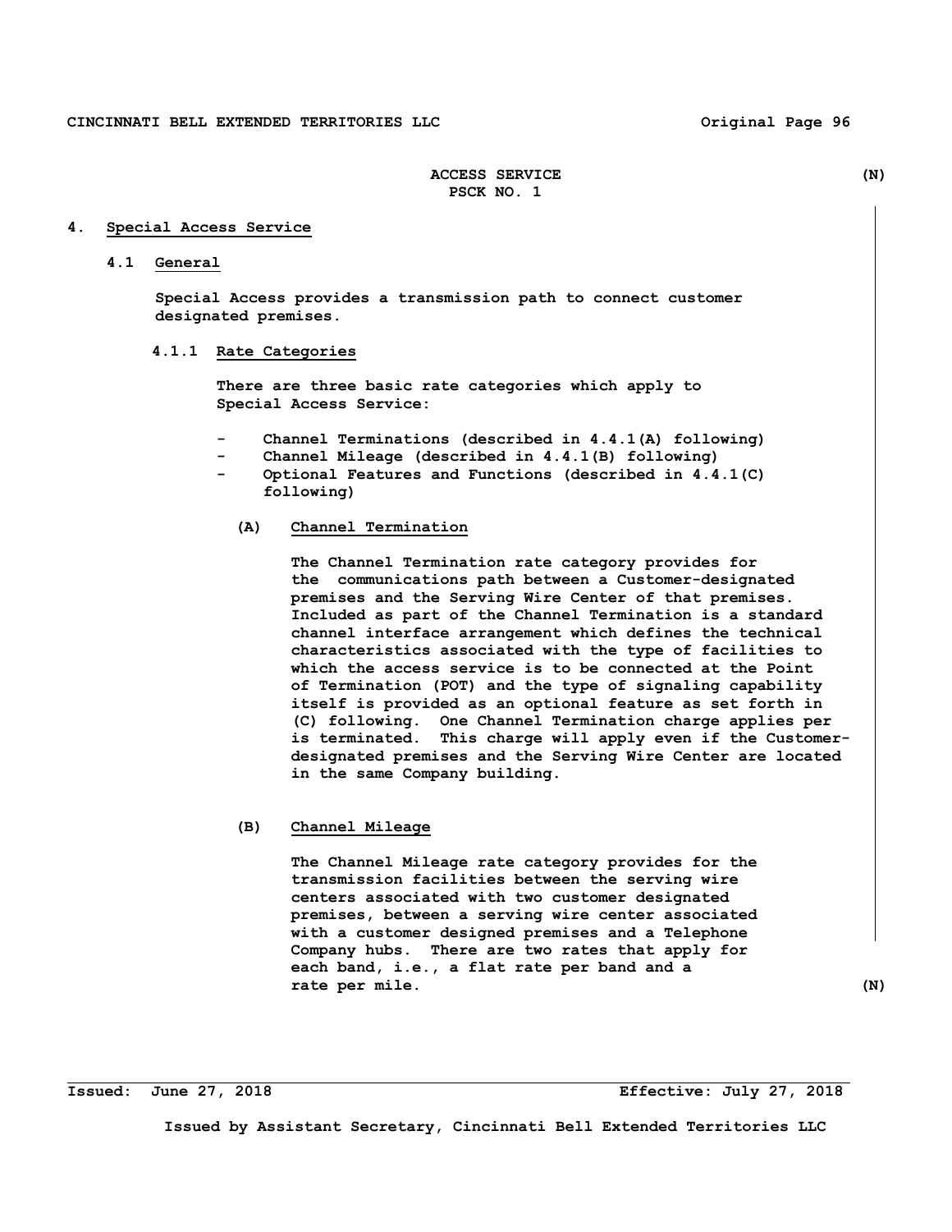ACCESS SERVICE (N)
PSCK NO. 1

## 4. Special Access Service

### 4.1 General

Special Access provides a transmission path to connect customer designated premises.

#### 4.1.1 Rate Categories

There are three basic rate categories which apply to Special Access Service:

- Channel Terminations (described in 4.4.1(A) following)
- Channel Mileage (described in 4.4.1(B) following)
- Optional Features and Functions (described in 4.4.1(C) following)

**(A) Channel Termination**

The Channel Termination rate category provides for the communications path between a Customer-designated premises and the Serving Wire Center of that premises. Included as part of the Channel Termination is a standard channel interface arrangement which defines the technical characteristics associated with the type of facilities to which the access service is to be connected at the Point of Termination (POT) and the type of signaling capability itself is provided as an optional feature as set forth in (C) following. One Channel Termination charge applies per is terminated. This charge will apply even if the Customer-designated premises and the Serving Wire Center are located in the same Company building.

**(B) Channel Mileage**

The Channel Mileage rate category provides for the transmission facilities between the serving wire centers associated with two customer designated premises, between a serving wire center associated with a customer designed premises and a Telephone Company hubs. There are two rates that apply for each band, i.e., a flat rate per band and a rate per mile. (N)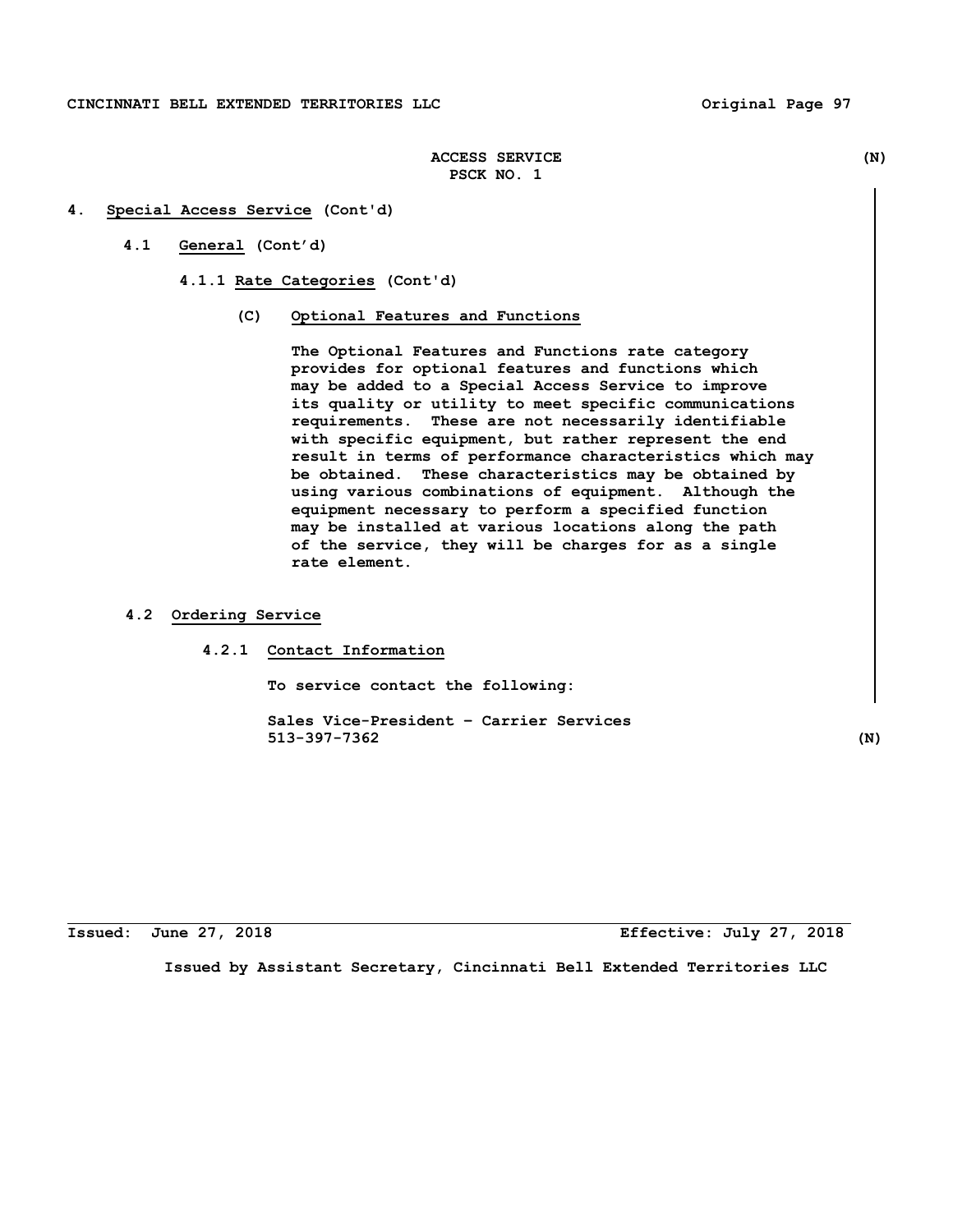ACCESS SERVICE (N)
PSCK NO. 1

4. Special Access Service (Cont'd)

4.1 General (Cont'd)

4.1.1 Rate Categories (Cont'd)

(C) Optional Features and Functions

The Optional Features and Functions rate category provides for optional features and functions which may be added to a Special Access Service to improve its quality or utility to meet specific communications requirements. These are not necessarily identifiable with specific equipment, but rather represent the end result in terms of performance characteristics which may be obtained. These characteristics may be obtained by using various combinations of equipment. Although the equipment necessary to perform a specified function may be installed at various locations along the path of the service, they will be charges for as a single rate element.

4.2 Ordering Service

4.2.1 Contact Information

To service contact the following:

Sales Vice-President – Carrier Services
513-397-7362 (N)

Issued: June 27, 2018 Effective: July 27, 2018

Issued by Assistant Secretary, Cincinnati Bell Extended Territories LLC